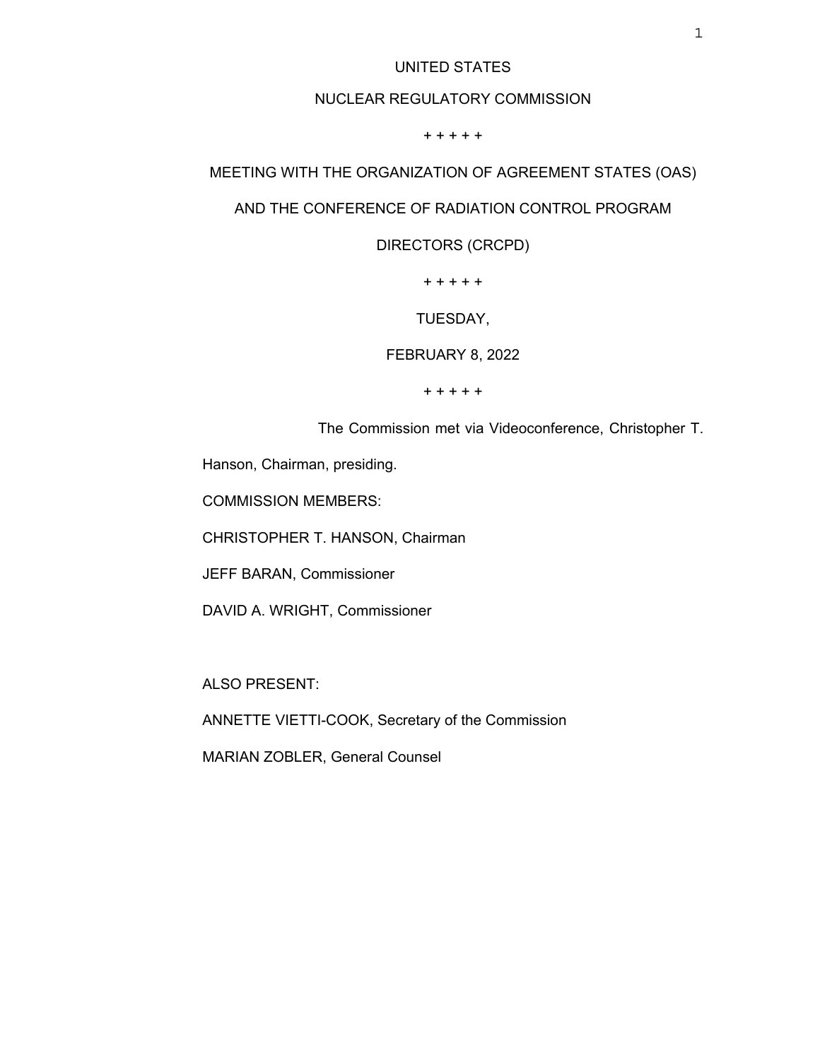UNITED STATES

NUCLEAR REGULATORY COMMISSION

+ + + + +

MEETING WITH THE ORGANIZATION OF AGREEMENT STATES (OAS)

AND THE CONFERENCE OF RADIATION CONTROL PROGRAM

DIRECTORS (CRCPD)

+ + + + +

TUESDAY,

FEBRUARY 8, 2022

+ + + + +

The Commission met via Videoconference, Christopher T. Hanson, Chairman, presiding.

COMMISSION MEMBERS:

CHRISTOPHER T. HANSON, Chairman

JEFF BARAN, Commissioner

DAVID A. WRIGHT, Commissioner

ALSO PRESENT:

ANNETTE VIETTI-COOK, Secretary of the Commission

MARIAN ZOBLER, General Counsel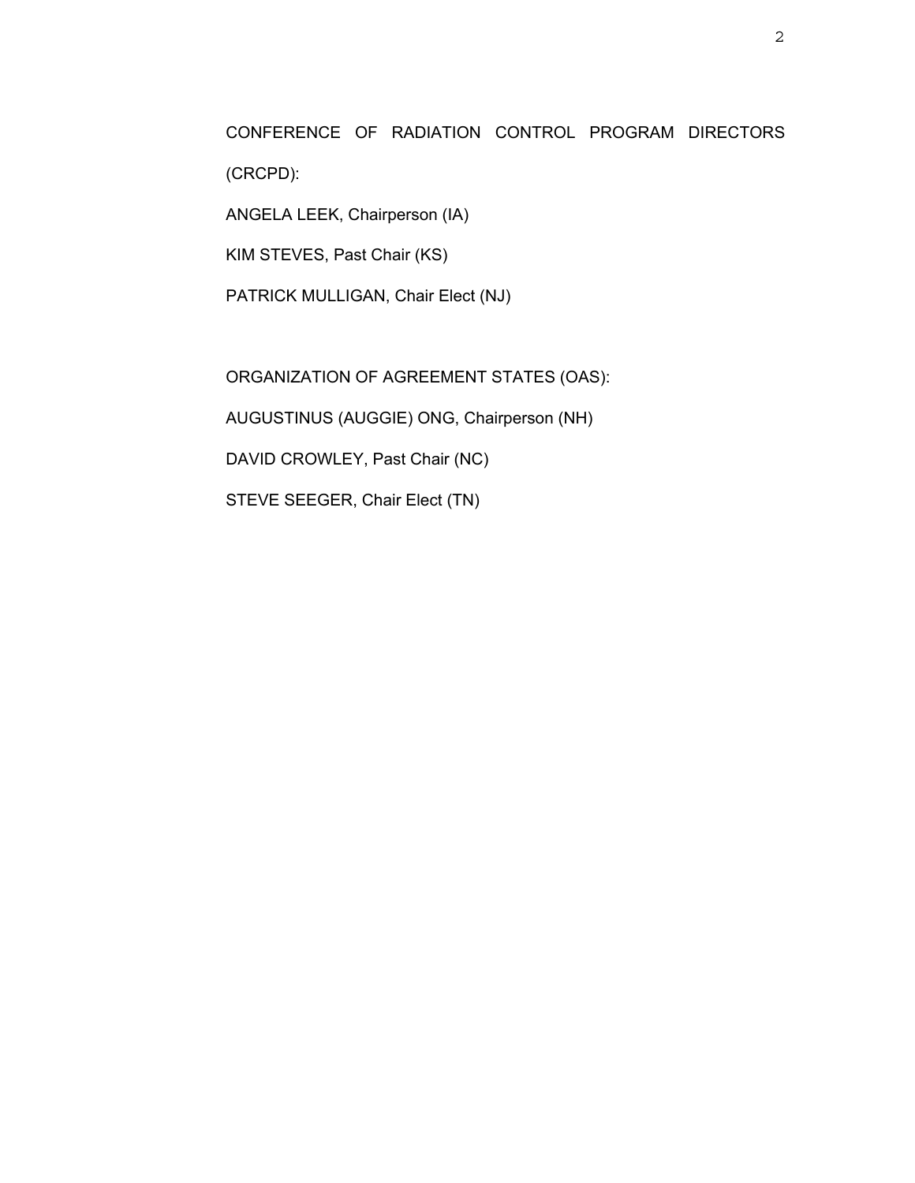CONFERENCE OF RADIATION CONTROL PROGRAM DIRECTORS (CRCPD):

ANGELA LEEK, Chairperson (IA)

KIM STEVES, Past Chair (KS)

PATRICK MULLIGAN, Chair Elect (NJ)

ORGANIZATION OF AGREEMENT STATES (OAS):

AUGUSTINUS (AUGGIE) ONG, Chairperson (NH)

DAVID CROWLEY, Past Chair (NC)

STEVE SEEGER, Chair Elect (TN)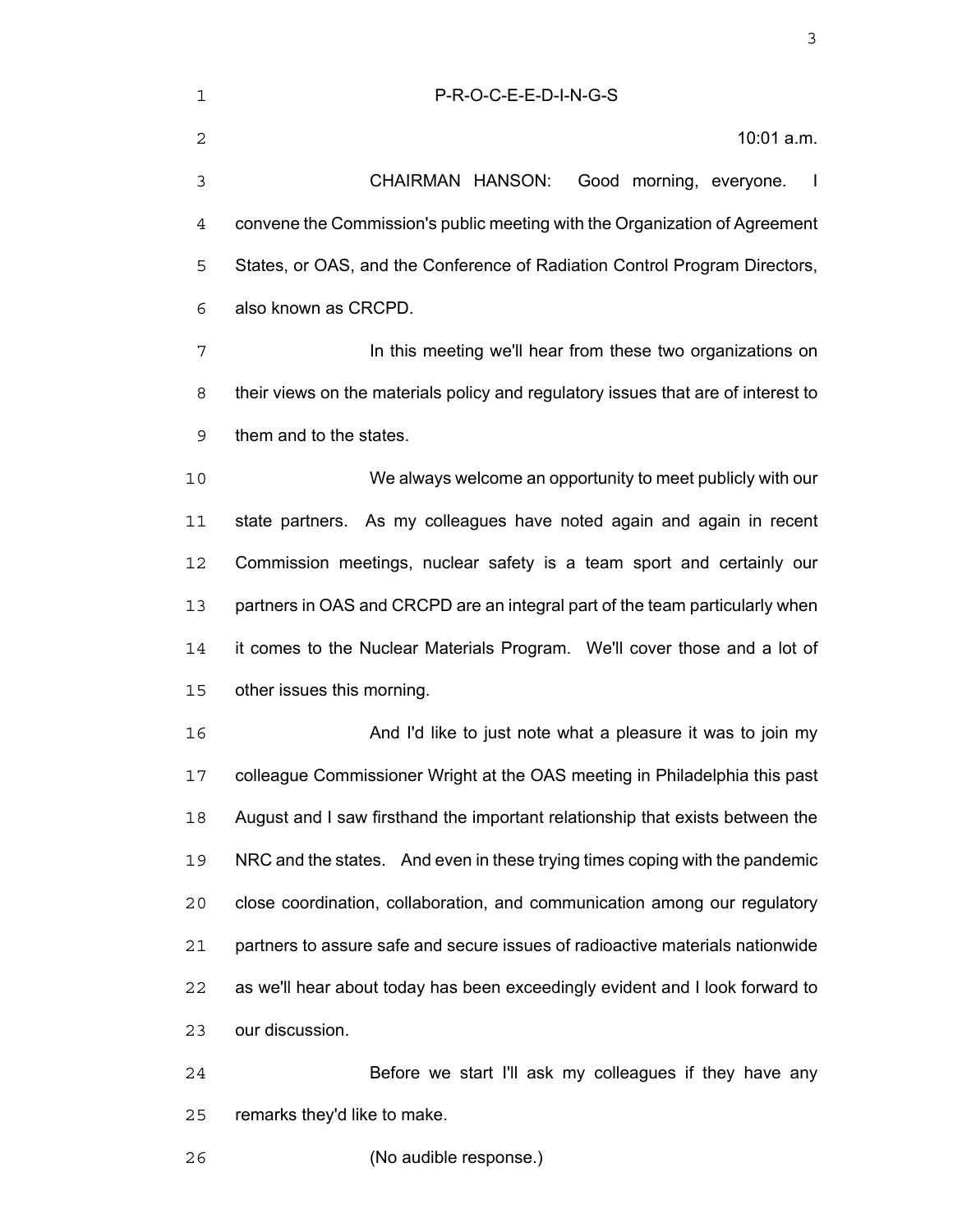P-R-O-C-E-E-D-I-N-G-S

10:01 a.m.

CHAIRMAN HANSON: Good morning, everyone. I convene the Commission's public meeting with the Organization of Agreement States, or OAS, and the Conference of Radiation Control Program Directors, also known as CRCPD.

In this meeting we'll hear from these two organizations on their views on the materials policy and regulatory issues that are of interest to them and to the states.

We always welcome an opportunity to meet publicly with our state partners. As my colleagues have noted again and again in recent Commission meetings, nuclear safety is a team sport and certainly our partners in OAS and CRCPD are an integral part of the team particularly when it comes to the Nuclear Materials Program. We'll cover those and a lot of other issues this morning.

And I'd like to just note what a pleasure it was to join my colleague Commissioner Wright at the OAS meeting in Philadelphia this past August and I saw firsthand the important relationship that exists between the NRC and the states. And even in these trying times coping with the pandemic close coordination, collaboration, and communication among our regulatory partners to assure safe and secure issues of radioactive materials nationwide as we'll hear about today has been exceedingly evident and I look forward to our discussion.

Before we start I'll ask my colleagues if they have any remarks they'd like to make.

(No audible response.)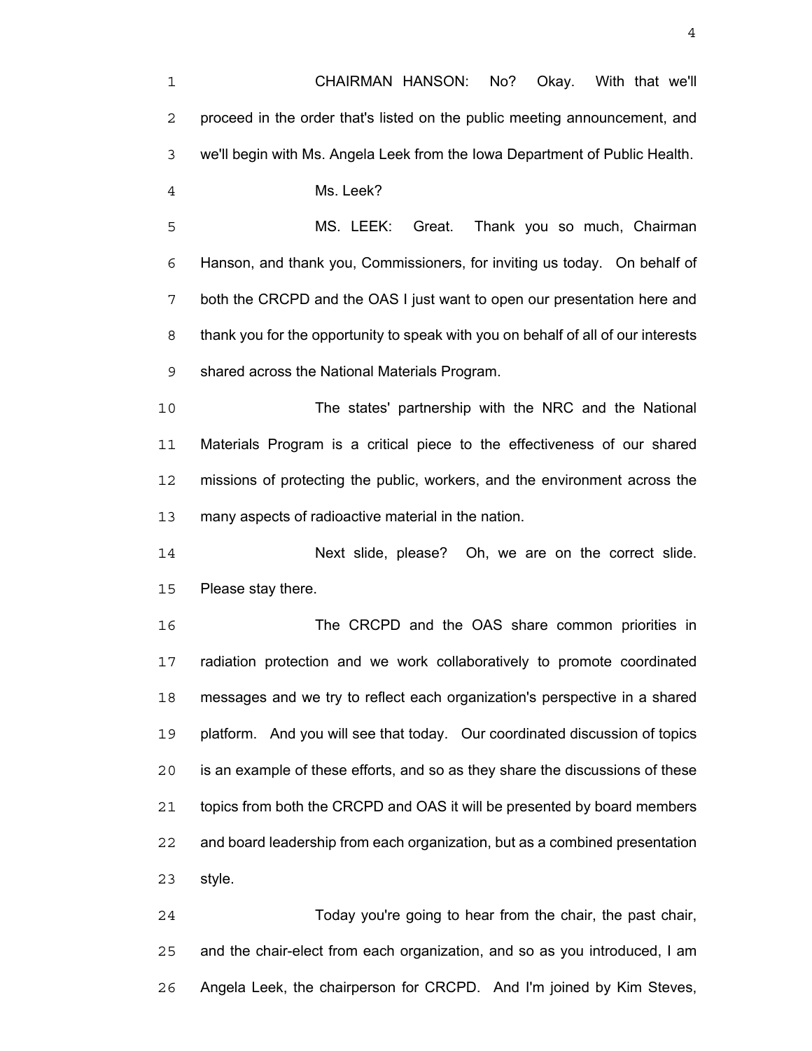CHAIRMAN HANSON: No? Okay. With that we'll proceed in the order that's listed on the public meeting announcement, and we'll begin with Ms. Angela Leek from the Iowa Department of Public Health.

Ms. Leek?

MS. LEEK: Great. Thank you so much, Chairman Hanson, and thank you, Commissioners, for inviting us today. On behalf of both the CRCPD and the OAS I just want to open our presentation here and thank you for the opportunity to speak with you on behalf of all of our interests shared across the National Materials Program.

The states' partnership with the NRC and the National Materials Program is a critical piece to the effectiveness of our shared missions of protecting the public, workers, and the environment across the many aspects of radioactive material in the nation.

Next slide, please? Oh, we are on the correct slide. Please stay there.

The CRCPD and the OAS share common priorities in radiation protection and we work collaboratively to promote coordinated messages and we try to reflect each organization's perspective in a shared platform. And you will see that today. Our coordinated discussion of topics is an example of these efforts, and so as they share the discussions of these topics from both the CRCPD and OAS it will be presented by board members and board leadership from each organization, but as a combined presentation style.

Today you're going to hear from the chair, the past chair, and the chair-elect from each organization, and so as you introduced, I am Angela Leek, the chairperson for CRCPD. And I'm joined by Kim Steves,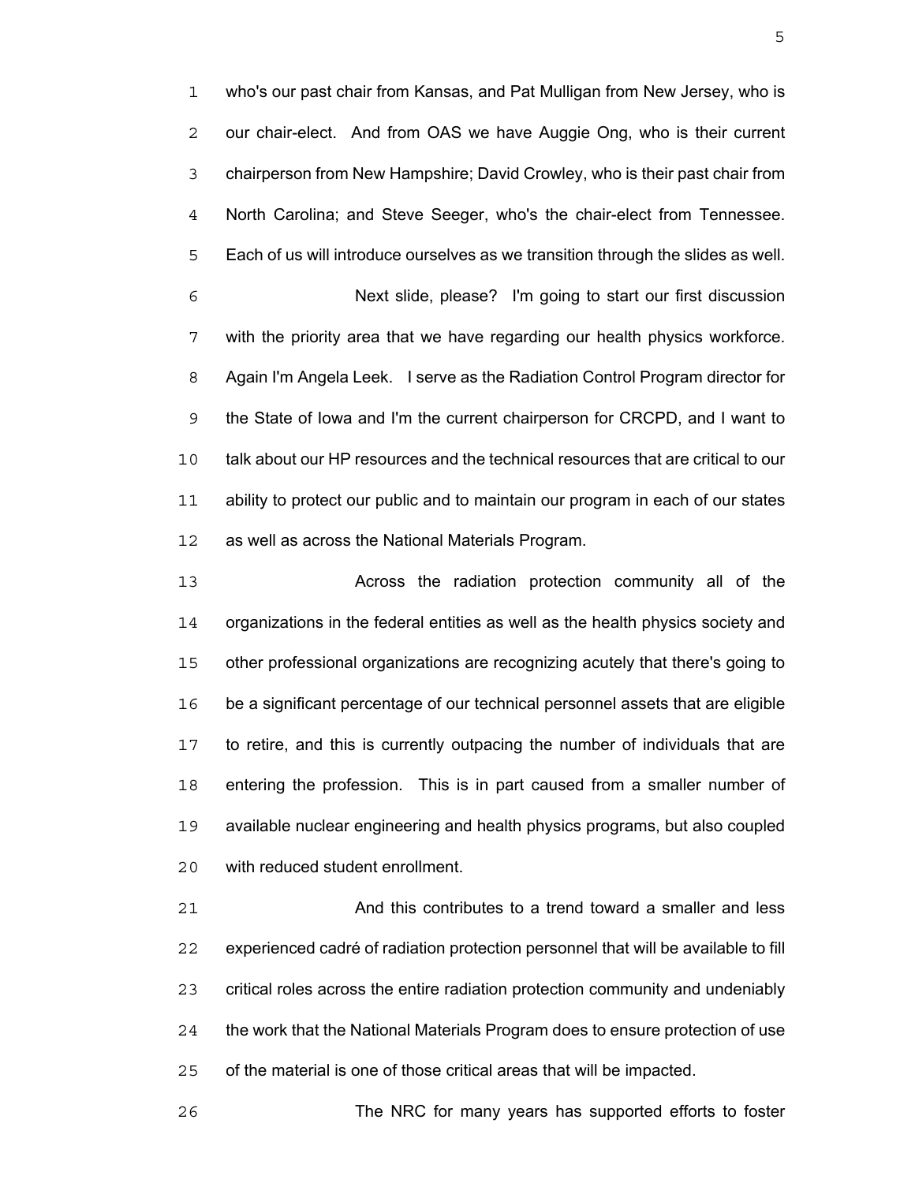who's our past chair from Kansas, and Pat Mulligan from New Jersey, who is our chair-elect. And from OAS we have Auggie Ong, who is their current chairperson from New Hampshire; David Crowley, who is their past chair from North Carolina; and Steve Seeger, who's the chair-elect from Tennessee. Each of us will introduce ourselves as we transition through the slides as well.

Next slide, please? I'm going to start our first discussion with the priority area that we have regarding our health physics workforce. Again I'm Angela Leek. I serve as the Radiation Control Program director for the State of Iowa and I'm the current chairperson for CRCPD, and I want to talk about our HP resources and the technical resources that are critical to our ability to protect our public and to maintain our program in each of our states as well as across the National Materials Program.

Across the radiation protection community all of the organizations in the federal entities as well as the health physics society and other professional organizations are recognizing acutely that there's going to be a significant percentage of our technical personnel assets that are eligible to retire, and this is currently outpacing the number of individuals that are entering the profession. This is in part caused from a smaller number of available nuclear engineering and health physics programs, but also coupled with reduced student enrollment.

And this contributes to a trend toward a smaller and less experienced cadré of radiation protection personnel that will be available to fill critical roles across the entire radiation protection community and undeniably the work that the National Materials Program does to ensure protection of use of the material is one of those critical areas that will be impacted.

The NRC for many years has supported efforts to foster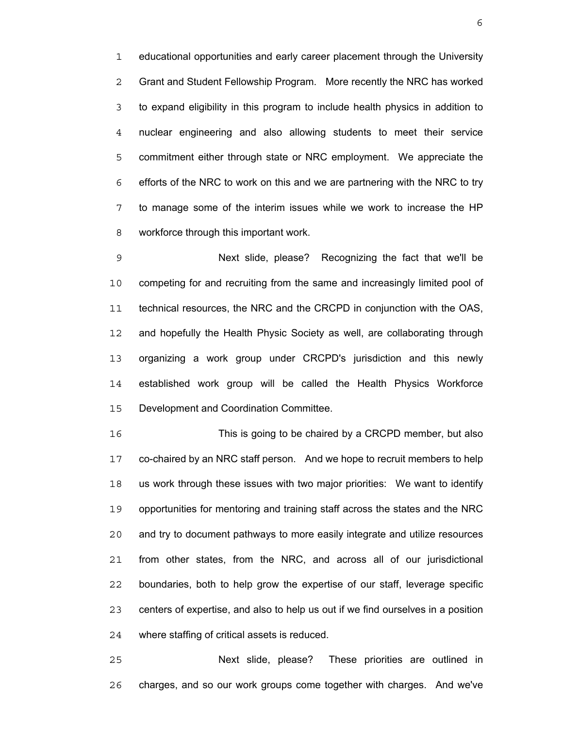educational opportunities and early career placement through the University Grant and Student Fellowship Program. More recently the NRC has worked to expand eligibility in this program to include health physics in addition to nuclear engineering and also allowing students to meet their service commitment either through state or NRC employment. We appreciate the efforts of the NRC to work on this and we are partnering with the NRC to try to manage some of the interim issues while we work to increase the HP workforce through this important work.

Next slide, please? Recognizing the fact that we'll be competing for and recruiting from the same and increasingly limited pool of technical resources, the NRC and the CRCPD in conjunction with the OAS, and hopefully the Health Physic Society as well, are collaborating through organizing a work group under CRCPD's jurisdiction and this newly established work group will be called the Health Physics Workforce Development and Coordination Committee.

This is going to be chaired by a CRCPD member, but also co-chaired by an NRC staff person. And we hope to recruit members to help us work through these issues with two major priorities: We want to identify opportunities for mentoring and training staff across the states and the NRC and try to document pathways to more easily integrate and utilize resources from other states, from the NRC, and across all of our jurisdictional boundaries, both to help grow the expertise of our staff, leverage specific centers of expertise, and also to help us out if we find ourselves in a position where staffing of critical assets is reduced.

Next slide, please? These priorities are outlined in charges, and so our work groups come together with charges. And we've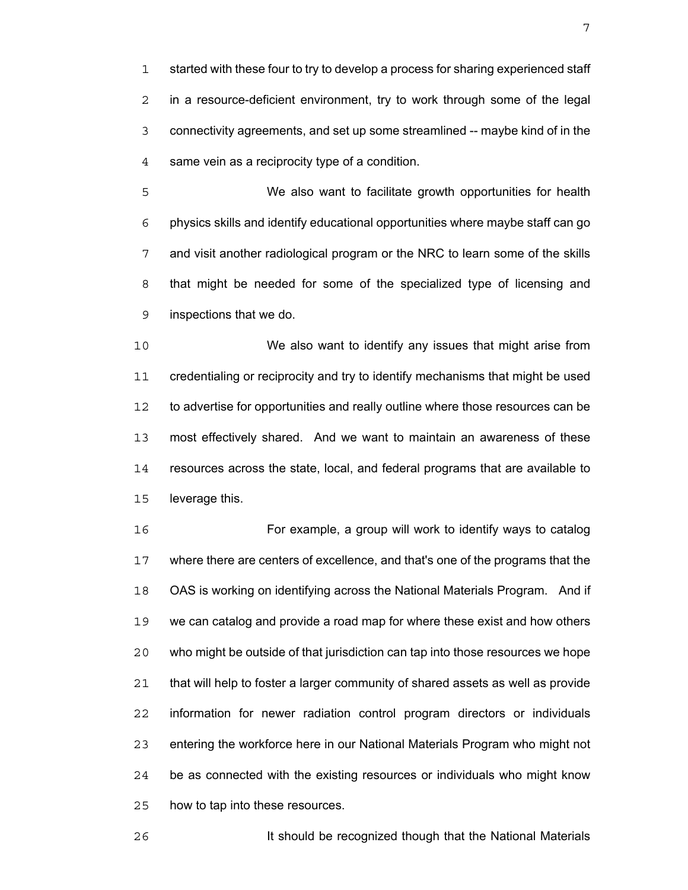started with these four to try to develop a process for sharing experienced staff in a resource-deficient environment, try to work through some of the legal connectivity agreements, and set up some streamlined -- maybe kind of in the same vein as a reciprocity type of a condition.

We also want to facilitate growth opportunities for health physics skills and identify educational opportunities where maybe staff can go and visit another radiological program or the NRC to learn some of the skills that might be needed for some of the specialized type of licensing and inspections that we do.

We also want to identify any issues that might arise from credentialing or reciprocity and try to identify mechanisms that might be used to advertise for opportunities and really outline where those resources can be most effectively shared. And we want to maintain an awareness of these resources across the state, local, and federal programs that are available to leverage this.

For example, a group will work to identify ways to catalog where there are centers of excellence, and that's one of the programs that the OAS is working on identifying across the National Materials Program. And if we can catalog and provide a road map for where these exist and how others who might be outside of that jurisdiction can tap into those resources we hope that will help to foster a larger community of shared assets as well as provide information for newer radiation control program directors or individuals entering the workforce here in our National Materials Program who might not be as connected with the existing resources or individuals who might know how to tap into these resources.

It should be recognized though that the National Materials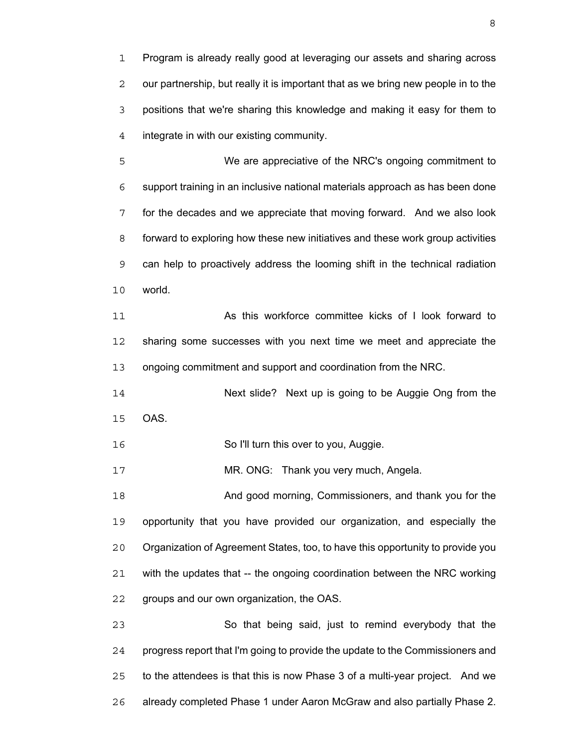Program is already really good at leveraging our assets and sharing across our partnership, but really it is important that as we bring new people in to the positions that we're sharing this knowledge and making it easy for them to integrate in with our existing community.

We are appreciative of the NRC's ongoing commitment to support training in an inclusive national materials approach as has been done for the decades and we appreciate that moving forward. And we also look forward to exploring how these new initiatives and these work group activities can help to proactively address the looming shift in the technical radiation world.

As this workforce committee kicks of I look forward to sharing some successes with you next time we meet and appreciate the ongoing commitment and support and coordination from the NRC.

Next slide? Next up is going to be Auggie Ong from the OAS.

So I'll turn this over to you, Auggie.

MR. ONG: Thank you very much, Angela.

And good morning, Commissioners, and thank you for the opportunity that you have provided our organization, and especially the Organization of Agreement States, too, to have this opportunity to provide you with the updates that -- the ongoing coordination between the NRC working groups and our own organization, the OAS.

So that being said, just to remind everybody that the progress report that I'm going to provide the update to the Commissioners and to the attendees is that this is now Phase 3 of a multi-year project. And we already completed Phase 1 under Aaron McGraw and also partially Phase 2.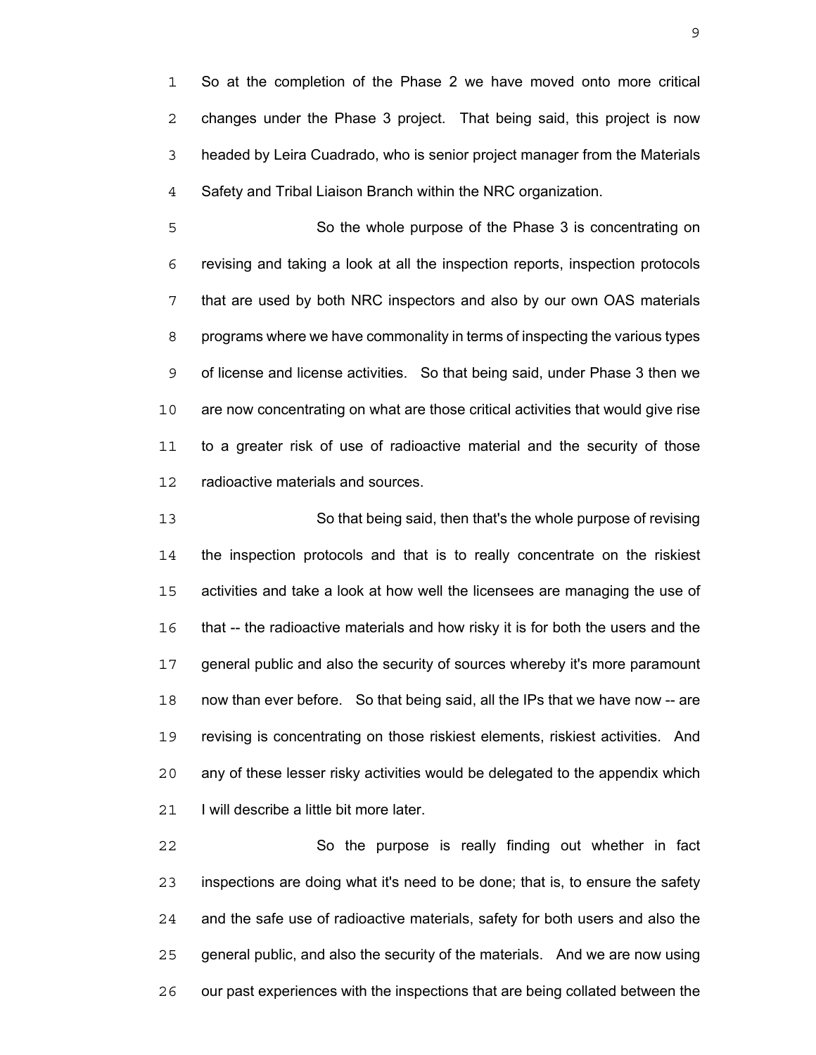So at the completion of the Phase 2 we have moved onto more critical changes under the Phase 3 project. That being said, this project is now headed by Leira Cuadrado, who is senior project manager from the Materials Safety and Tribal Liaison Branch within the NRC organization.

So the whole purpose of the Phase 3 is concentrating on revising and taking a look at all the inspection reports, inspection protocols that are used by both NRC inspectors and also by our own OAS materials programs where we have commonality in terms of inspecting the various types of license and license activities. So that being said, under Phase 3 then we are now concentrating on what are those critical activities that would give rise to a greater risk of use of radioactive material and the security of those radioactive materials and sources.

So that being said, then that's the whole purpose of revising the inspection protocols and that is to really concentrate on the riskiest activities and take a look at how well the licensees are managing the use of that -- the radioactive materials and how risky it is for both the users and the general public and also the security of sources whereby it's more paramount now than ever before. So that being said, all the IPs that we have now -- are revising is concentrating on those riskiest elements, riskiest activities. And any of these lesser risky activities would be delegated to the appendix which I will describe a little bit more later.

So the purpose is really finding out whether in fact inspections are doing what it's need to be done; that is, to ensure the safety and the safe use of radioactive materials, safety for both users and also the general public, and also the security of the materials. And we are now using our past experiences with the inspections that are being collated between the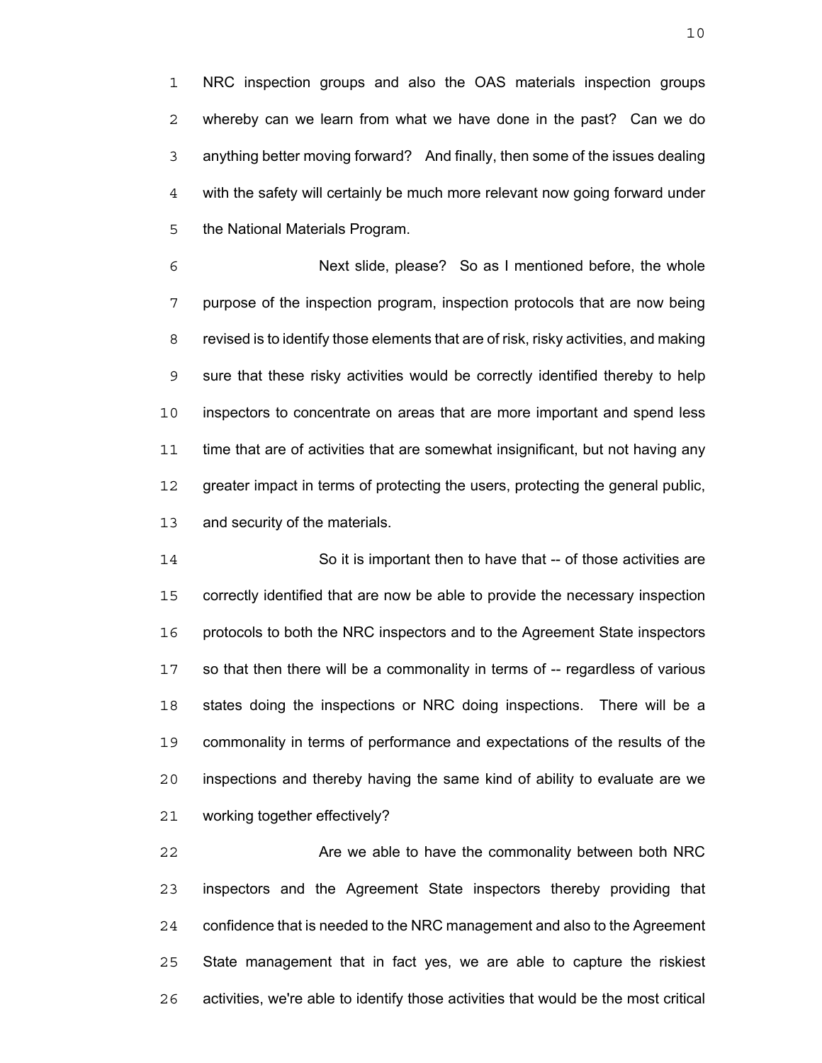NRC inspection groups and also the OAS materials inspection groups whereby can we learn from what we have done in the past? Can we do anything better moving forward? And finally, then some of the issues dealing with the safety will certainly be much more relevant now going forward under the National Materials Program.

Next slide, please? So as I mentioned before, the whole purpose of the inspection program, inspection protocols that are now being revised is to identify those elements that are of risk, risky activities, and making sure that these risky activities would be correctly identified thereby to help inspectors to concentrate on areas that are more important and spend less time that are of activities that are somewhat insignificant, but not having any greater impact in terms of protecting the users, protecting the general public, and security of the materials.

So it is important then to have that -- of those activities are correctly identified that are now be able to provide the necessary inspection protocols to both the NRC inspectors and to the Agreement State inspectors so that then there will be a commonality in terms of -- regardless of various states doing the inspections or NRC doing inspections. There will be a commonality in terms of performance and expectations of the results of the inspections and thereby having the same kind of ability to evaluate are we working together effectively?

Are we able to have the commonality between both NRC inspectors and the Agreement State inspectors thereby providing that confidence that is needed to the NRC management and also to the Agreement State management that in fact yes, we are able to capture the riskiest activities, we're able to identify those activities that would be the most critical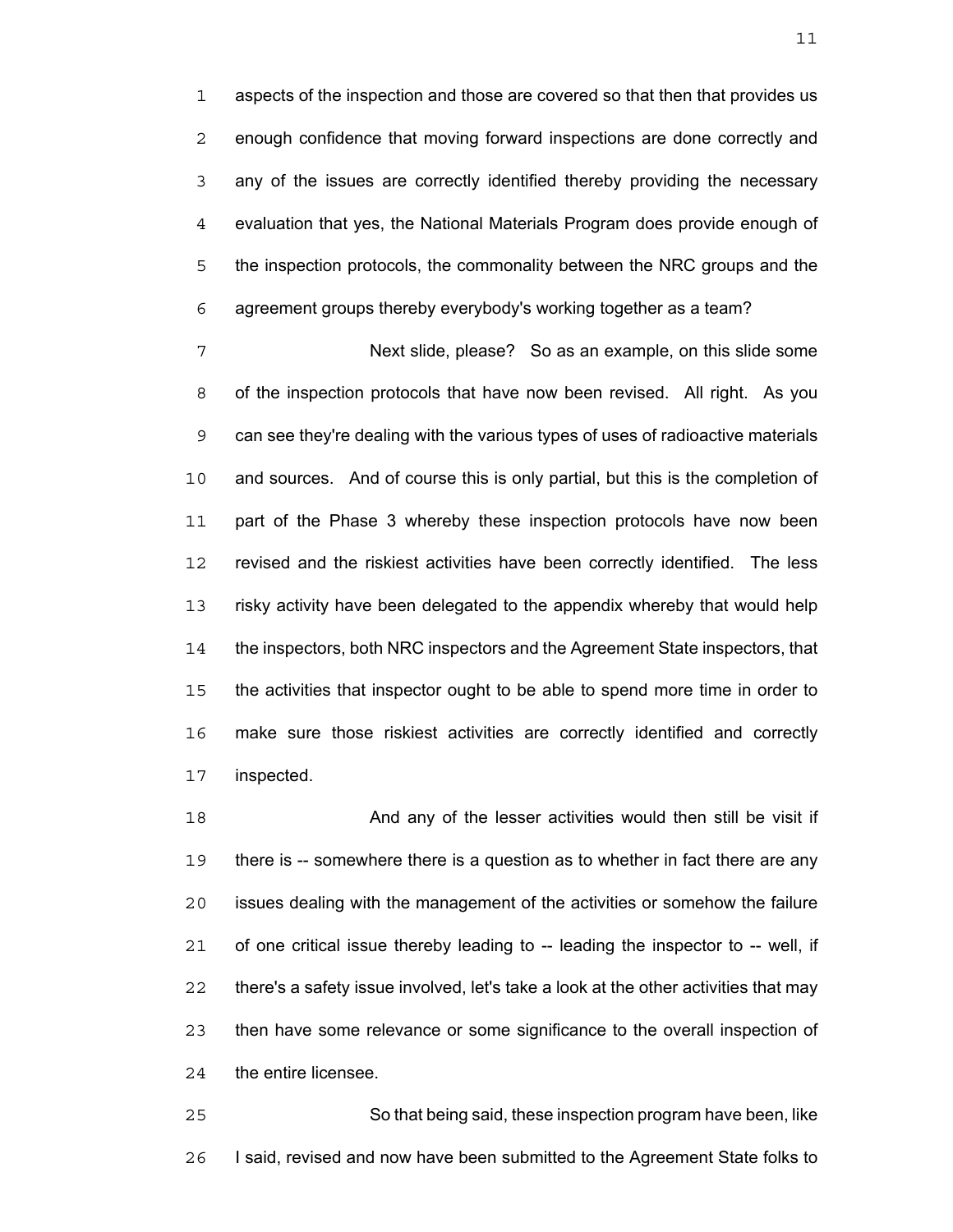aspects of the inspection and those are covered so that then that provides us enough confidence that moving forward inspections are done correctly and any of the issues are correctly identified thereby providing the necessary evaluation that yes, the National Materials Program does provide enough of the inspection protocols, the commonality between the NRC groups and the agreement groups thereby everybody's working together as a team?

Next slide, please? So as an example, on this slide some of the inspection protocols that have now been revised. All right. As you can see they're dealing with the various types of uses of radioactive materials and sources. And of course this is only partial, but this is the completion of part of the Phase 3 whereby these inspection protocols have now been revised and the riskiest activities have been correctly identified. The less risky activity have been delegated to the appendix whereby that would help the inspectors, both NRC inspectors and the Agreement State inspectors, that the activities that inspector ought to be able to spend more time in order to make sure those riskiest activities are correctly identified and correctly inspected.

And any of the lesser activities would then still be visit if there is -- somewhere there is a question as to whether in fact there are any issues dealing with the management of the activities or somehow the failure of one critical issue thereby leading to -- leading the inspector to -- well, if there's a safety issue involved, let's take a look at the other activities that may then have some relevance or some significance to the overall inspection of the entire licensee.

So that being said, these inspection program have been, like I said, revised and now have been submitted to the Agreement State folks to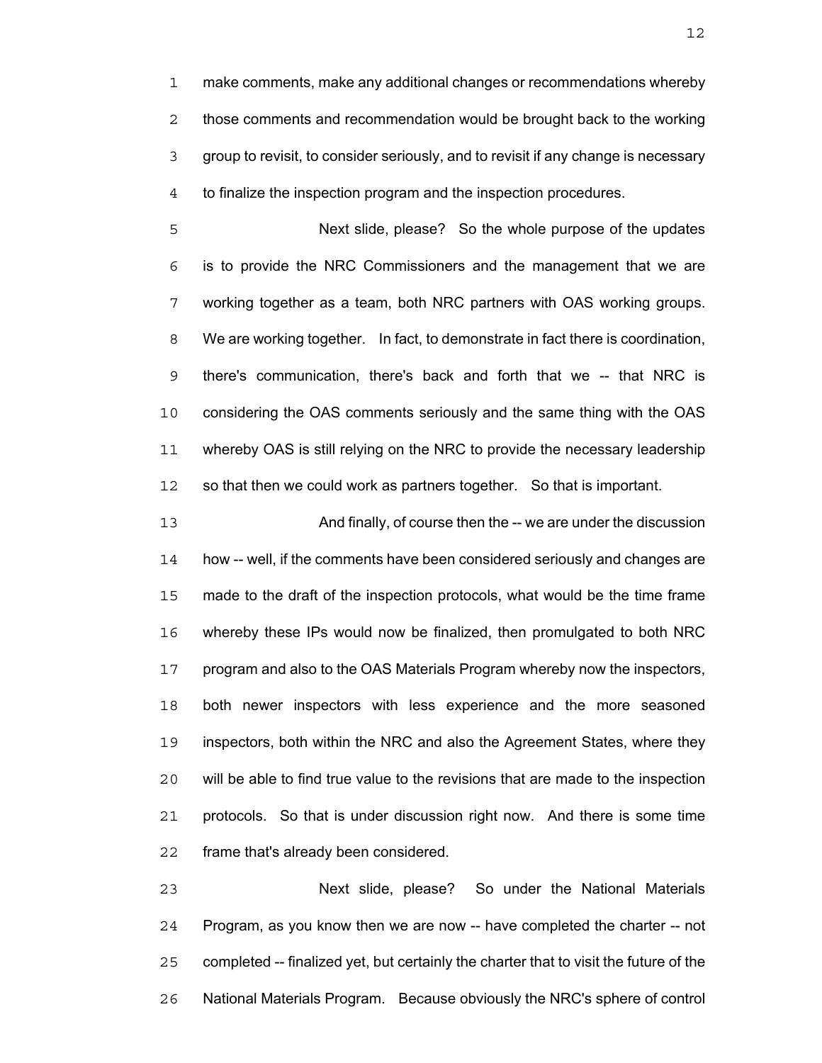make comments, make any additional changes or recommendations whereby those comments and recommendation would be brought back to the working group to revisit, to consider seriously, and to revisit if any change is necessary to finalize the inspection program and the inspection procedures.

Next slide, please? So the whole purpose of the updates is to provide the NRC Commissioners and the management that we are working together as a team, both NRC partners with OAS working groups. We are working together. In fact, to demonstrate in fact there is coordination, there's communication, there's back and forth that we -- that NRC is considering the OAS comments seriously and the same thing with the OAS whereby OAS is still relying on the NRC to provide the necessary leadership so that then we could work as partners together. So that is important.

And finally, of course then the -- we are under the discussion how -- well, if the comments have been considered seriously and changes are made to the draft of the inspection protocols, what would be the time frame whereby these IPs would now be finalized, then promulgated to both NRC program and also to the OAS Materials Program whereby now the inspectors, both newer inspectors with less experience and the more seasoned inspectors, both within the NRC and also the Agreement States, where they will be able to find true value to the revisions that are made to the inspection protocols. So that is under discussion right now. And there is some time frame that's already been considered.

Next slide, please? So under the National Materials Program, as you know then we are now -- have completed the charter -- not completed -- finalized yet, but certainly the charter that to visit the future of the National Materials Program. Because obviously the NRC's sphere of control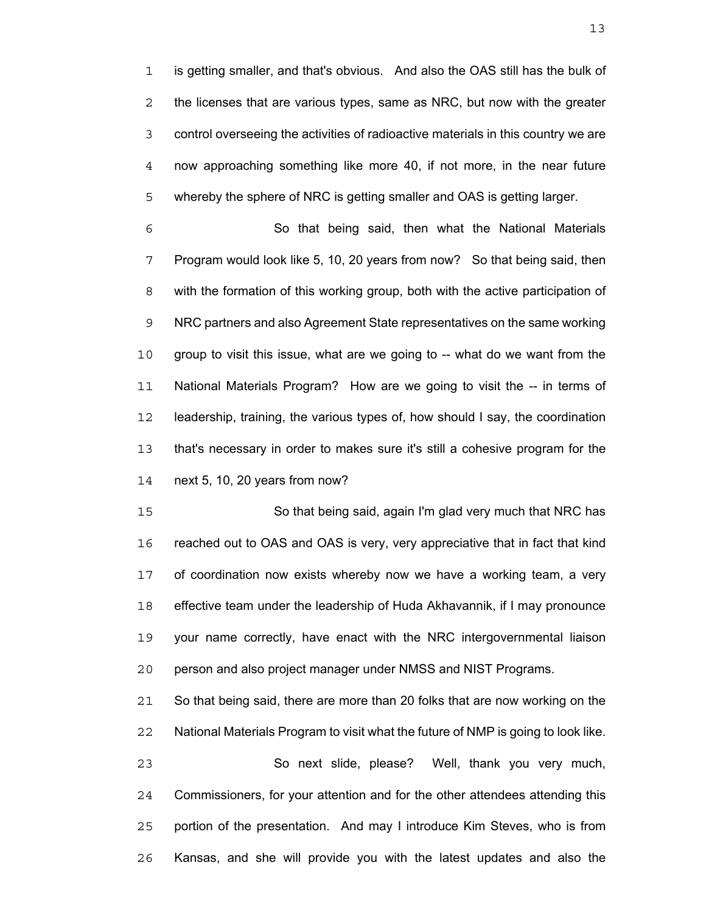is getting smaller, and that's obvious. And also the OAS still has the bulk of the licenses that are various types, same as NRC, but now with the greater control overseeing the activities of radioactive materials in this country we are now approaching something like more 40, if not more, in the near future whereby the sphere of NRC is getting smaller and OAS is getting larger.

So that being said, then what the National Materials Program would look like 5, 10, 20 years from now? So that being said, then with the formation of this working group, both with the active participation of NRC partners and also Agreement State representatives on the same working group to visit this issue, what are we going to -- what do we want from the National Materials Program? How are we going to visit the -- in terms of leadership, training, the various types of, how should I say, the coordination that's necessary in order to makes sure it's still a cohesive program for the next 5, 10, 20 years from now?

So that being said, again I'm glad very much that NRC has reached out to OAS and OAS is very, very appreciative that in fact that kind of coordination now exists whereby now we have a working team, a very effective team under the leadership of Huda Akhavannik, if I may pronounce your name correctly, have enact with the NRC intergovernmental liaison person and also project manager under NMSS and NIST Programs.

So that being said, there are more than 20 folks that are now working on the National Materials Program to visit what the future of NMP is going to look like.

So next slide, please? Well, thank you very much, Commissioners, for your attention and for the other attendees attending this portion of the presentation. And may I introduce Kim Steves, who is from Kansas, and she will provide you with the latest updates and also the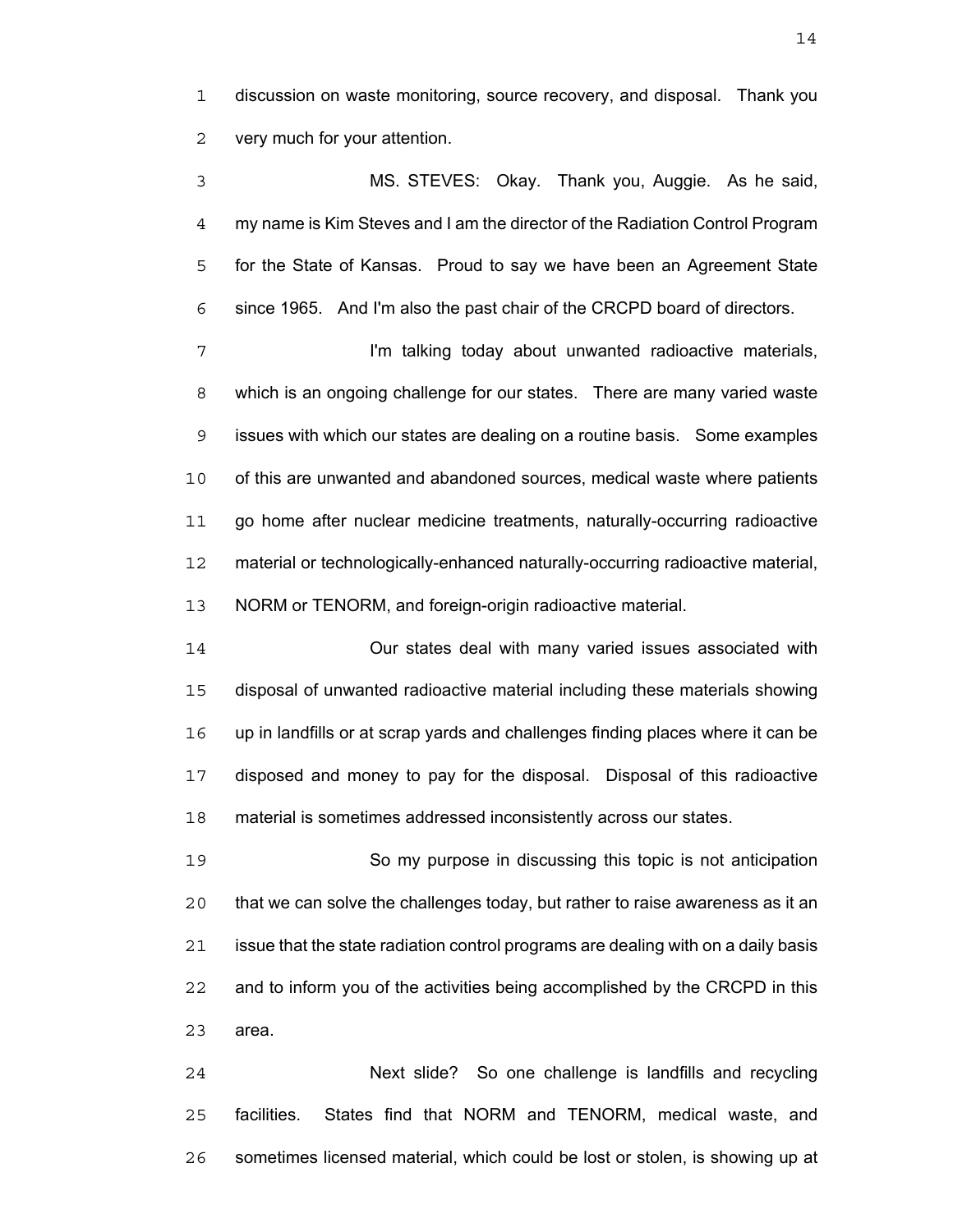discussion on waste monitoring, source recovery, and disposal. Thank you very much for your attention.

MS. STEVES: Okay. Thank you, Auggie. As he said, my name is Kim Steves and I am the director of the Radiation Control Program for the State of Kansas. Proud to say we have been an Agreement State since 1965. And I'm also the past chair of the CRCPD board of directors.

I'm talking today about unwanted radioactive materials, which is an ongoing challenge for our states. There are many varied waste issues with which our states are dealing on a routine basis. Some examples of this are unwanted and abandoned sources, medical waste where patients go home after nuclear medicine treatments, naturally-occurring radioactive material or technologically-enhanced naturally-occurring radioactive material, NORM or TENORM, and foreign-origin radioactive material.

Our states deal with many varied issues associated with disposal of unwanted radioactive material including these materials showing up in landfills or at scrap yards and challenges finding places where it can be disposed and money to pay for the disposal. Disposal of this radioactive material is sometimes addressed inconsistently across our states.

So my purpose in discussing this topic is not anticipation that we can solve the challenges today, but rather to raise awareness as it an issue that the state radiation control programs are dealing with on a daily basis and to inform you of the activities being accomplished by the CRCPD in this area.

Next slide? So one challenge is landfills and recycling facilities. States find that NORM and TENORM, medical waste, and sometimes licensed material, which could be lost or stolen, is showing up at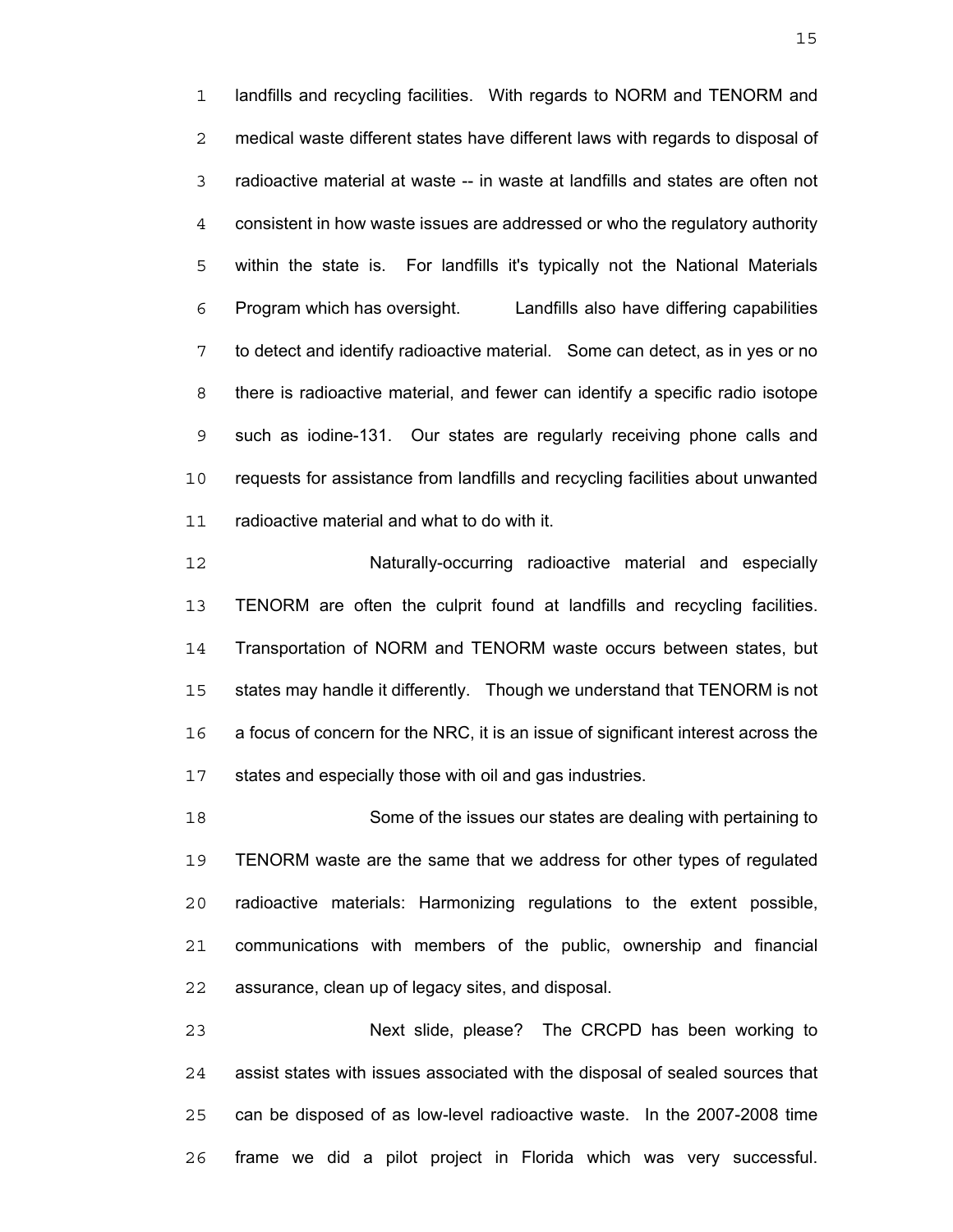landfills and recycling facilities. With regards to NORM and TENORM and medical waste different states have different laws with regards to disposal of radioactive material at waste -- in waste at landfills and states are often not consistent in how waste issues are addressed or who the regulatory authority within the state is. For landfills it's typically not the National Materials Program which has oversight. Landfills also have differing capabilities to detect and identify radioactive material. Some can detect, as in yes or no there is radioactive material, and fewer can identify a specific radio isotope such as iodine-131. Our states are regularly receiving phone calls and requests for assistance from landfills and recycling facilities about unwanted radioactive material and what to do with it.

Naturally-occurring radioactive material and especially TENORM are often the culprit found at landfills and recycling facilities. Transportation of NORM and TENORM waste occurs between states, but states may handle it differently. Though we understand that TENORM is not a focus of concern for the NRC, it is an issue of significant interest across the states and especially those with oil and gas industries.

Some of the issues our states are dealing with pertaining to TENORM waste are the same that we address for other types of regulated radioactive materials: Harmonizing regulations to the extent possible, communications with members of the public, ownership and financial assurance, clean up of legacy sites, and disposal.

Next slide, please? The CRCPD has been working to assist states with issues associated with the disposal of sealed sources that can be disposed of as low-level radioactive waste. In the 2007-2008 time frame we did a pilot project in Florida which was very successful.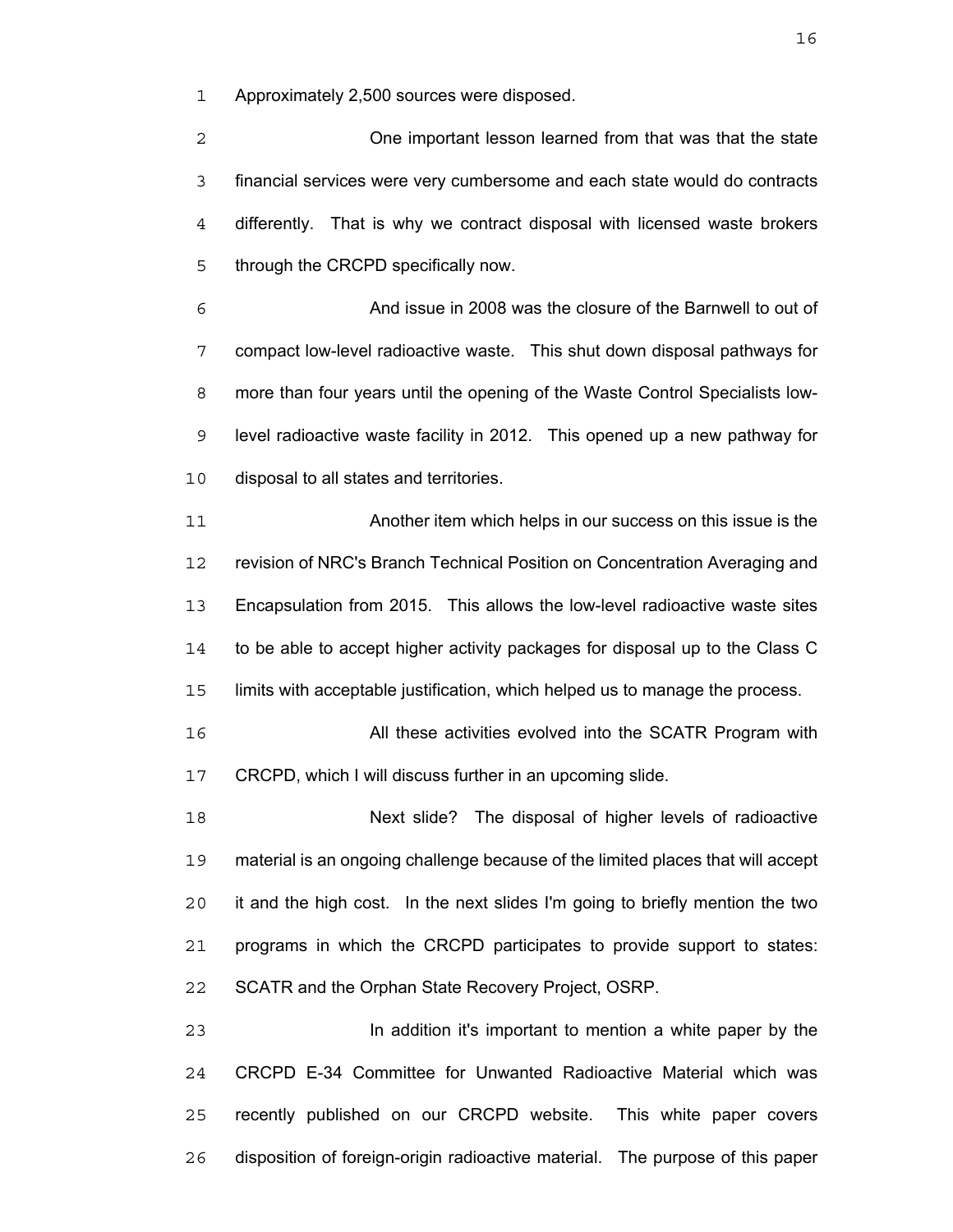Approximately 2,500 sources were disposed.

One important lesson learned from that was that the state financial services were very cumbersome and each state would do contracts differently. That is why we contract disposal with licensed waste brokers through the CRCPD specifically now.

And issue in 2008 was the closure of the Barnwell to out of compact low-level radioactive waste. This shut down disposal pathways for more than four years until the opening of the Waste Control Specialists low-level radioactive waste facility in 2012. This opened up a new pathway for disposal to all states and territories.

Another item which helps in our success on this issue is the revision of NRC's Branch Technical Position on Concentration Averaging and Encapsulation from 2015. This allows the low-level radioactive waste sites to be able to accept higher activity packages for disposal up to the Class C limits with acceptable justification, which helped us to manage the process.

All these activities evolved into the SCATR Program with CRCPD, which I will discuss further in an upcoming slide.

Next slide? The disposal of higher levels of radioactive material is an ongoing challenge because of the limited places that will accept it and the high cost. In the next slides I'm going to briefly mention the two programs in which the CRCPD participates to provide support to states: SCATR and the Orphan State Recovery Project, OSRP.

In addition it's important to mention a white paper by the CRCPD E-34 Committee for Unwanted Radioactive Material which was recently published on our CRCPD website. This white paper covers disposition of foreign-origin radioactive material. The purpose of this paper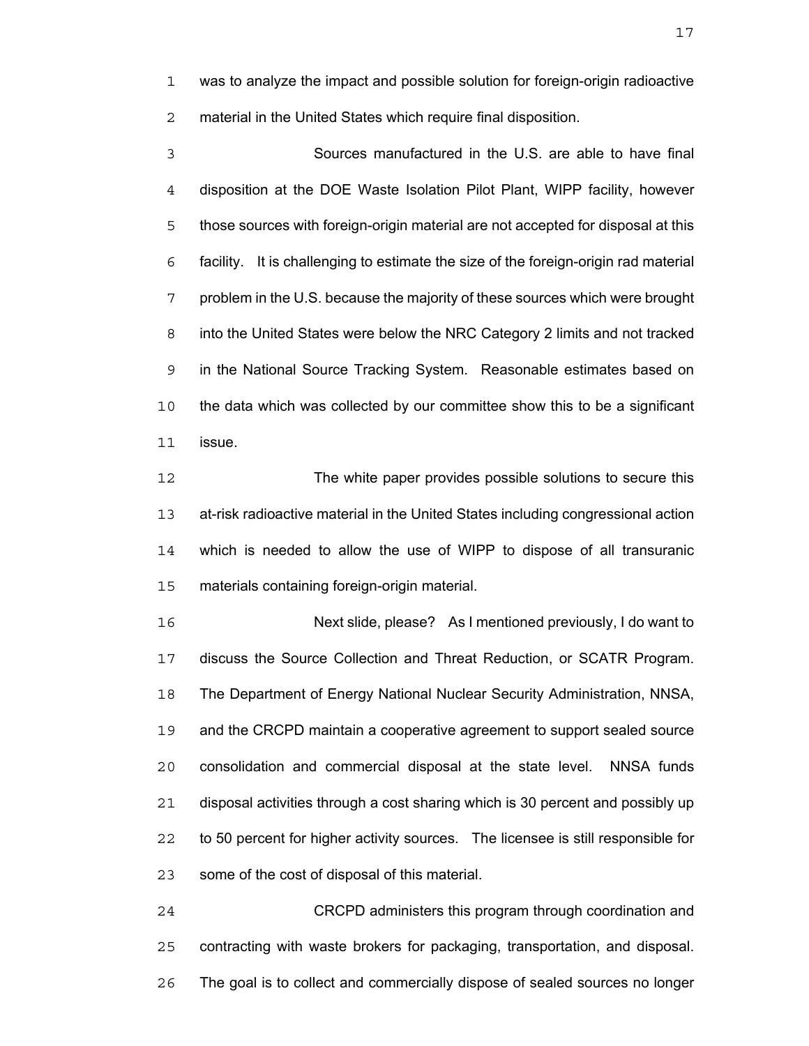was to analyze the impact and possible solution for foreign-origin radioactive material in the United States which require final disposition.

Sources manufactured in the U.S. are able to have final disposition at the DOE Waste Isolation Pilot Plant, WIPP facility, however those sources with foreign-origin material are not accepted for disposal at this facility. It is challenging to estimate the size of the foreign-origin rad material problem in the U.S. because the majority of these sources which were brought into the United States were below the NRC Category 2 limits and not tracked in the National Source Tracking System. Reasonable estimates based on the data which was collected by our committee show this to be a significant issue.

The white paper provides possible solutions to secure this at-risk radioactive material in the United States including congressional action which is needed to allow the use of WIPP to dispose of all transuranic materials containing foreign-origin material.

Next slide, please? As I mentioned previously, I do want to discuss the Source Collection and Threat Reduction, or SCATR Program. The Department of Energy National Nuclear Security Administration, NNSA, and the CRCPD maintain a cooperative agreement to support sealed source consolidation and commercial disposal at the state level. NNSA funds disposal activities through a cost sharing which is 30 percent and possibly up to 50 percent for higher activity sources. The licensee is still responsible for some of the cost of disposal of this material.

CRCPD administers this program through coordination and contracting with waste brokers for packaging, transportation, and disposal. The goal is to collect and commercially dispose of sealed sources no longer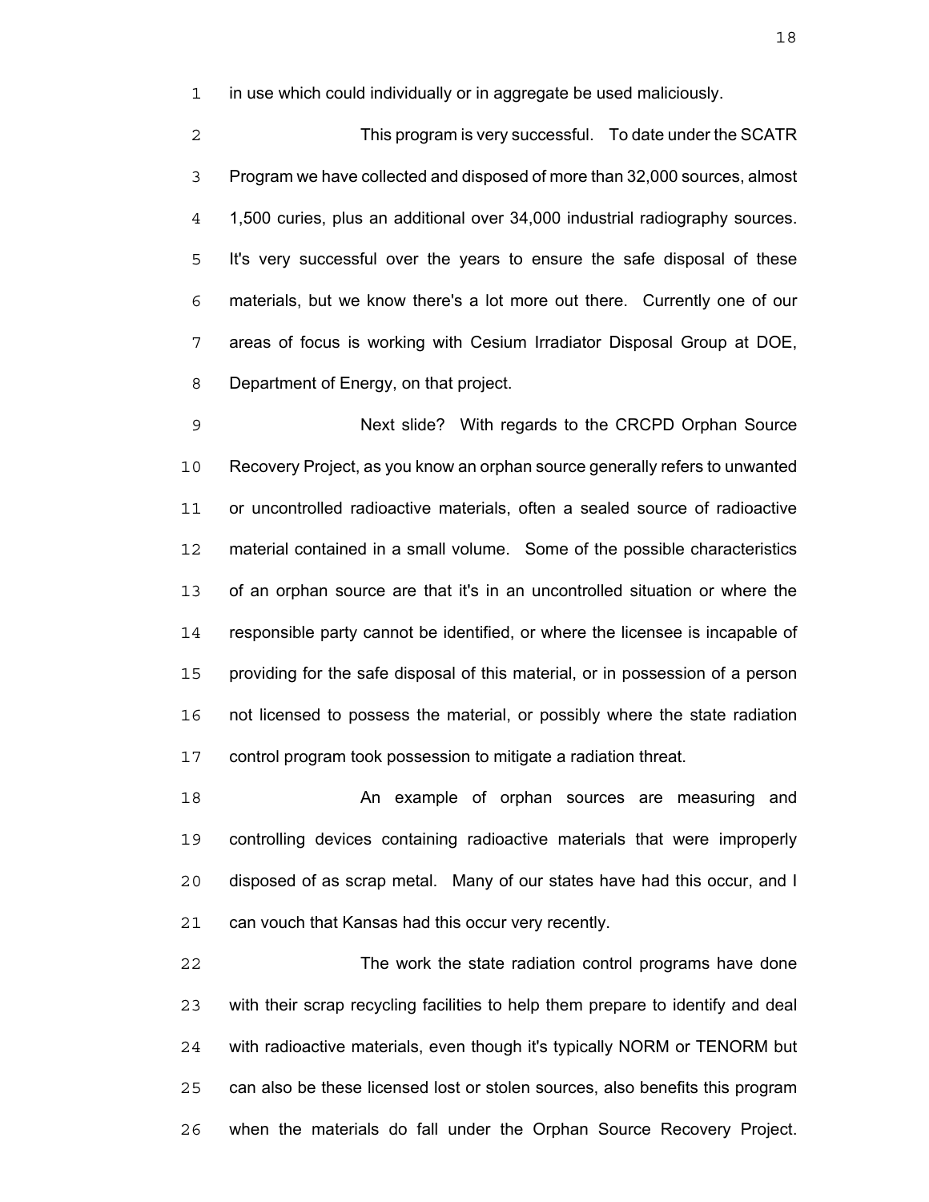in use which could individually or in aggregate be used maliciously.

This program is very successful. To date under the SCATR Program we have collected and disposed of more than 32,000 sources, almost 1,500 curies, plus an additional over 34,000 industrial radiography sources. It's very successful over the years to ensure the safe disposal of these materials, but we know there's a lot more out there. Currently one of our areas of focus is working with Cesium Irradiator Disposal Group at DOE, Department of Energy, on that project.

Next slide? With regards to the CRCPD Orphan Source Recovery Project, as you know an orphan source generally refers to unwanted or uncontrolled radioactive materials, often a sealed source of radioactive material contained in a small volume. Some of the possible characteristics of an orphan source are that it's in an uncontrolled situation or where the responsible party cannot be identified, or where the licensee is incapable of providing for the safe disposal of this material, or in possession of a person not licensed to possess the material, or possibly where the state radiation control program took possession to mitigate a radiation threat.

An example of orphan sources are measuring and controlling devices containing radioactive materials that were improperly disposed of as scrap metal. Many of our states have had this occur, and I can vouch that Kansas had this occur very recently.

The work the state radiation control programs have done with their scrap recycling facilities to help them prepare to identify and deal with radioactive materials, even though it's typically NORM or TENORM but can also be these licensed lost or stolen sources, also benefits this program when the materials do fall under the Orphan Source Recovery Project.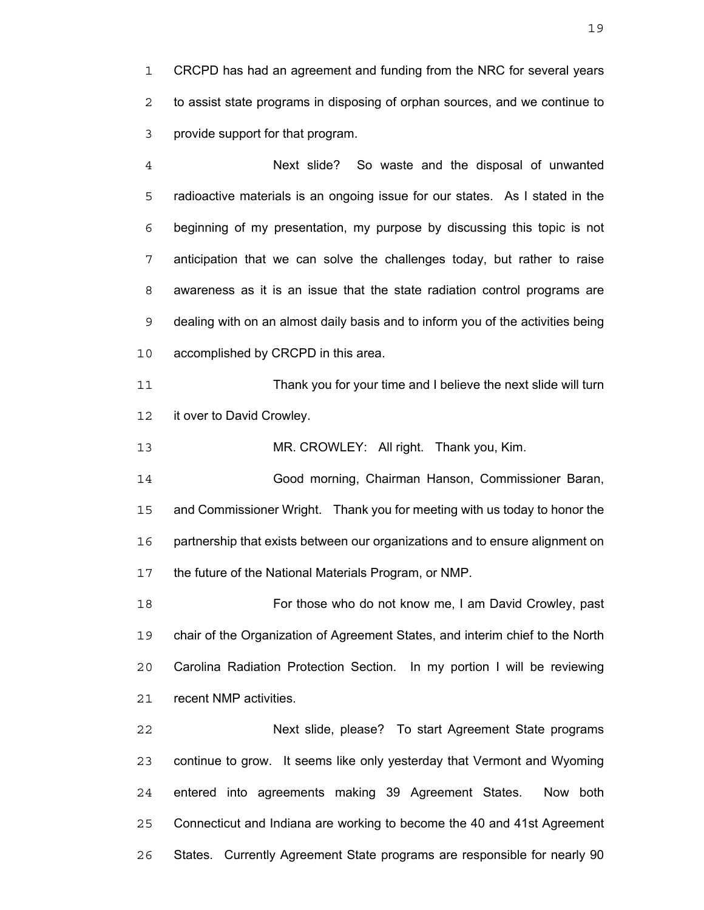CRCPD has had an agreement and funding from the NRC for several years to assist state programs in disposing of orphan sources, and we continue to provide support for that program.

Next slide? So waste and the disposal of unwanted radioactive materials is an ongoing issue for our states. As I stated in the beginning of my presentation, my purpose by discussing this topic is not anticipation that we can solve the challenges today, but rather to raise awareness as it is an issue that the state radiation control programs are dealing with on an almost daily basis and to inform you of the activities being accomplished by CRCPD in this area.

Thank you for your time and I believe the next slide will turn it over to David Crowley.

MR. CROWLEY: All right. Thank you, Kim.

Good morning, Chairman Hanson, Commissioner Baran, and Commissioner Wright. Thank you for meeting with us today to honor the partnership that exists between our organizations and to ensure alignment on the future of the National Materials Program, or NMP.

For those who do not know me, I am David Crowley, past chair of the Organization of Agreement States, and interim chief to the North Carolina Radiation Protection Section. In my portion I will be reviewing recent NMP activities.

Next slide, please? To start Agreement State programs continue to grow. It seems like only yesterday that Vermont and Wyoming entered into agreements making 39 Agreement States. Now both Connecticut and Indiana are working to become the 40 and 41st Agreement States. Currently Agreement State programs are responsible for nearly 90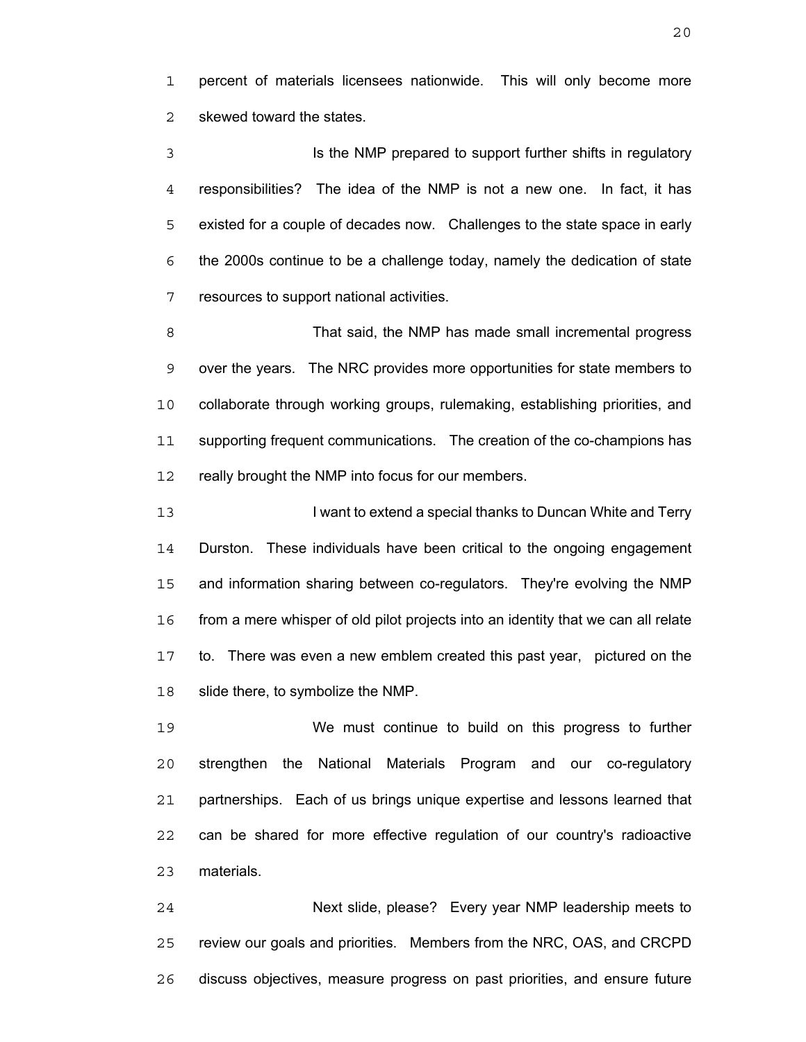percent of materials licensees nationwide. This will only become more skewed toward the states.

Is the NMP prepared to support further shifts in regulatory responsibilities? The idea of the NMP is not a new one. In fact, it has existed for a couple of decades now. Challenges to the state space in early the 2000s continue to be a challenge today, namely the dedication of state resources to support national activities.

That said, the NMP has made small incremental progress over the years. The NRC provides more opportunities for state members to collaborate through working groups, rulemaking, establishing priorities, and supporting frequent communications. The creation of the co-champions has really brought the NMP into focus for our members.

I want to extend a special thanks to Duncan White and Terry Durston. These individuals have been critical to the ongoing engagement and information sharing between co-regulators. They're evolving the NMP from a mere whisper of old pilot projects into an identity that we can all relate to. There was even a new emblem created this past year, pictured on the slide there, to symbolize the NMP.

We must continue to build on this progress to further strengthen the National Materials Program and our co-regulatory partnerships. Each of us brings unique expertise and lessons learned that can be shared for more effective regulation of our country's radioactive materials.

Next slide, please? Every year NMP leadership meets to review our goals and priorities. Members from the NRC, OAS, and CRCPD discuss objectives, measure progress on past priorities, and ensure future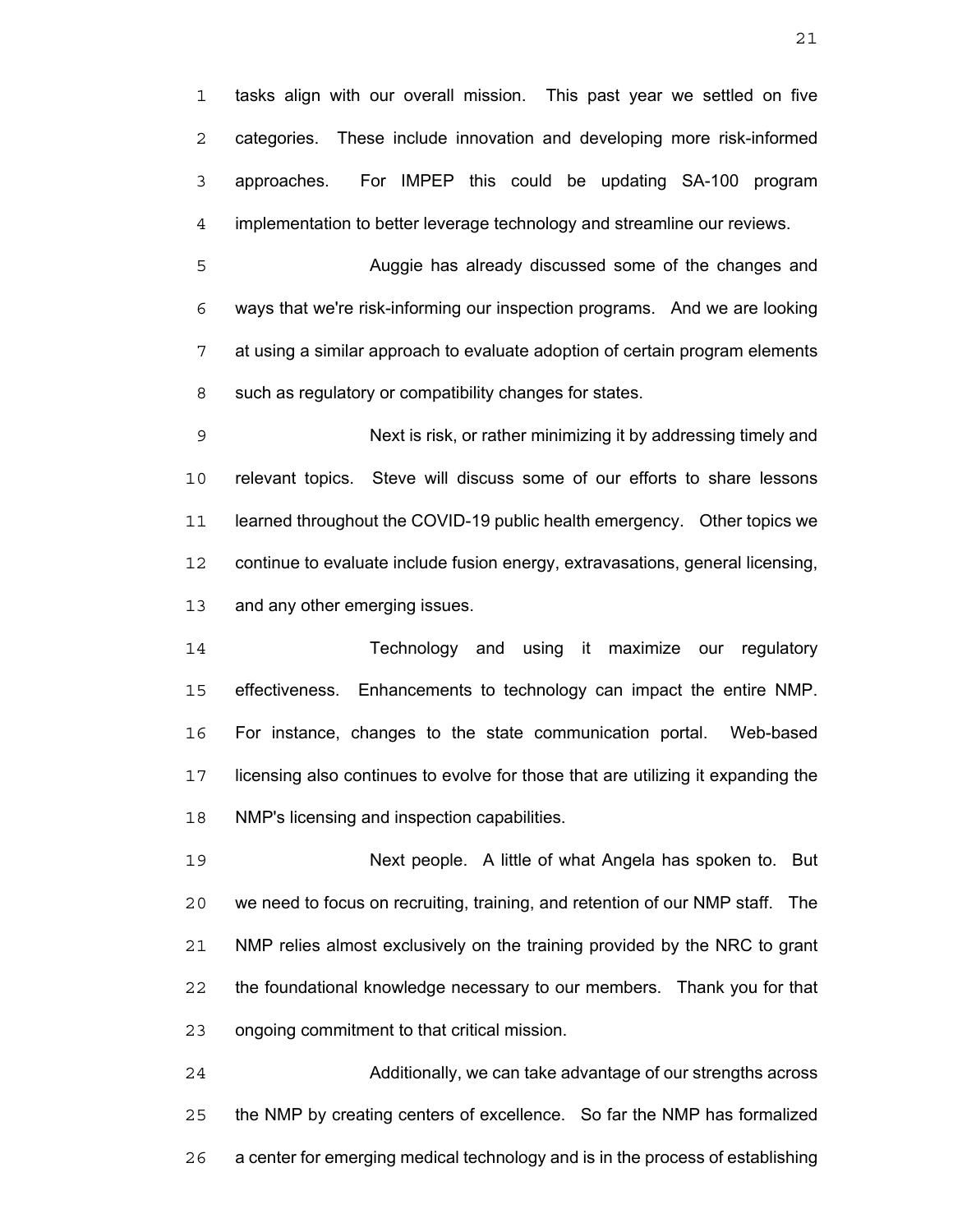tasks align with our overall mission. This past year we settled on five categories. These include innovation and developing more risk-informed approaches. For IMPEP this could be updating SA-100 program implementation to better leverage technology and streamline our reviews.

Auggie has already discussed some of the changes and ways that we're risk-informing our inspection programs. And we are looking at using a similar approach to evaluate adoption of certain program elements such as regulatory or compatibility changes for states.

Next is risk, or rather minimizing it by addressing timely and relevant topics. Steve will discuss some of our efforts to share lessons learned throughout the COVID-19 public health emergency. Other topics we continue to evaluate include fusion energy, extravasations, general licensing, and any other emerging issues.

Technology and using it maximize our regulatory effectiveness. Enhancements to technology can impact the entire NMP. For instance, changes to the state communication portal. Web-based licensing also continues to evolve for those that are utilizing it expanding the NMP's licensing and inspection capabilities.

Next people. A little of what Angela has spoken to. But we need to focus on recruiting, training, and retention of our NMP staff. The NMP relies almost exclusively on the training provided by the NRC to grant the foundational knowledge necessary to our members. Thank you for that ongoing commitment to that critical mission.

Additionally, we can take advantage of our strengths across the NMP by creating centers of excellence. So far the NMP has formalized a center for emerging medical technology and is in the process of establishing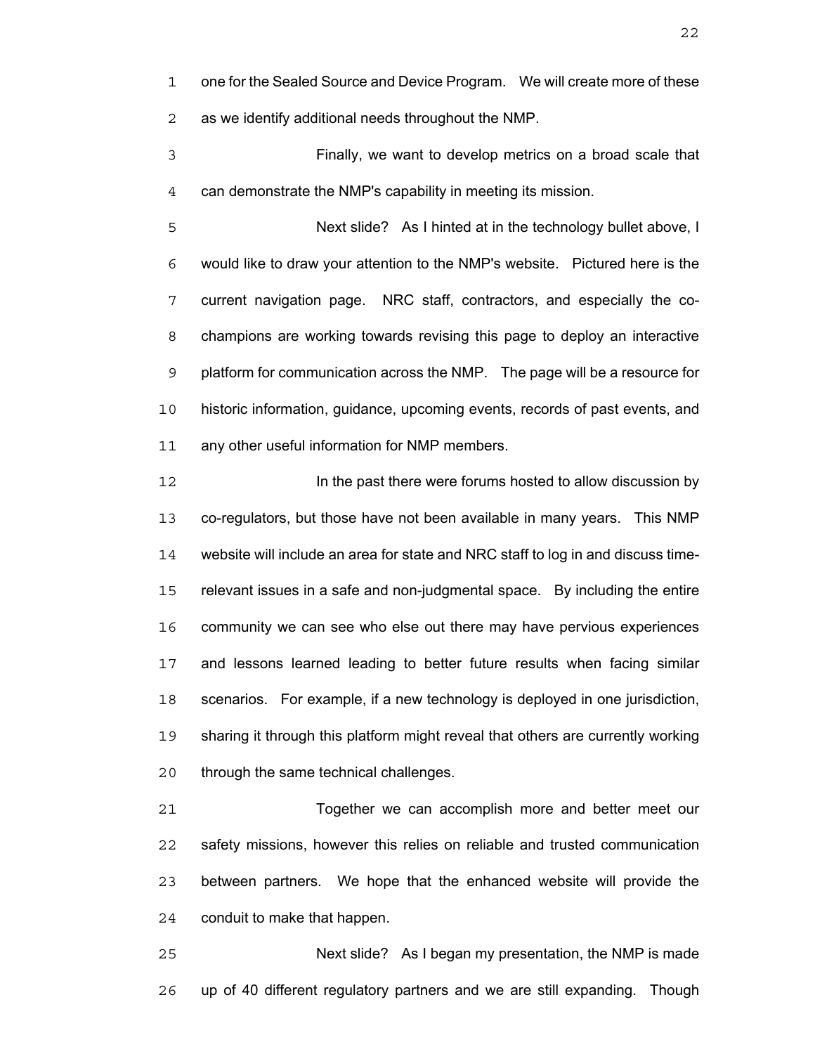one for the Sealed Source and Device Program. We will create more of these as we identify additional needs throughout the NMP.

Finally, we want to develop metrics on a broad scale that can demonstrate the NMP's capability in meeting its mission.

Next slide? As I hinted at in the technology bullet above, I would like to draw your attention to the NMP's website. Pictured here is the current navigation page. NRC staff, contractors, and especially the co-champions are working towards revising this page to deploy an interactive platform for communication across the NMP. The page will be a resource for historic information, guidance, upcoming events, records of past events, and any other useful information for NMP members.

In the past there were forums hosted to allow discussion by co-regulators, but those have not been available in many years. This NMP website will include an area for state and NRC staff to log in and discuss time-relevant issues in a safe and non-judgmental space. By including the entire community we can see who else out there may have pervious experiences and lessons learned leading to better future results when facing similar scenarios. For example, if a new technology is deployed in one jurisdiction, sharing it through this platform might reveal that others are currently working through the same technical challenges.

Together we can accomplish more and better meet our safety missions, however this relies on reliable and trusted communication between partners. We hope that the enhanced website will provide the conduit to make that happen.

Next slide? As I began my presentation, the NMP is made up of 40 different regulatory partners and we are still expanding. Though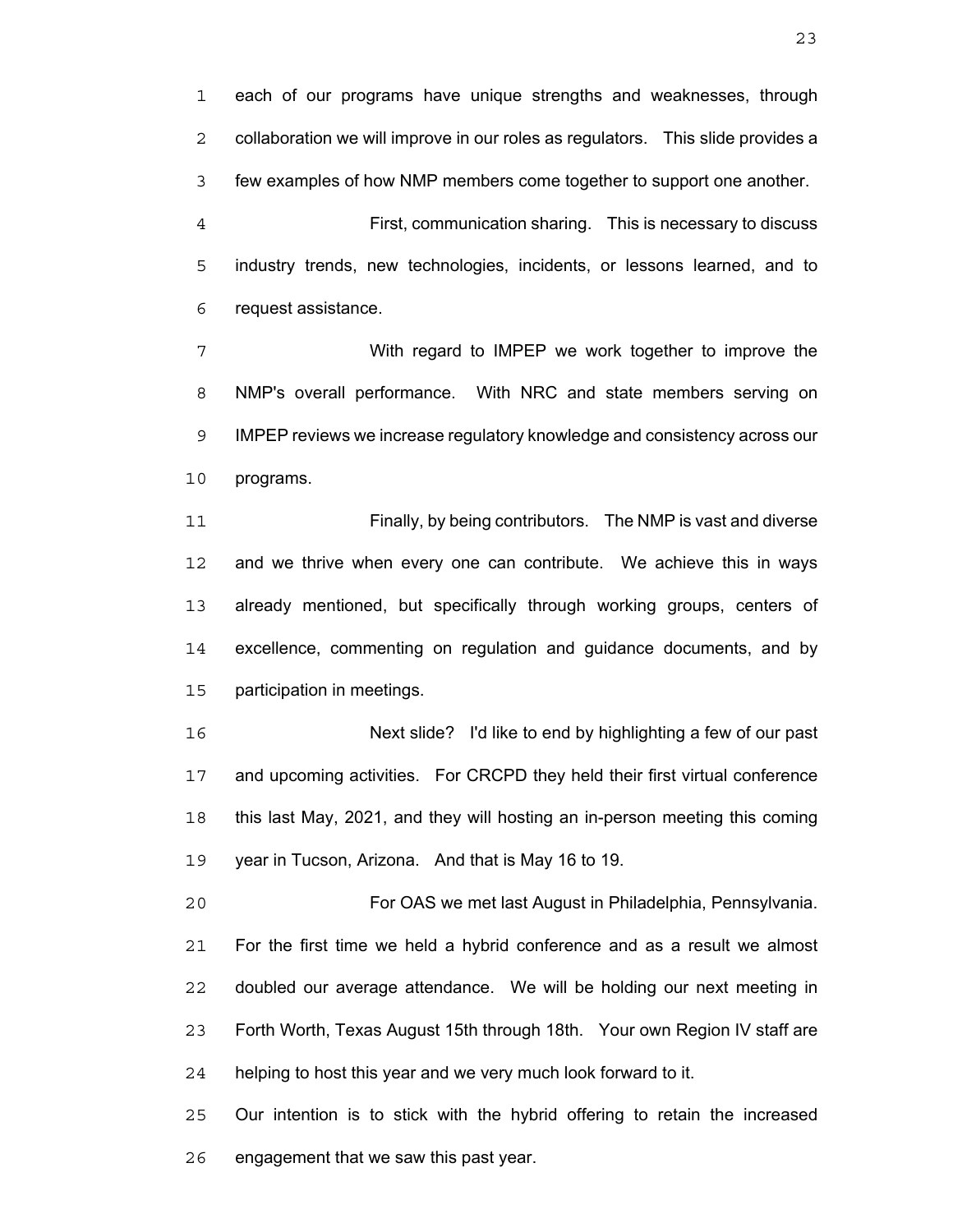each of our programs have unique strengths and weaknesses, through collaboration we will improve in our roles as regulators. This slide provides a few examples of how NMP members come together to support one another.

First, communication sharing. This is necessary to discuss industry trends, new technologies, incidents, or lessons learned, and to request assistance.

With regard to IMPEP we work together to improve the NMP's overall performance. With NRC and state members serving on IMPEP reviews we increase regulatory knowledge and consistency across our programs.

Finally, by being contributors. The NMP is vast and diverse and we thrive when every one can contribute. We achieve this in ways already mentioned, but specifically through working groups, centers of excellence, commenting on regulation and guidance documents, and by participation in meetings.

Next slide? I'd like to end by highlighting a few of our past and upcoming activities. For CRCPD they held their first virtual conference this last May, 2021, and they will hosting an in-person meeting this coming year in Tucson, Arizona. And that is May 16 to 19.

For OAS we met last August in Philadelphia, Pennsylvania. For the first time we held a hybrid conference and as a result we almost doubled our average attendance. We will be holding our next meeting in Forth Worth, Texas August 15th through 18th. Your own Region IV staff are helping to host this year and we very much look forward to it. Our intention is to stick with the hybrid offering to retain the increased engagement that we saw this past year.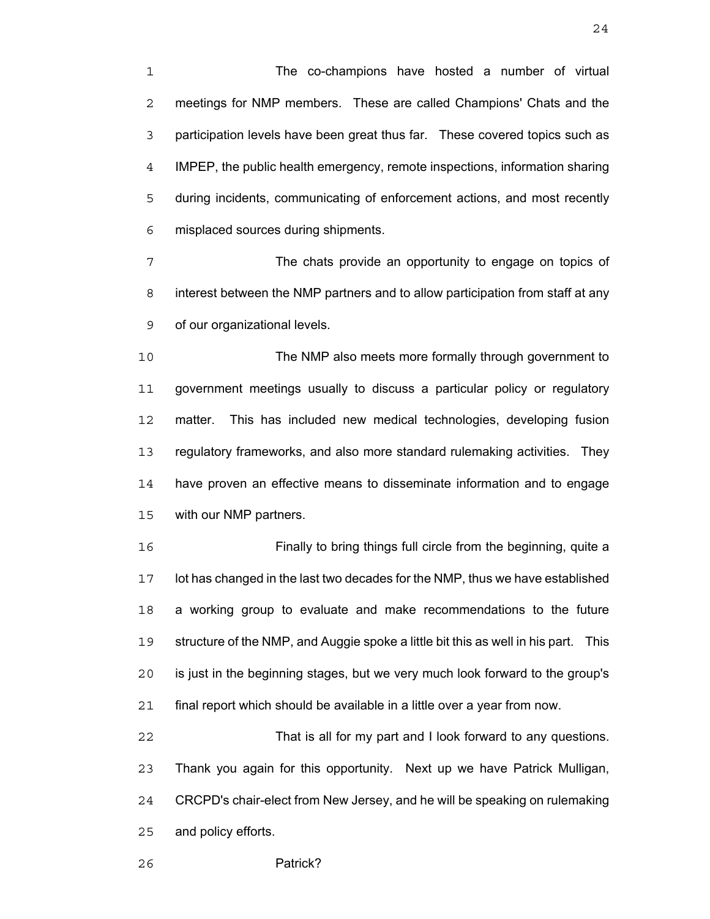The co-champions have hosted a number of virtual meetings for NMP members. These are called Champions' Chats and the participation levels have been great thus far. These covered topics such as IMPEP, the public health emergency, remote inspections, information sharing during incidents, communicating of enforcement actions, and most recently misplaced sources during shipments.

The chats provide an opportunity to engage on topics of interest between the NMP partners and to allow participation from staff at any of our organizational levels.

The NMP also meets more formally through government to government meetings usually to discuss a particular policy or regulatory matter. This has included new medical technologies, developing fusion regulatory frameworks, and also more standard rulemaking activities. They have proven an effective means to disseminate information and to engage with our NMP partners.

Finally to bring things full circle from the beginning, quite a lot has changed in the last two decades for the NMP, thus we have established a working group to evaluate and make recommendations to the future structure of the NMP, and Auggie spoke a little bit this as well in his part. This is just in the beginning stages, but we very much look forward to the group's final report which should be available in a little over a year from now.

That is all for my part and I look forward to any questions. Thank you again for this opportunity. Next up we have Patrick Mulligan, CRCPD's chair-elect from New Jersey, and he will be speaking on rulemaking and policy efforts.

Patrick?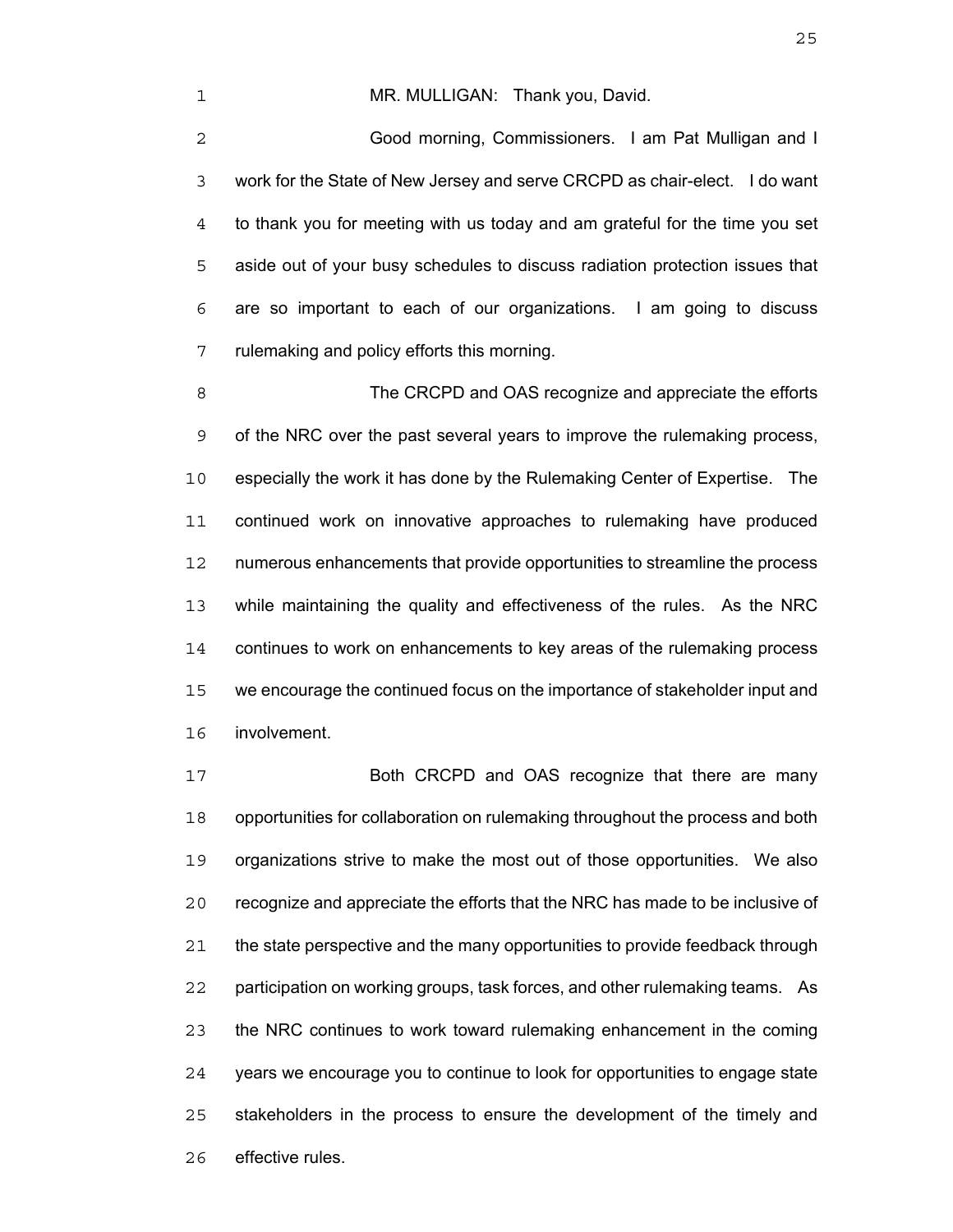MR. MULLIGAN: Thank you, David.

Good morning, Commissioners. I am Pat Mulligan and I work for the State of New Jersey and serve CRCPD as chair-elect. I do want to thank you for meeting with us today and am grateful for the time you set aside out of your busy schedules to discuss radiation protection issues that are so important to each of our organizations. I am going to discuss rulemaking and policy efforts this morning.

The CRCPD and OAS recognize and appreciate the efforts of the NRC over the past several years to improve the rulemaking process, especially the work it has done by the Rulemaking Center of Expertise. The continued work on innovative approaches to rulemaking have produced numerous enhancements that provide opportunities to streamline the process while maintaining the quality and effectiveness of the rules. As the NRC continues to work on enhancements to key areas of the rulemaking process we encourage the continued focus on the importance of stakeholder input and involvement.

Both CRCPD and OAS recognize that there are many opportunities for collaboration on rulemaking throughout the process and both organizations strive to make the most out of those opportunities. We also recognize and appreciate the efforts that the NRC has made to be inclusive of the state perspective and the many opportunities to provide feedback through participation on working groups, task forces, and other rulemaking teams. As the NRC continues to work toward rulemaking enhancement in the coming years we encourage you to continue to look for opportunities to engage state stakeholders in the process to ensure the development of the timely and effective rules.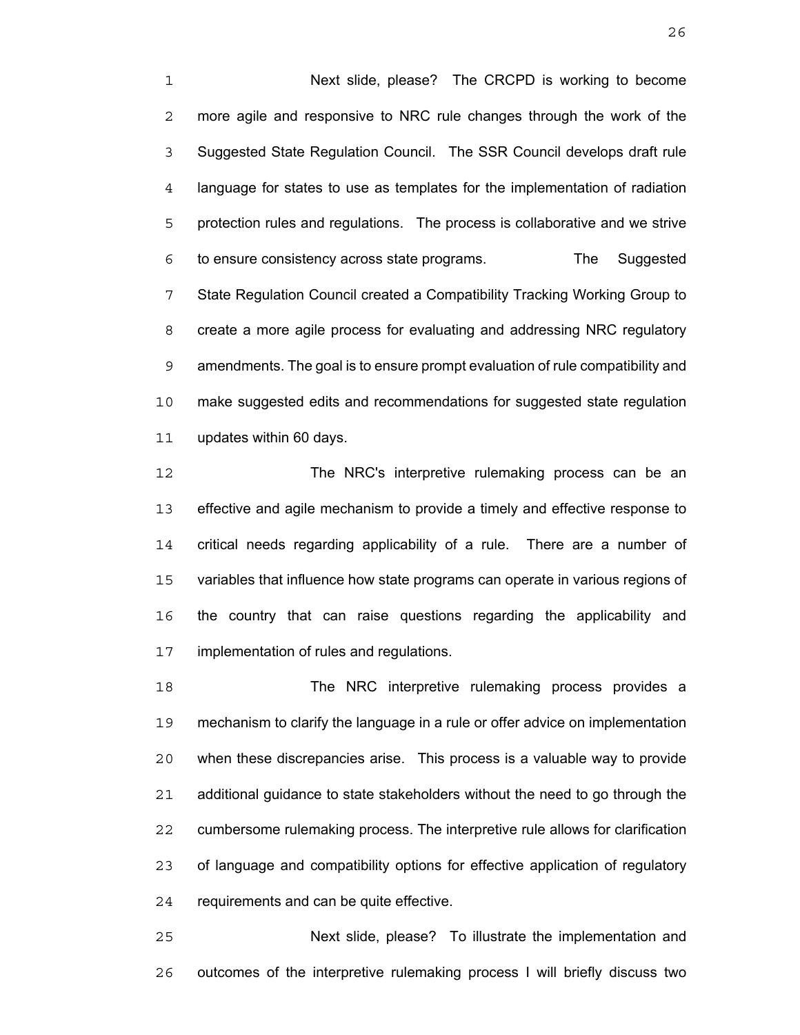Next slide, please? The CRCPD is working to become more agile and responsive to NRC rule changes through the work of the Suggested State Regulation Council. The SSR Council develops draft rule language for states to use as templates for the implementation of radiation protection rules and regulations. The process is collaborative and we strive to ensure consistency across state programs. The Suggested State Regulation Council created a Compatibility Tracking Working Group to create a more agile process for evaluating and addressing NRC regulatory amendments. The goal is to ensure prompt evaluation of rule compatibility and make suggested edits and recommendations for suggested state regulation updates within 60 days.

The NRC's interpretive rulemaking process can be an effective and agile mechanism to provide a timely and effective response to critical needs regarding applicability of a rule. There are a number of variables that influence how state programs can operate in various regions of the country that can raise questions regarding the applicability and implementation of rules and regulations.

The NRC interpretive rulemaking process provides a mechanism to clarify the language in a rule or offer advice on implementation when these discrepancies arise. This process is a valuable way to provide additional guidance to state stakeholders without the need to go through the cumbersome rulemaking process. The interpretive rule allows for clarification of language and compatibility options for effective application of regulatory requirements and can be quite effective.

Next slide, please? To illustrate the implementation and outcomes of the interpretive rulemaking process I will briefly discuss two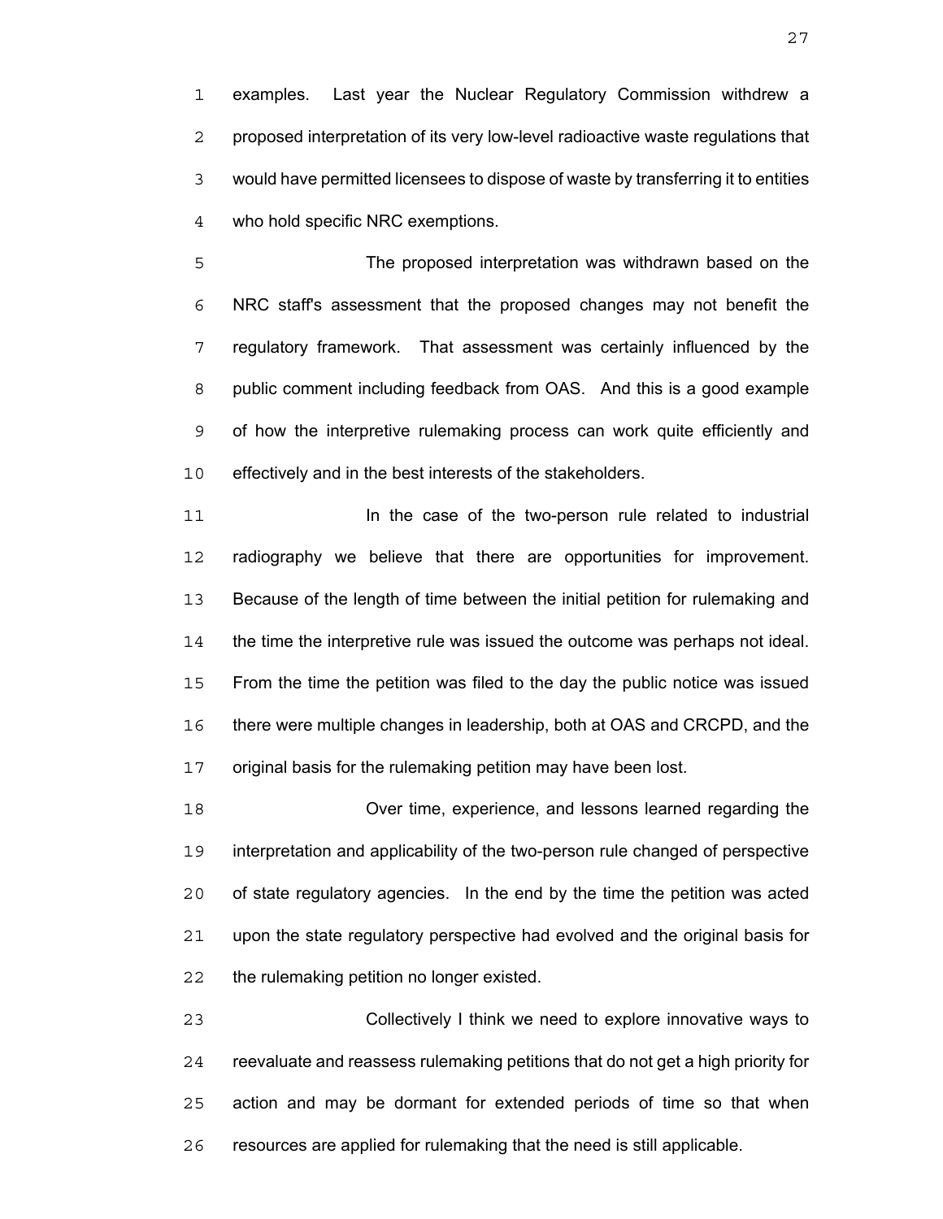examples. Last year the Nuclear Regulatory Commission withdrew a proposed interpretation of its very low-level radioactive waste regulations that would have permitted licensees to dispose of waste by transferring it to entities who hold specific NRC exemptions.

The proposed interpretation was withdrawn based on the NRC staff's assessment that the proposed changes may not benefit the regulatory framework. That assessment was certainly influenced by the public comment including feedback from OAS. And this is a good example of how the interpretive rulemaking process can work quite efficiently and effectively and in the best interests of the stakeholders.

In the case of the two-person rule related to industrial radiography we believe that there are opportunities for improvement. Because of the length of time between the initial petition for rulemaking and the time the interpretive rule was issued the outcome was perhaps not ideal. From the time the petition was filed to the day the public notice was issued there were multiple changes in leadership, both at OAS and CRCPD, and the original basis for the rulemaking petition may have been lost.

Over time, experience, and lessons learned regarding the interpretation and applicability of the two-person rule changed of perspective of state regulatory agencies. In the end by the time the petition was acted upon the state regulatory perspective had evolved and the original basis for the rulemaking petition no longer existed.

Collectively I think we need to explore innovative ways to reevaluate and reassess rulemaking petitions that do not get a high priority for action and may be dormant for extended periods of time so that when resources are applied for rulemaking that the need is still applicable.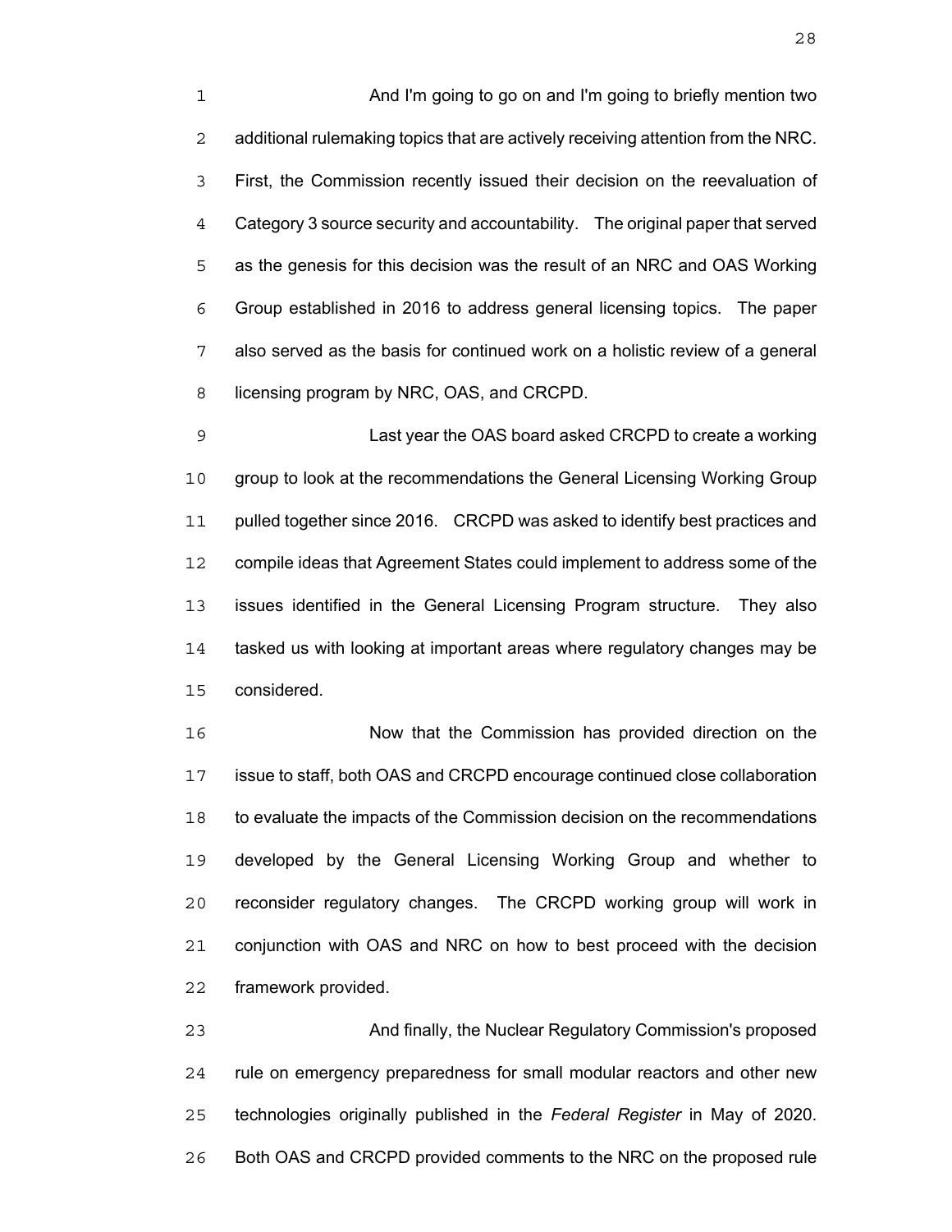And I'm going to go on and I'm going to briefly mention two additional rulemaking topics that are actively receiving attention from the NRC. First, the Commission recently issued their decision on the reevaluation of Category 3 source security and accountability. The original paper that served as the genesis for this decision was the result of an NRC and OAS Working Group established in 2016 to address general licensing topics. The paper also served as the basis for continued work on a holistic review of a general licensing program by NRC, OAS, and CRCPD.

Last year the OAS board asked CRCPD to create a working group to look at the recommendations the General Licensing Working Group pulled together since 2016. CRCPD was asked to identify best practices and compile ideas that Agreement States could implement to address some of the issues identified in the General Licensing Program structure. They also tasked us with looking at important areas where regulatory changes may be considered.

Now that the Commission has provided direction on the issue to staff, both OAS and CRCPD encourage continued close collaboration to evaluate the impacts of the Commission decision on the recommendations developed by the General Licensing Working Group and whether to reconsider regulatory changes. The CRCPD working group will work in conjunction with OAS and NRC on how to best proceed with the decision framework provided.

And finally, the Nuclear Regulatory Commission's proposed rule on emergency preparedness for small modular reactors and other new technologies originally published in the *Federal Register* in May of 2020. Both OAS and CRCPD provided comments to the NRC on the proposed rule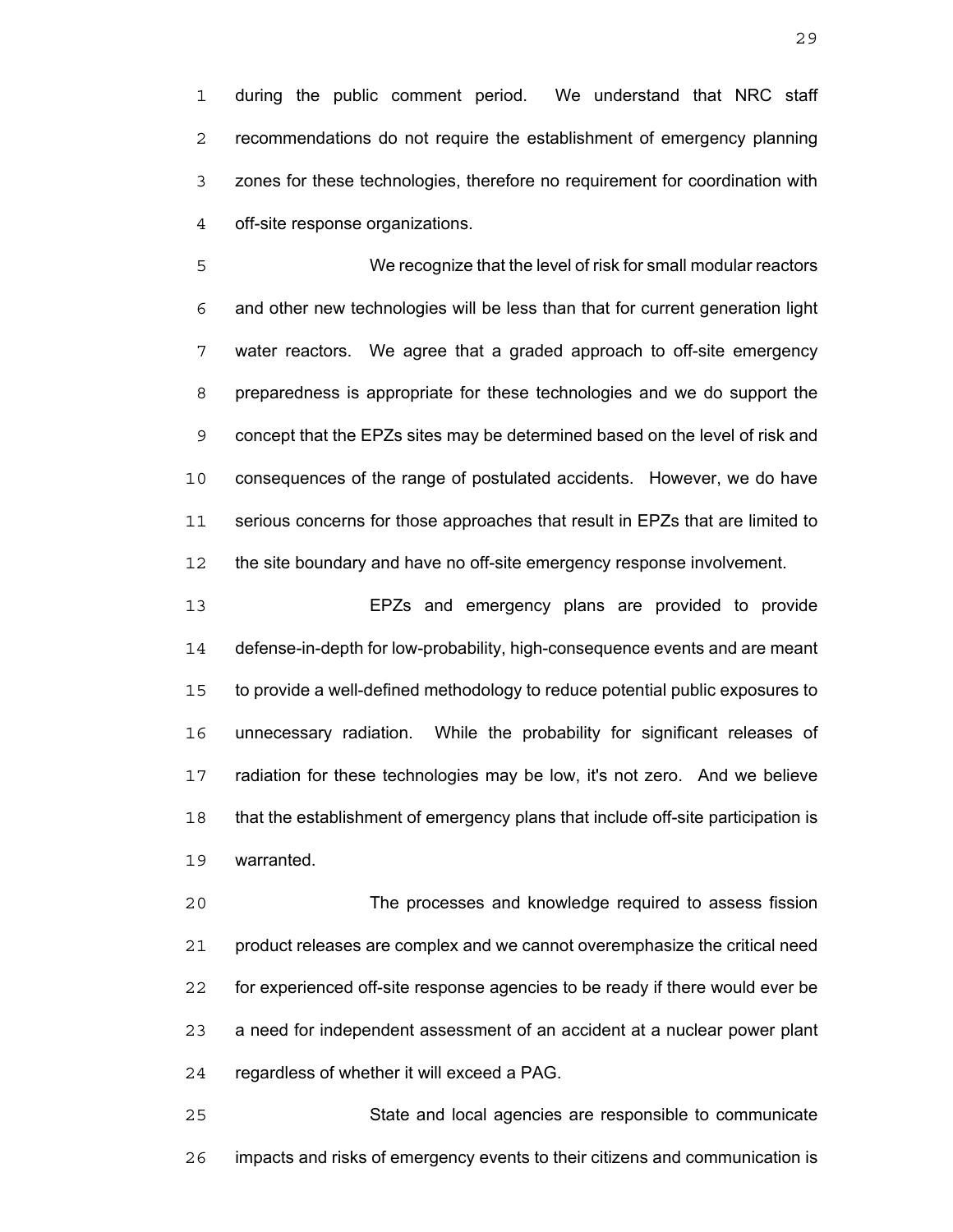during the public comment period. We understand that NRC staff recommendations do not require the establishment of emergency planning zones for these technologies, therefore no requirement for coordination with off-site response organizations.

We recognize that the level of risk for small modular reactors and other new technologies will be less than that for current generation light water reactors. We agree that a graded approach to off-site emergency preparedness is appropriate for these technologies and we do support the concept that the EPZs sites may be determined based on the level of risk and consequences of the range of postulated accidents. However, we do have serious concerns for those approaches that result in EPZs that are limited to the site boundary and have no off-site emergency response involvement.

EPZs and emergency plans are provided to provide defense-in-depth for low-probability, high-consequence events and are meant to provide a well-defined methodology to reduce potential public exposures to unnecessary radiation. While the probability for significant releases of radiation for these technologies may be low, it's not zero. And we believe that the establishment of emergency plans that include off-site participation is warranted.

The processes and knowledge required to assess fission product releases are complex and we cannot overemphasize the critical need for experienced off-site response agencies to be ready if there would ever be a need for independent assessment of an accident at a nuclear power plant regardless of whether it will exceed a PAG.

State and local agencies are responsible to communicate impacts and risks of emergency events to their citizens and communication is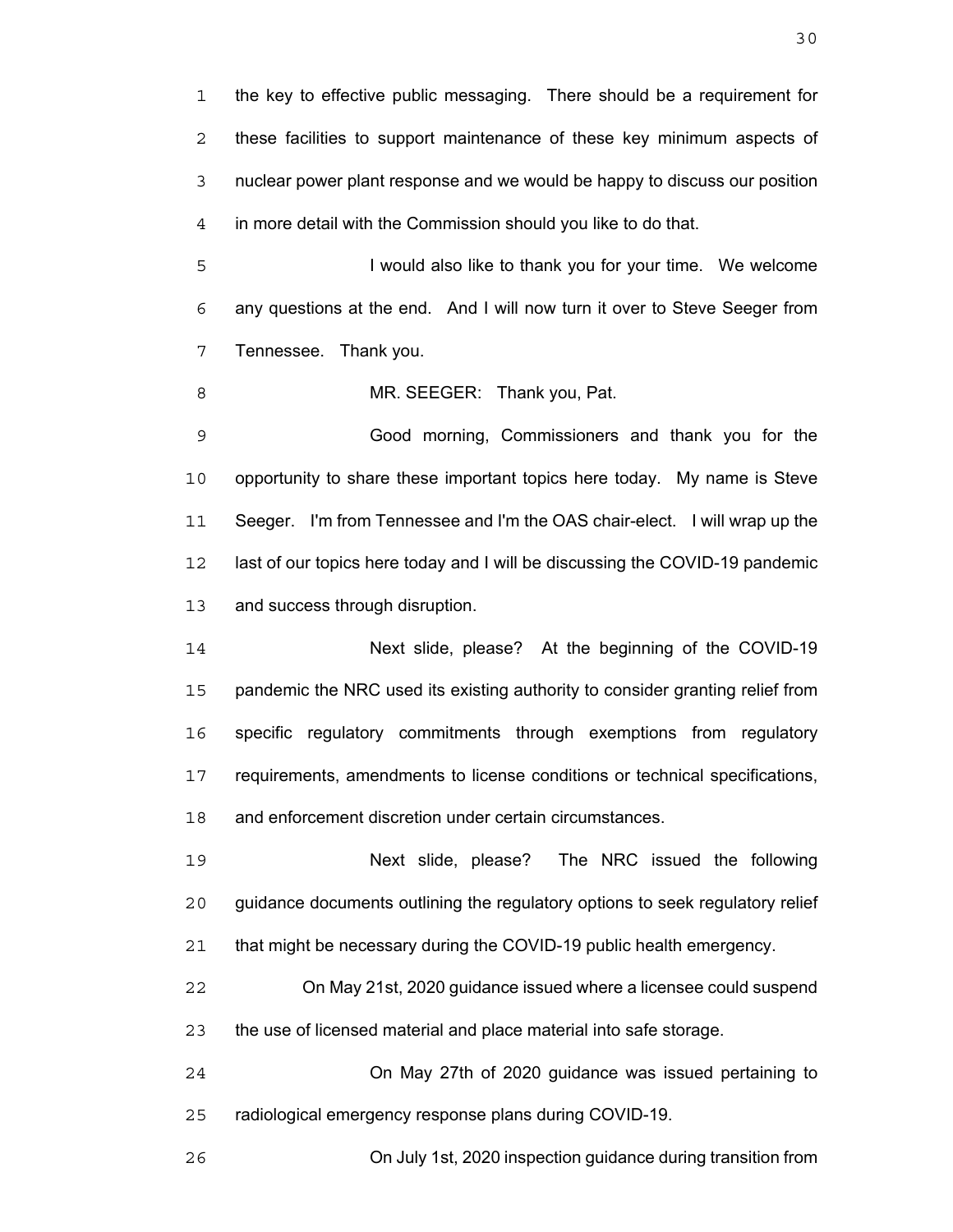the key to effective public messaging. There should be a requirement for these facilities to support maintenance of these key minimum aspects of nuclear power plant response and we would be happy to discuss our position in more detail with the Commission should you like to do that.

I would also like to thank you for your time. We welcome any questions at the end. And I will now turn it over to Steve Seeger from Tennessee. Thank you.

MR. SEEGER: Thank you, Pat.

Good morning, Commissioners and thank you for the opportunity to share these important topics here today. My name is Steve Seeger. I'm from Tennessee and I'm the OAS chair-elect. I will wrap up the last of our topics here today and I will be discussing the COVID-19 pandemic and success through disruption.

Next slide, please? At the beginning of the COVID-19 pandemic the NRC used its existing authority to consider granting relief from specific regulatory commitments through exemptions from regulatory requirements, amendments to license conditions or technical specifications, and enforcement discretion under certain circumstances.

Next slide, please? The NRC issued the following guidance documents outlining the regulatory options to seek regulatory relief that might be necessary during the COVID-19 public health emergency.

On May 21st, 2020 guidance issued where a licensee could suspend the use of licensed material and place material into safe storage.

On May 27th of 2020 guidance was issued pertaining to radiological emergency response plans during COVID-19.

On July 1st, 2020 inspection guidance during transition from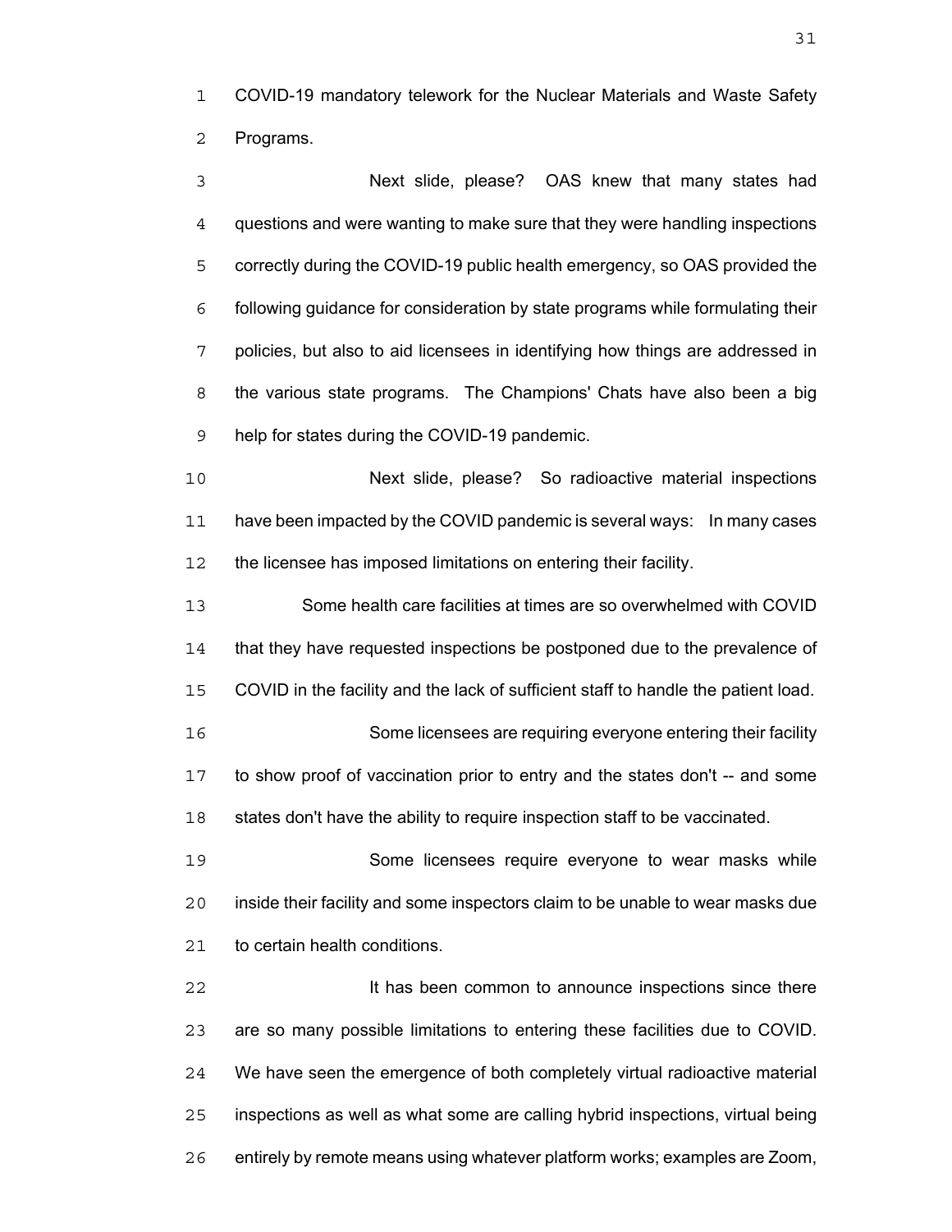COVID-19 mandatory telework for the Nuclear Materials and Waste Safety Programs.

Next slide, please? OAS knew that many states had questions and were wanting to make sure that they were handling inspections correctly during the COVID-19 public health emergency, so OAS provided the following guidance for consideration by state programs while formulating their policies, but also to aid licensees in identifying how things are addressed in the various state programs. The Champions' Chats have also been a big help for states during the COVID-19 pandemic.

Next slide, please? So radioactive material inspections have been impacted by the COVID pandemic is several ways: In many cases the licensee has imposed limitations on entering their facility.

Some health care facilities at times are so overwhelmed with COVID that they have requested inspections be postponed due to the prevalence of COVID in the facility and the lack of sufficient staff to handle the patient load.

Some licensees are requiring everyone entering their facility to show proof of vaccination prior to entry and the states don't -- and some states don't have the ability to require inspection staff to be vaccinated.

Some licensees require everyone to wear masks while inside their facility and some inspectors claim to be unable to wear masks due to certain health conditions.

It has been common to announce inspections since there are so many possible limitations to entering these facilities due to COVID. We have seen the emergence of both completely virtual radioactive material inspections as well as what some are calling hybrid inspections, virtual being entirely by remote means using whatever platform works; examples are Zoom,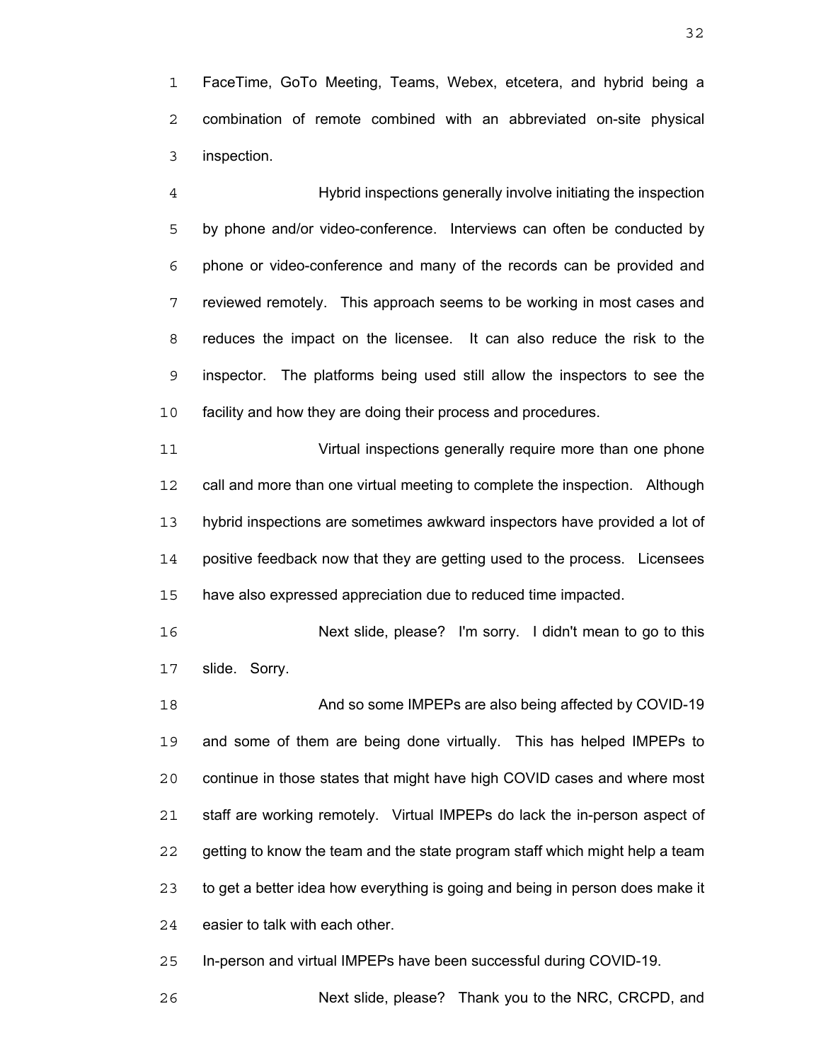FaceTime, GoTo Meeting, Teams, Webex, etcetera, and hybrid being a combination of remote combined with an abbreviated on-site physical inspection.

Hybrid inspections generally involve initiating the inspection by phone and/or video-conference. Interviews can often be conducted by phone or video-conference and many of the records can be provided and reviewed remotely. This approach seems to be working in most cases and reduces the impact on the licensee. It can also reduce the risk to the inspector. The platforms being used still allow the inspectors to see the facility and how they are doing their process and procedures.

Virtual inspections generally require more than one phone call and more than one virtual meeting to complete the inspection. Although hybrid inspections are sometimes awkward inspectors have provided a lot of positive feedback now that they are getting used to the process. Licensees have also expressed appreciation due to reduced time impacted.

Next slide, please? I'm sorry. I didn't mean to go to this slide. Sorry.

And so some IMPEPs are also being affected by COVID-19 and some of them are being done virtually. This has helped IMPEPs to continue in those states that might have high COVID cases and where most staff are working remotely. Virtual IMPEPs do lack the in-person aspect of getting to know the team and the state program staff which might help a team to get a better idea how everything is going and being in person does make it easier to talk with each other.

In-person and virtual IMPEPs have been successful during COVID-19.

Next slide, please? Thank you to the NRC, CRCPD, and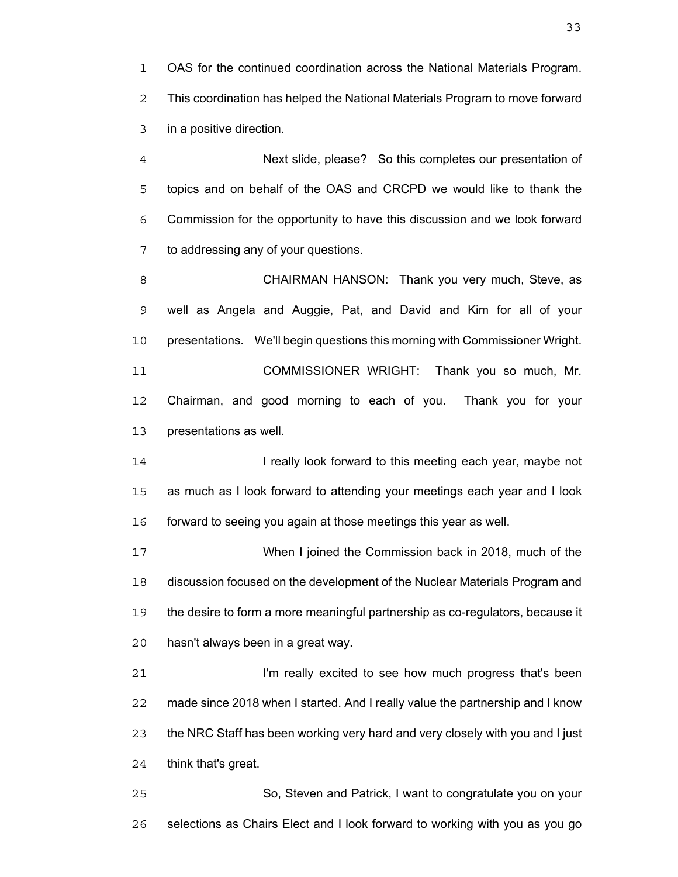OAS for the continued coordination across the National Materials Program. This coordination has helped the National Materials Program to move forward in a positive direction.

Next slide, please? So this completes our presentation of topics and on behalf of the OAS and CRCPD we would like to thank the Commission for the opportunity to have this discussion and we look forward to addressing any of your questions.

CHAIRMAN HANSON: Thank you very much, Steve, as well as Angela and Auggie, Pat, and David and Kim for all of your presentations. We'll begin questions this morning with Commissioner Wright.

COMMISSIONER WRIGHT: Thank you so much, Mr. Chairman, and good morning to each of you. Thank you for your presentations as well.

I really look forward to this meeting each year, maybe not as much as I look forward to attending your meetings each year and I look forward to seeing you again at those meetings this year as well.

When I joined the Commission back in 2018, much of the discussion focused on the development of the Nuclear Materials Program and the desire to form a more meaningful partnership as co-regulators, because it hasn't always been in a great way.

I'm really excited to see how much progress that's been made since 2018 when I started. And I really value the partnership and I know the NRC Staff has been working very hard and very closely with you and I just think that's great.

So, Steven and Patrick, I want to congratulate you on your selections as Chairs Elect and I look forward to working with you as you go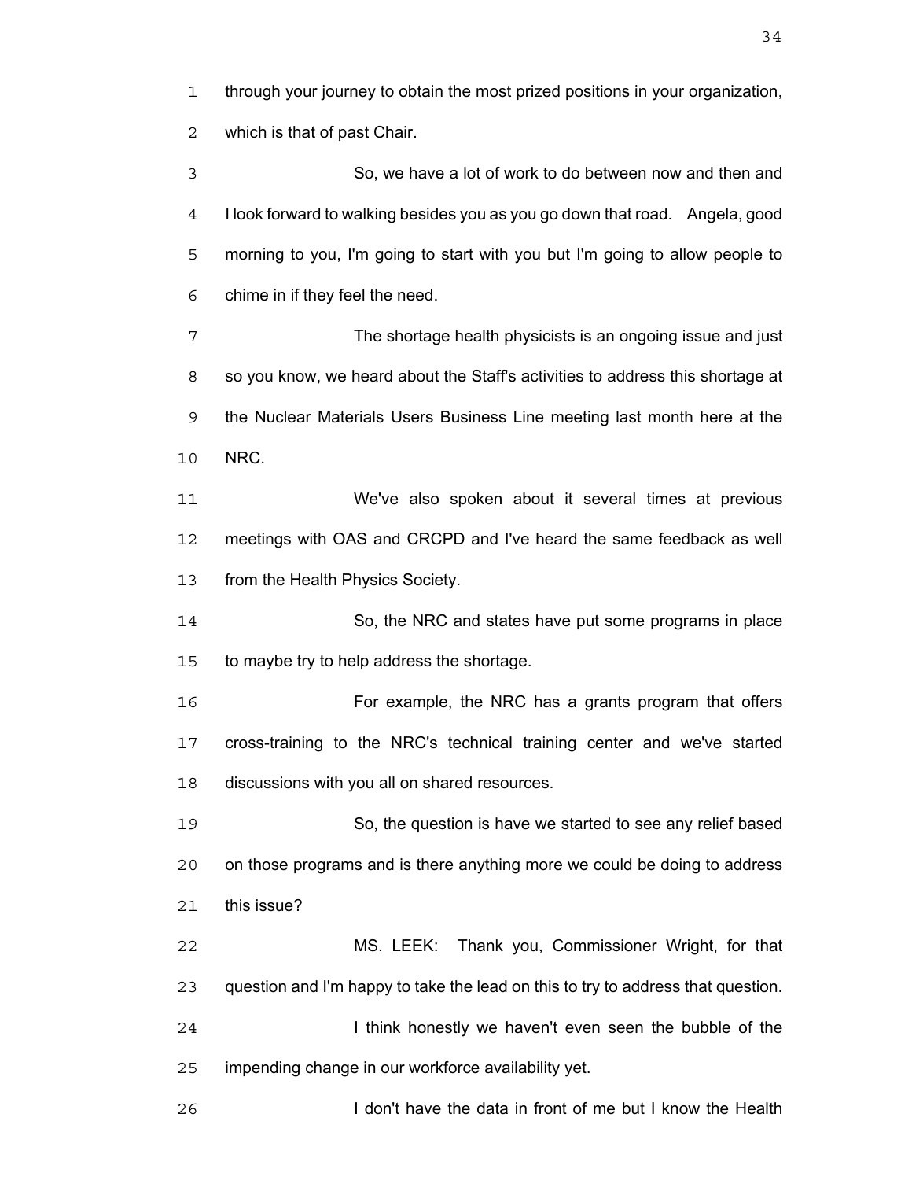through your journey to obtain the most prized positions in your organization, which is that of past Chair.

So, we have a lot of work to do between now and then and I look forward to walking besides you as you go down that road. Angela, good morning to you, I'm going to start with you but I'm going to allow people to chime in if they feel the need.

The shortage health physicists is an ongoing issue and just so you know, we heard about the Staff's activities to address this shortage at the Nuclear Materials Users Business Line meeting last month here at the NRC.

We've also spoken about it several times at previous meetings with OAS and CRCPD and I've heard the same feedback as well from the Health Physics Society.

So, the NRC and states have put some programs in place to maybe try to help address the shortage.

For example, the NRC has a grants program that offers cross-training to the NRC's technical training center and we've started discussions with you all on shared resources.

So, the question is have we started to see any relief based on those programs and is there anything more we could be doing to address this issue?

MS. LEEK: Thank you, Commissioner Wright, for that question and I'm happy to take the lead on this to try to address that question.

I think honestly we haven't even seen the bubble of the impending change in our workforce availability yet.

I don't have the data in front of me but I know the Health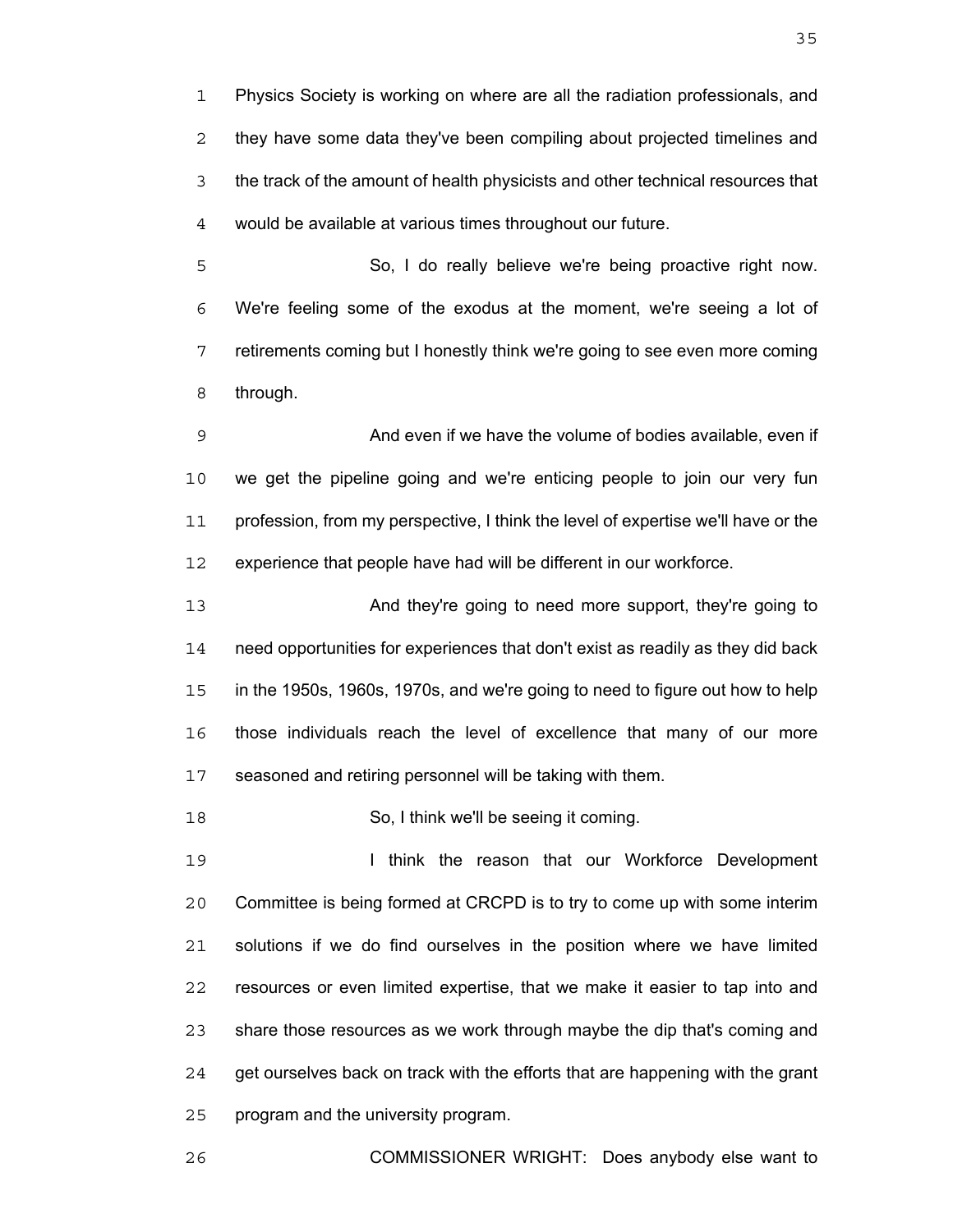Physics Society is working on where are all the radiation professionals, and they have some data they've been compiling about projected timelines and the track of the amount of health physicists and other technical resources that would be available at various times throughout our future.

So, I do really believe we're being proactive right now. We're feeling some of the exodus at the moment, we're seeing a lot of retirements coming but I honestly think we're going to see even more coming through.

And even if we have the volume of bodies available, even if we get the pipeline going and we're enticing people to join our very fun profession, from my perspective, I think the level of expertise we'll have or the experience that people have had will be different in our workforce.

And they're going to need more support, they're going to need opportunities for experiences that don't exist as readily as they did back in the 1950s, 1960s, 1970s, and we're going to need to figure out how to help those individuals reach the level of excellence that many of our more seasoned and retiring personnel will be taking with them.

So, I think we'll be seeing it coming.

I think the reason that our Workforce Development Committee is being formed at CRCPD is to try to come up with some interim solutions if we do find ourselves in the position where we have limited resources or even limited expertise, that we make it easier to tap into and share those resources as we work through maybe the dip that's coming and get ourselves back on track with the efforts that are happening with the grant program and the university program.

COMMISSIONER WRIGHT: Does anybody else want to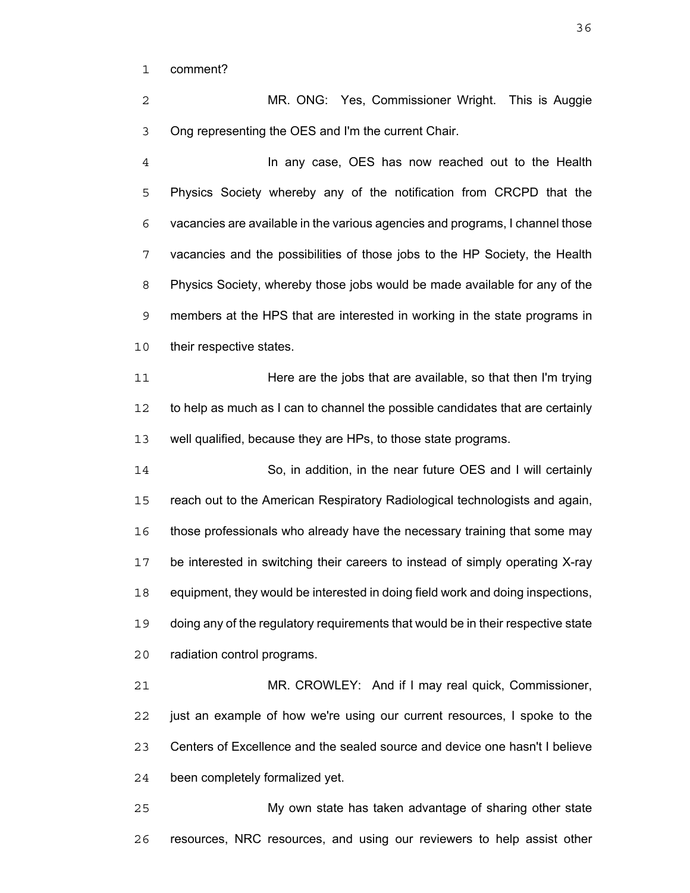comment?

MR. ONG: Yes, Commissioner Wright. This is Auggie Ong representing the OES and I'm the current Chair.

In any case, OES has now reached out to the Health Physics Society whereby any of the notification from CRCPD that the vacancies are available in the various agencies and programs, I channel those vacancies and the possibilities of those jobs to the HP Society, the Health Physics Society, whereby those jobs would be made available for any of the members at the HPS that are interested in working in the state programs in their respective states.

Here are the jobs that are available, so that then I'm trying to help as much as I can to channel the possible candidates that are certainly well qualified, because they are HPs, to those state programs.

So, in addition, in the near future OES and I will certainly reach out to the American Respiratory Radiological technologists and again, those professionals who already have the necessary training that some may be interested in switching their careers to instead of simply operating X-ray equipment, they would be interested in doing field work and doing inspections, doing any of the regulatory requirements that would be in their respective state radiation control programs.

MR. CROWLEY: And if I may real quick, Commissioner, just an example of how we're using our current resources, I spoke to the Centers of Excellence and the sealed source and device one hasn't I believe been completely formalized yet.

My own state has taken advantage of sharing other state resources, NRC resources, and using our reviewers to help assist other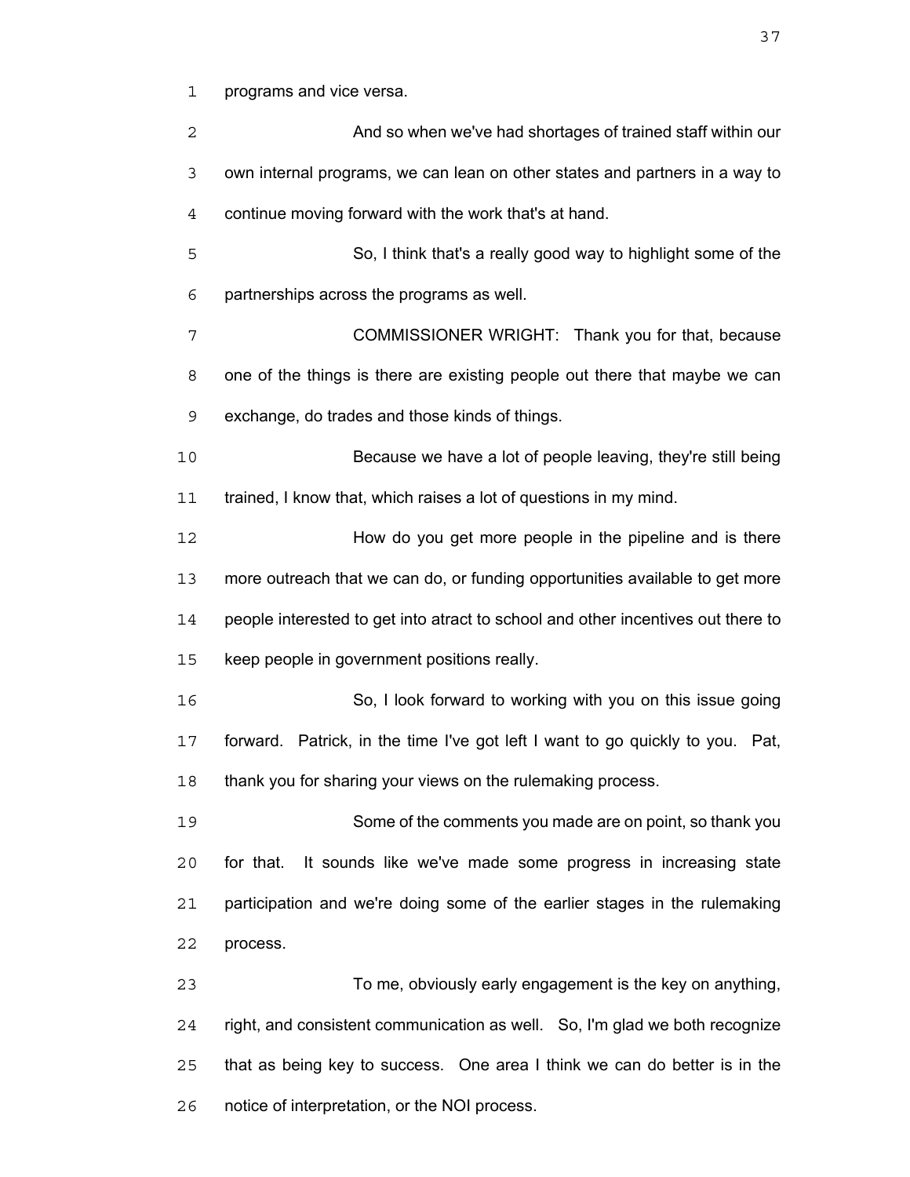programs and vice versa.

And so when we've had shortages of trained staff within our own internal programs, we can lean on other states and partners in a way to continue moving forward with the work that's at hand.

So, I think that's a really good way to highlight some of the partnerships across the programs as well.

COMMISSIONER WRIGHT: Thank you for that, because one of the things is there are existing people out there that maybe we can exchange, do trades and those kinds of things.

Because we have a lot of people leaving, they're still being trained, I know that, which raises a lot of questions in my mind.

How do you get more people in the pipeline and is there more outreach that we can do, or funding opportunities available to get more people interested to get into atract to school and other incentives out there to keep people in government positions really.

So, I look forward to working with you on this issue going forward. Patrick, in the time I've got left I want to go quickly to you. Pat, thank you for sharing your views on the rulemaking process.

Some of the comments you made are on point, so thank you for that. It sounds like we've made some progress in increasing state participation and we're doing some of the earlier stages in the rulemaking process.

To me, obviously early engagement is the key on anything, right, and consistent communication as well. So, I'm glad we both recognize that as being key to success. One area I think we can do better is in the notice of interpretation, or the NOI process.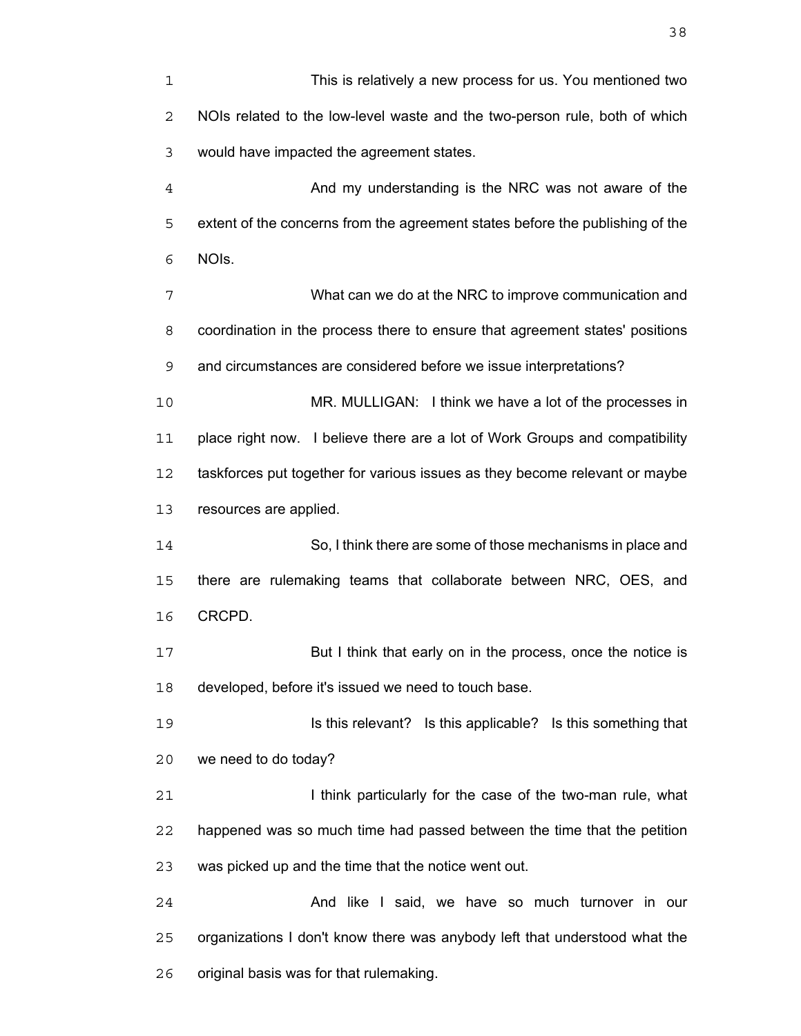This is relatively a new process for us. You mentioned two NOIs related to the low-level waste and the two-person rule, both of which would have impacted the agreement states.

And my understanding is the NRC was not aware of the extent of the concerns from the agreement states before the publishing of the NOIs.

What can we do at the NRC to improve communication and coordination in the process there to ensure that agreement states' positions and circumstances are considered before we issue interpretations?

MR. MULLIGAN: I think we have a lot of the processes in place right now. I believe there are a lot of Work Groups and compatibility taskforces put together for various issues as they become relevant or maybe resources are applied.

So, I think there are some of those mechanisms in place and there are rulemaking teams that collaborate between NRC, OES, and CRCPD.

But I think that early on in the process, once the notice is developed, before it's issued we need to touch base.

Is this relevant? Is this applicable? Is this something that we need to do today?

I think particularly for the case of the two-man rule, what happened was so much time had passed between the time that the petition was picked up and the time that the notice went out.

And like I said, we have so much turnover in our organizations I don't know there was anybody left that understood what the original basis was for that rulemaking.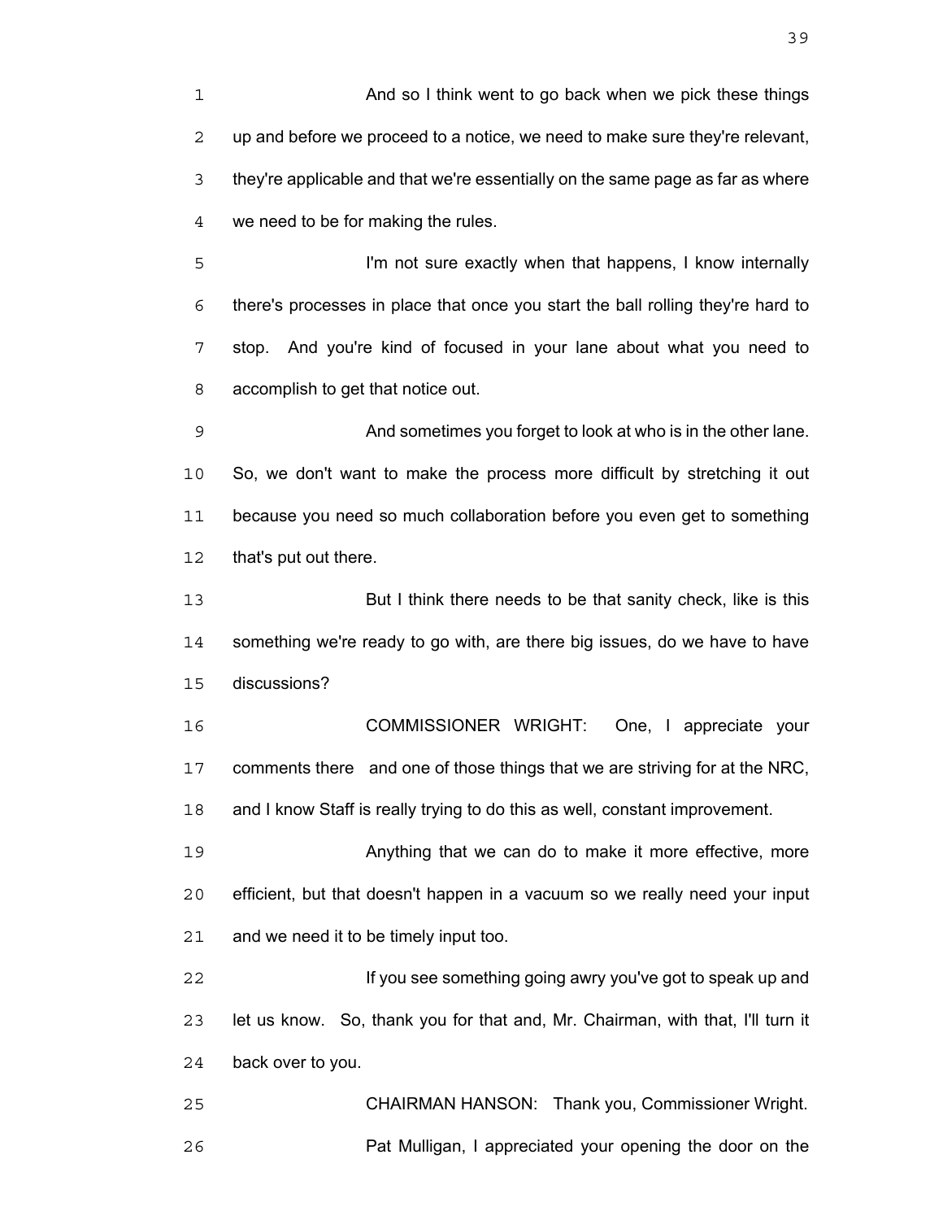And so I think went to go back when we pick these things up and before we proceed to a notice, we need to make sure they're relevant, they're applicable and that we're essentially on the same page as far as where we need to be for making the rules.

I'm not sure exactly when that happens, I know internally there's processes in place that once you start the ball rolling they're hard to stop. And you're kind of focused in your lane about what you need to accomplish to get that notice out.

And sometimes you forget to look at who is in the other lane. So, we don't want to make the process more difficult by stretching it out because you need so much collaboration before you even get to something that's put out there.

But I think there needs to be that sanity check, like is this something we're ready to go with, are there big issues, do we have to have discussions?

COMMISSIONER WRIGHT: One, I appreciate your comments there and one of those things that we are striving for at the NRC, and I know Staff is really trying to do this as well, constant improvement.

Anything that we can do to make it more effective, more efficient, but that doesn't happen in a vacuum so we really need your input and we need it to be timely input too.

If you see something going awry you've got to speak up and let us know. So, thank you for that and, Mr. Chairman, with that, I'll turn it back over to you.

CHAIRMAN HANSON: Thank you, Commissioner Wright.

Pat Mulligan, I appreciated your opening the door on the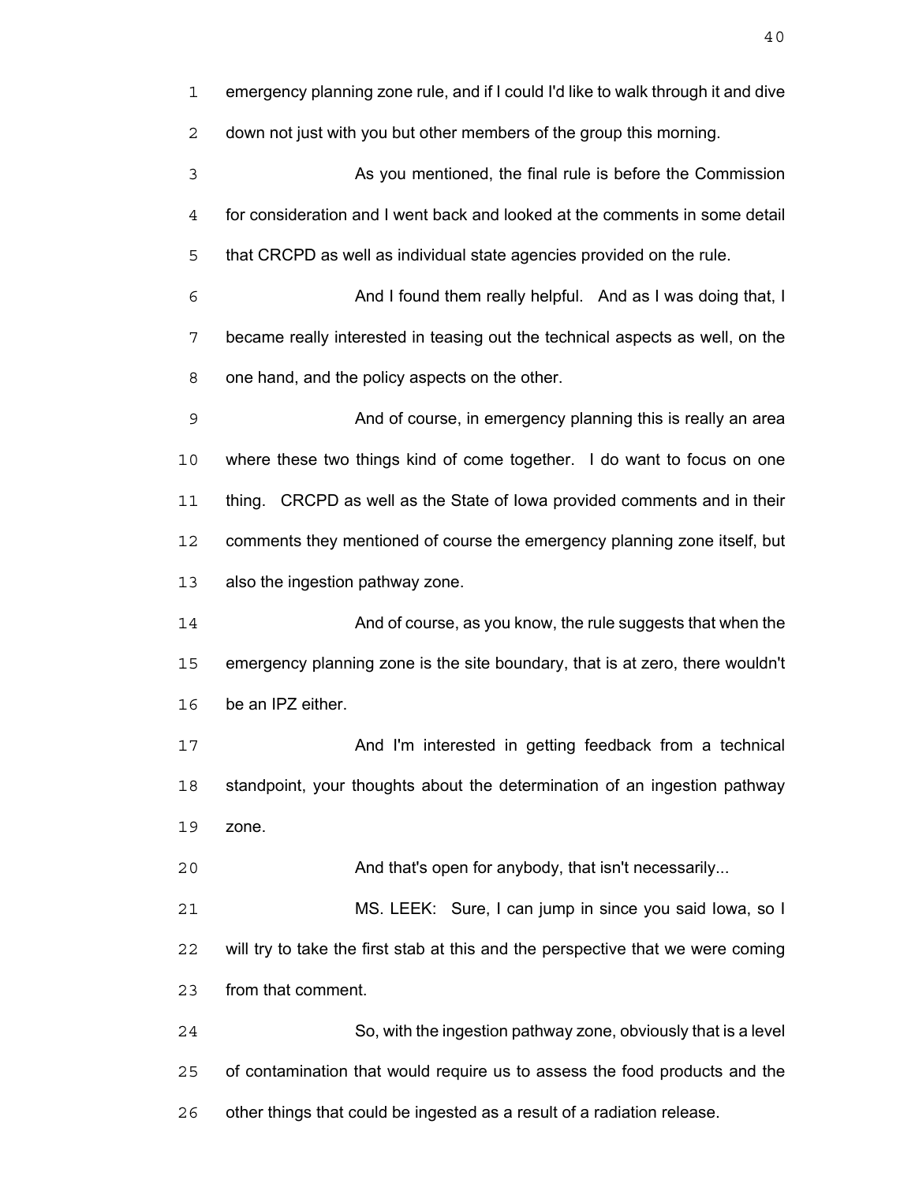emergency planning zone rule, and if I could I'd like to walk through it and dive down not just with you but other members of the group this morning.

As you mentioned, the final rule is before the Commission for consideration and I went back and looked at the comments in some detail that CRCPD as well as individual state agencies provided on the rule.

And I found them really helpful. And as I was doing that, I became really interested in teasing out the technical aspects as well, on the one hand, and the policy aspects on the other.

And of course, in emergency planning this is really an area where these two things kind of come together. I do want to focus on one thing. CRCPD as well as the State of Iowa provided comments and in their comments they mentioned of course the emergency planning zone itself, but also the ingestion pathway zone.

And of course, as you know, the rule suggests that when the emergency planning zone is the site boundary, that is at zero, there wouldn't be an IPZ either.

And I'm interested in getting feedback from a technical standpoint, your thoughts about the determination of an ingestion pathway zone.

And that's open for anybody, that isn't necessarily...

MS. LEEK: Sure, I can jump in since you said Iowa, so I will try to take the first stab at this and the perspective that we were coming from that comment.

So, with the ingestion pathway zone, obviously that is a level of contamination that would require us to assess the food products and the other things that could be ingested as a result of a radiation release.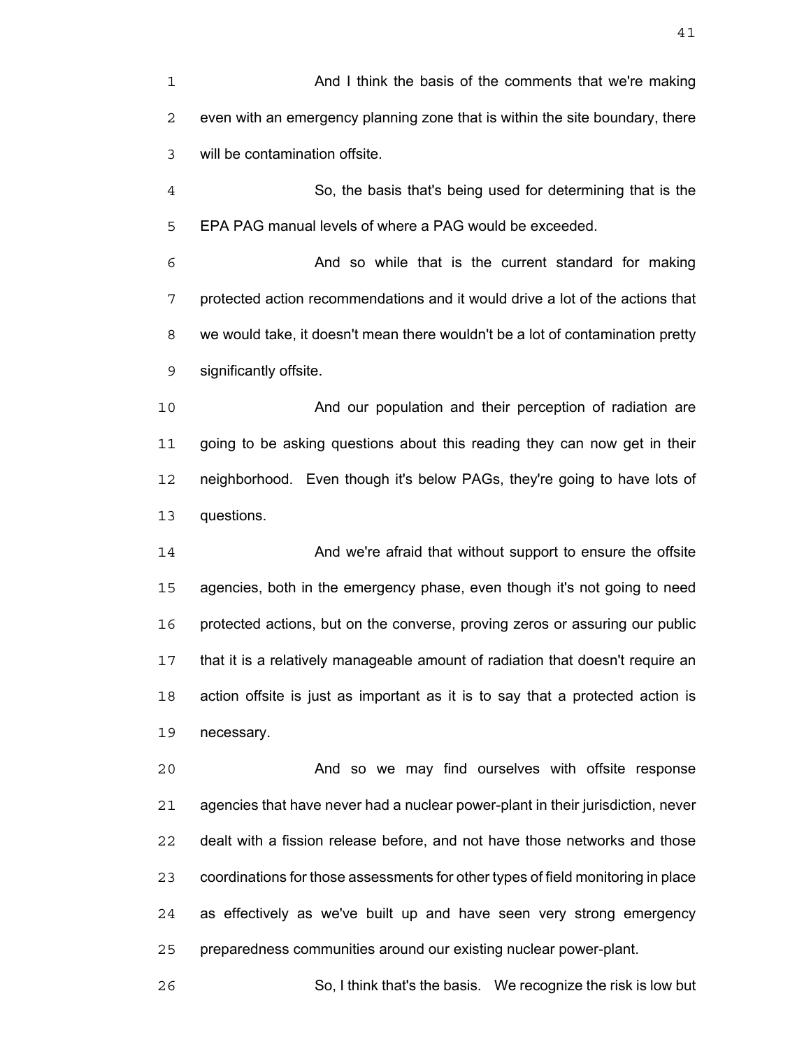And I think the basis of the comments that we're making even with an emergency planning zone that is within the site boundary, there will be contamination offsite.

So, the basis that's being used for determining that is the EPA PAG manual levels of where a PAG would be exceeded.

And so while that is the current standard for making protected action recommendations and it would drive a lot of the actions that we would take, it doesn't mean there wouldn't be a lot of contamination pretty significantly offsite.

And our population and their perception of radiation are going to be asking questions about this reading they can now get in their neighborhood. Even though it's below PAGs, they're going to have lots of questions.

And we're afraid that without support to ensure the offsite agencies, both in the emergency phase, even though it's not going to need protected actions, but on the converse, proving zeros or assuring our public that it is a relatively manageable amount of radiation that doesn't require an action offsite is just as important as it is to say that a protected action is necessary.

And so we may find ourselves with offsite response agencies that have never had a nuclear power-plant in their jurisdiction, never dealt with a fission release before, and not have those networks and those coordinations for those assessments for other types of field monitoring in place as effectively as we've built up and have seen very strong emergency preparedness communities around our existing nuclear power-plant.

So, I think that's the basis. We recognize the risk is low but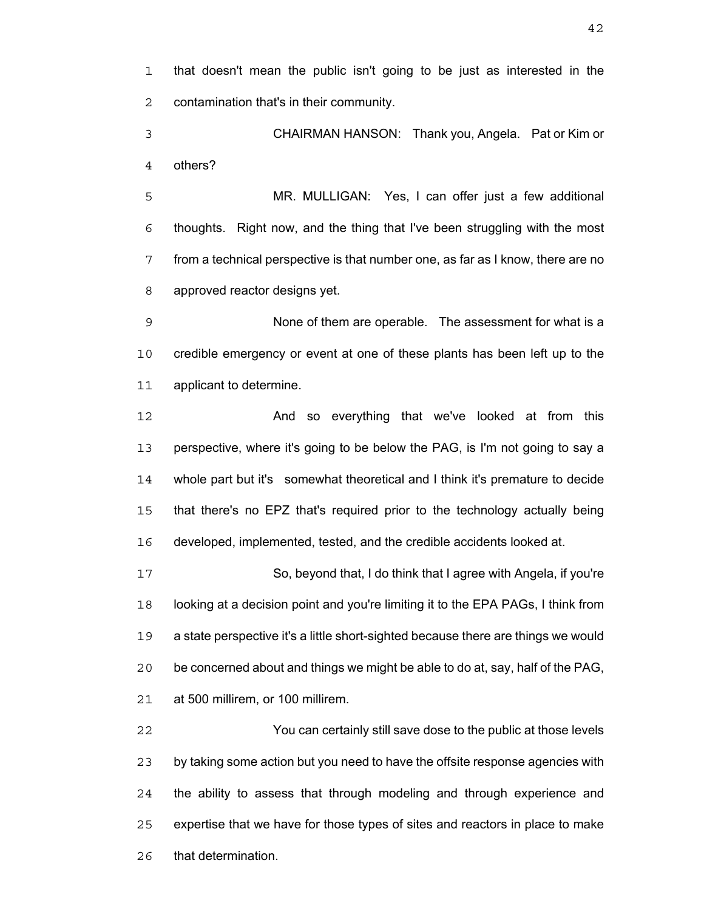that doesn't mean the public isn't going to be just as interested in the contamination that's in their community.

CHAIRMAN HANSON: Thank you, Angela. Pat or Kim or others?

MR. MULLIGAN: Yes, I can offer just a few additional thoughts. Right now, and the thing that I've been struggling with the most from a technical perspective is that number one, as far as I know, there are no approved reactor designs yet.

None of them are operable. The assessment for what is a credible emergency or event at one of these plants has been left up to the applicant to determine.

And so everything that we've looked at from this perspective, where it's going to be below the PAG, is I'm not going to say a whole part but it's somewhat theoretical and I think it's premature to decide that there's no EPZ that's required prior to the technology actually being developed, implemented, tested, and the credible accidents looked at.

So, beyond that, I do think that I agree with Angela, if you're looking at a decision point and you're limiting it to the EPA PAGs, I think from a state perspective it's a little short-sighted because there are things we would be concerned about and things we might be able to do at, say, half of the PAG, at 500 millirem, or 100 millirem.

You can certainly still save dose to the public at those levels by taking some action but you need to have the offsite response agencies with the ability to assess that through modeling and through experience and expertise that we have for those types of sites and reactors in place to make that determination.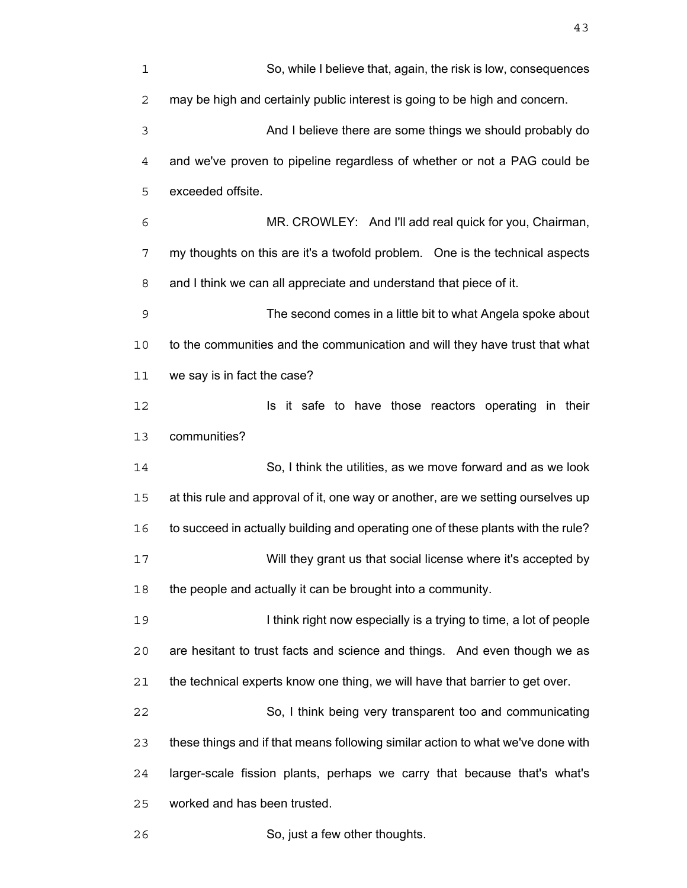So, while I believe that, again, the risk is low, consequences may be high and certainly public interest is going to be high and concern.

And I believe there are some things we should probably do and we've proven to pipeline regardless of whether or not a PAG could be exceeded offsite.

MR. CROWLEY: And I'll add real quick for you, Chairman, my thoughts on this are it's a twofold problem. One is the technical aspects and I think we can all appreciate and understand that piece of it.

The second comes in a little bit to what Angela spoke about to the communities and the communication and will they have trust that what we say is in fact the case?

Is it safe to have those reactors operating in their communities?

So, I think the utilities, as we move forward and as we look at this rule and approval of it, one way or another, are we setting ourselves up to succeed in actually building and operating one of these plants with the rule?

Will they grant us that social license where it's accepted by the people and actually it can be brought into a community.

I think right now especially is a trying to time, a lot of people are hesitant to trust facts and science and things. And even though we as the technical experts know one thing, we will have that barrier to get over.

So, I think being very transparent too and communicating these things and if that means following similar action to what we've done with larger-scale fission plants, perhaps we carry that because that's what's worked and has been trusted.

So, just a few other thoughts.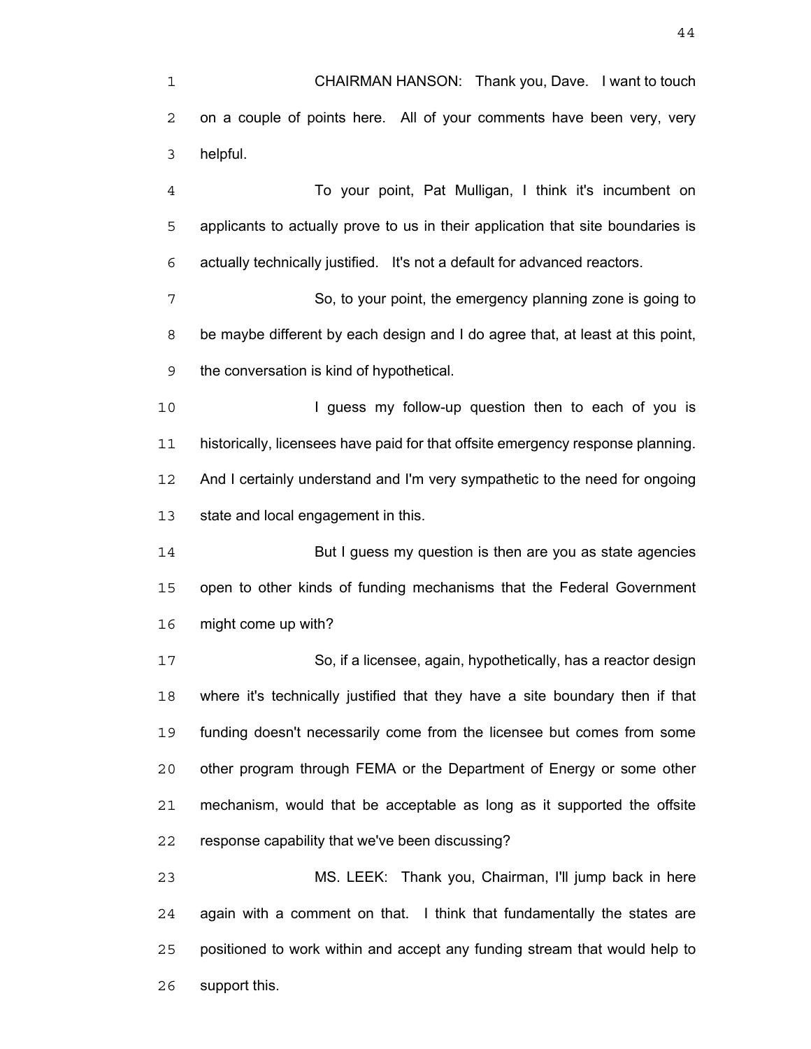CHAIRMAN HANSON: Thank you, Dave. I want to touch on a couple of points here. All of your comments have been very, very helpful.

To your point, Pat Mulligan, I think it's incumbent on applicants to actually prove to us in their application that site boundaries is actually technically justified. It's not a default for advanced reactors.

So, to your point, the emergency planning zone is going to be maybe different by each design and I do agree that, at least at this point, the conversation is kind of hypothetical.

I guess my follow-up question then to each of you is historically, licensees have paid for that offsite emergency response planning. And I certainly understand and I'm very sympathetic to the need for ongoing state and local engagement in this.

But I guess my question is then are you as state agencies open to other kinds of funding mechanisms that the Federal Government might come up with?

So, if a licensee, again, hypothetically, has a reactor design where it's technically justified that they have a site boundary then if that funding doesn't necessarily come from the licensee but comes from some other program through FEMA or the Department of Energy or some other mechanism, would that be acceptable as long as it supported the offsite response capability that we've been discussing?

MS. LEEK: Thank you, Chairman, I'll jump back in here again with a comment on that. I think that fundamentally the states are positioned to work within and accept any funding stream that would help to support this.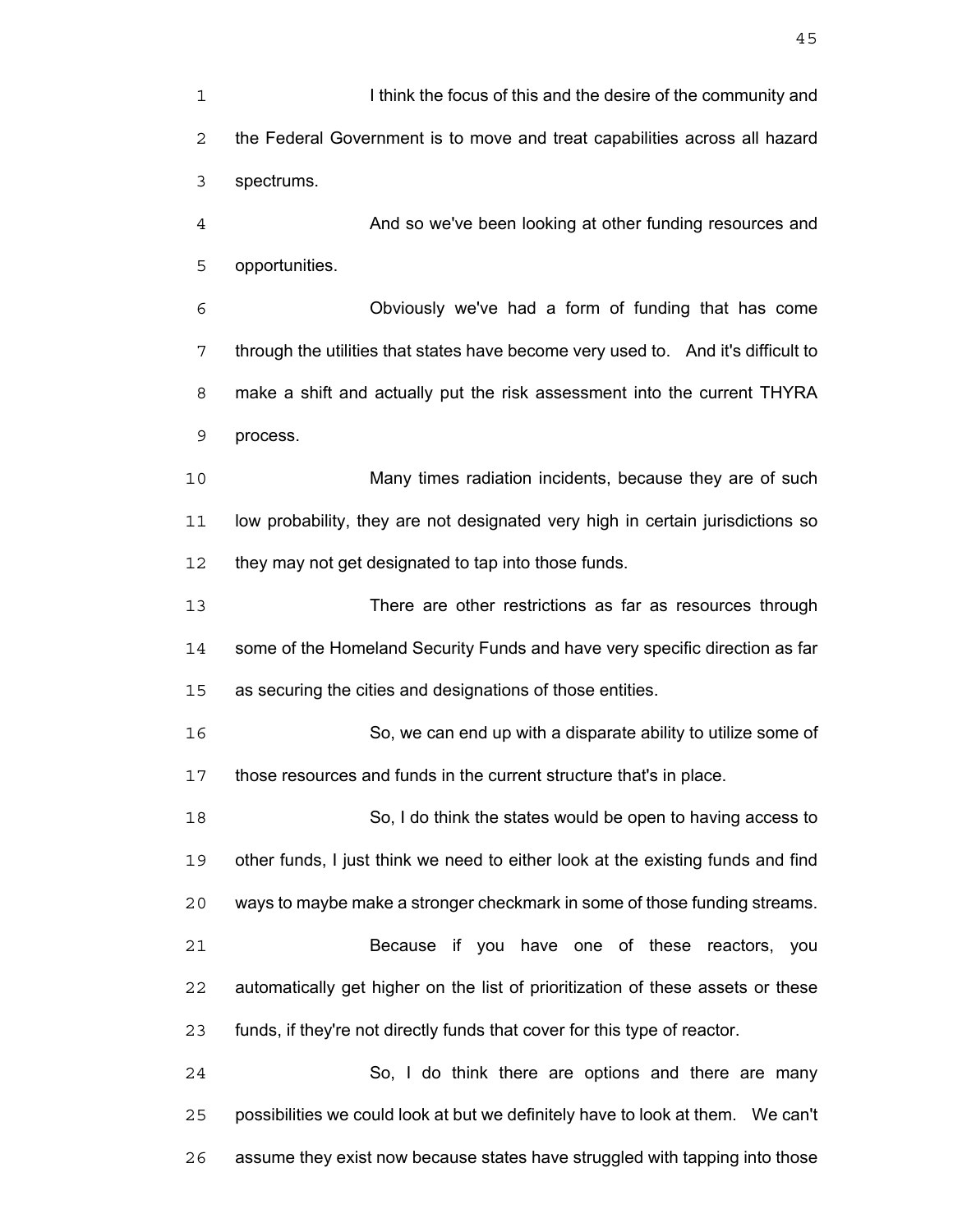I think the focus of this and the desire of the community and the Federal Government is to move and treat capabilities across all hazard spectrums.

And so we've been looking at other funding resources and opportunities.

Obviously we've had a form of funding that has come through the utilities that states have become very used to. And it's difficult to make a shift and actually put the risk assessment into the current THYRA process.

Many times radiation incidents, because they are of such low probability, they are not designated very high in certain jurisdictions so they may not get designated to tap into those funds.

There are other restrictions as far as resources through some of the Homeland Security Funds and have very specific direction as far as securing the cities and designations of those entities.

So, we can end up with a disparate ability to utilize some of those resources and funds in the current structure that's in place.

So, I do think the states would be open to having access to other funds, I just think we need to either look at the existing funds and find ways to maybe make a stronger checkmark in some of those funding streams.

Because if you have one of these reactors, you automatically get higher on the list of prioritization of these assets or these funds, if they're not directly funds that cover for this type of reactor.

So, I do think there are options and there are many possibilities we could look at but we definitely have to look at them. We can't assume they exist now because states have struggled with tapping into those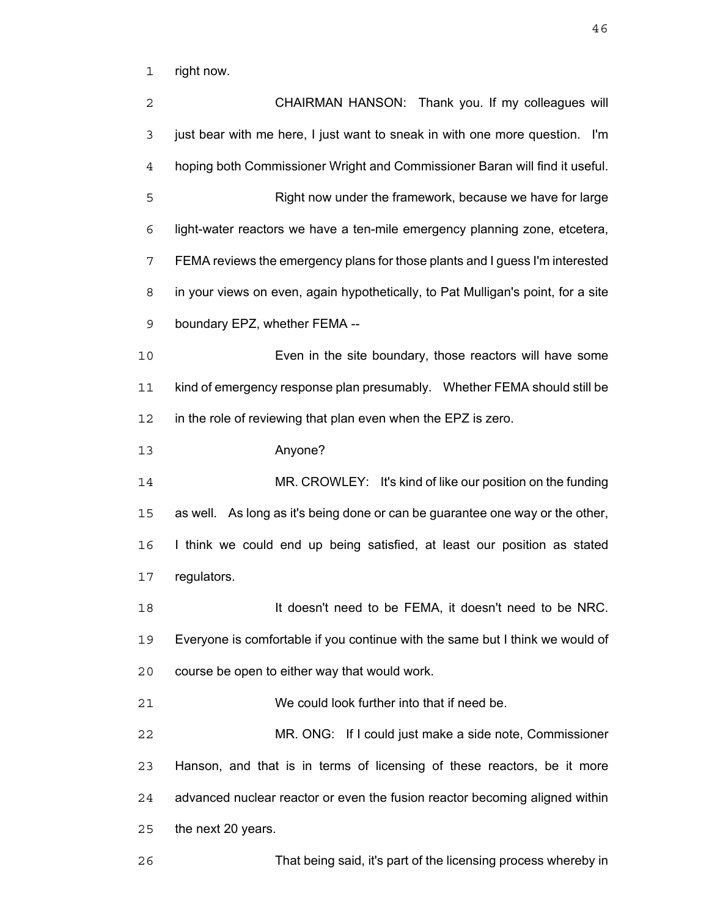right now.

CHAIRMAN HANSON: Thank you. If my colleagues will just bear with me here, I just want to sneak in with one more question. I'm hoping both Commissioner Wright and Commissioner Baran will find it useful.

Right now under the framework, because we have for large light-water reactors we have a ten-mile emergency planning zone, etcetera, FEMA reviews the emergency plans for those plants and I guess I'm interested in your views on even, again hypothetically, to Pat Mulligan's point, for a site boundary EPZ, whether FEMA --

Even in the site boundary, those reactors will have some kind of emergency response plan presumably. Whether FEMA should still be in the role of reviewing that plan even when the EPZ is zero.

Anyone?

MR. CROWLEY: It's kind of like our position on the funding as well. As long as it's being done or can be guarantee one way or the other, I think we could end up being satisfied, at least our position as stated regulators.

It doesn't need to be FEMA, it doesn't need to be NRC. Everyone is comfortable if you continue with the same but I think we would of course be open to either way that would work.

We could look further into that if need be.

MR. ONG: If I could just make a side note, Commissioner Hanson, and that is in terms of licensing of these reactors, be it more advanced nuclear reactor or even the fusion reactor becoming aligned within the next 20 years.

That being said, it's part of the licensing process whereby in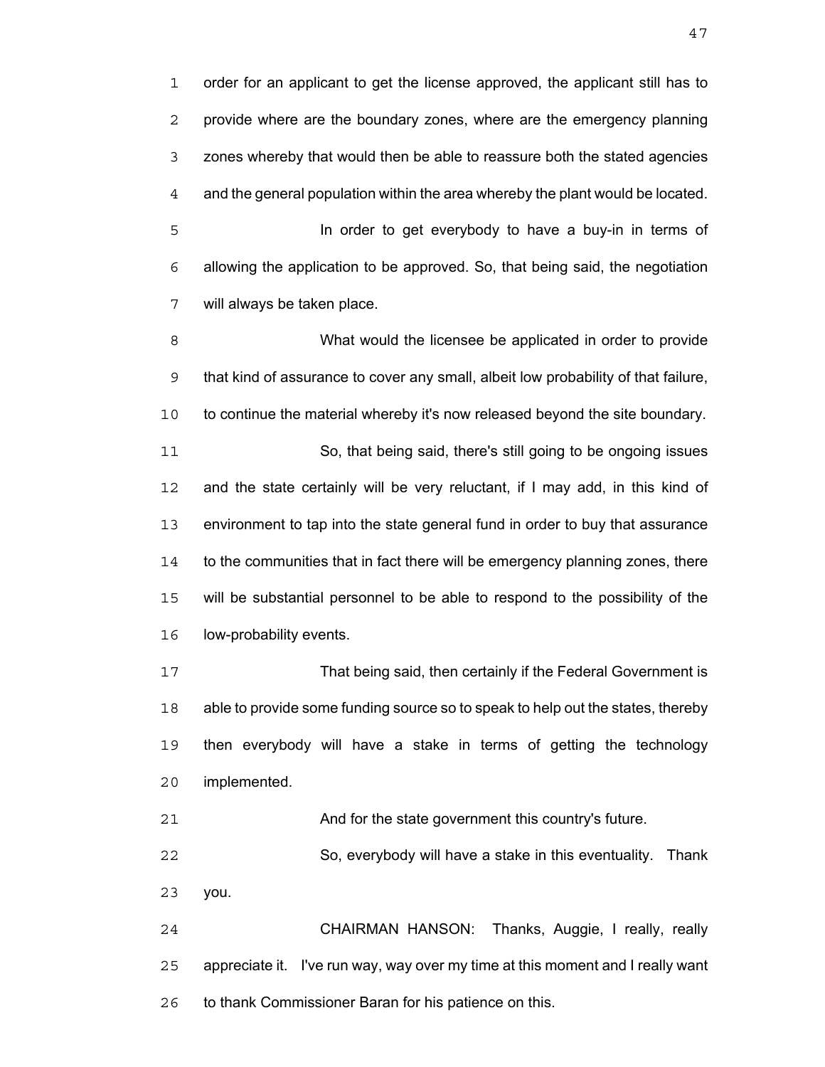order for an applicant to get the license approved, the applicant still has to provide where are the boundary zones, where are the emergency planning zones whereby that would then be able to reassure both the stated agencies and the general population within the area whereby the plant would be located.

In order to get everybody to have a buy-in in terms of allowing the application to be approved. So, that being said, the negotiation will always be taken place.

What would the licensee be applicated in order to provide that kind of assurance to cover any small, albeit low probability of that failure, to continue the material whereby it's now released beyond the site boundary.

So, that being said, there's still going to be ongoing issues and the state certainly will be very reluctant, if I may add, in this kind of environment to tap into the state general fund in order to buy that assurance to the communities that in fact there will be emergency planning zones, there will be substantial personnel to be able to respond to the possibility of the low-probability events.

That being said, then certainly if the Federal Government is able to provide some funding source so to speak to help out the states, thereby then everybody will have a stake in terms of getting the technology implemented.

And for the state government this country's future.

So, everybody will have a stake in this eventuality. Thank you.

CHAIRMAN HANSON: Thanks, Auggie, I really, really appreciate it. I've run way, way over my time at this moment and I really want to thank Commissioner Baran for his patience on this.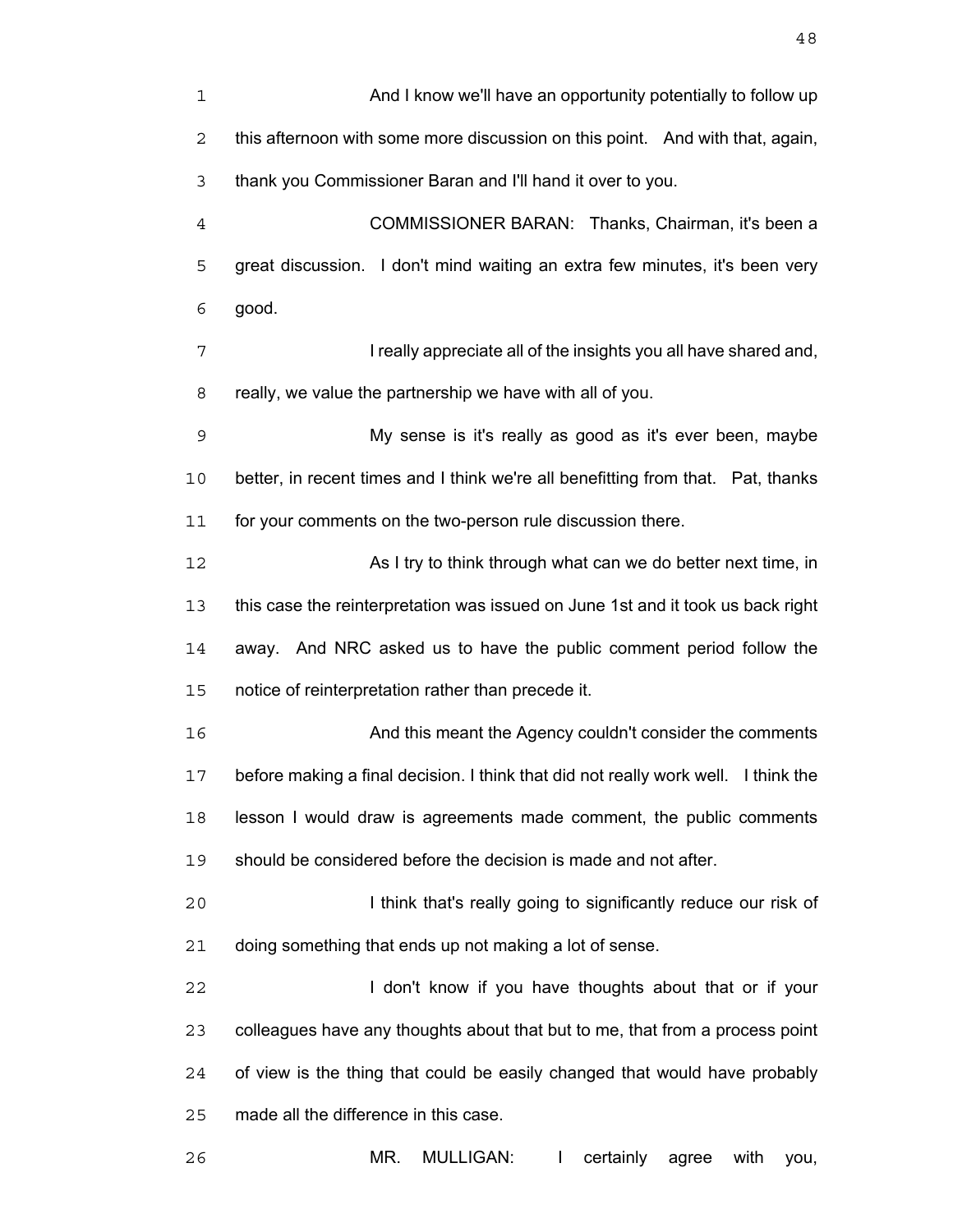And I know we'll have an opportunity potentially to follow up this afternoon with some more discussion on this point. And with that, again, thank you Commissioner Baran and I'll hand it over to you.

COMMISSIONER BARAN: Thanks, Chairman, it's been a great discussion. I don't mind waiting an extra few minutes, it's been very good.

I really appreciate all of the insights you all have shared and, really, we value the partnership we have with all of you.

My sense is it's really as good as it's ever been, maybe better, in recent times and I think we're all benefitting from that. Pat, thanks for your comments on the two-person rule discussion there.

As I try to think through what can we do better next time, in this case the reinterpretation was issued on June 1st and it took us back right away. And NRC asked us to have the public comment period follow the notice of reinterpretation rather than precede it.

And this meant the Agency couldn't consider the comments before making a final decision. I think that did not really work well. I think the lesson I would draw is agreements made comment, the public comments should be considered before the decision is made and not after.

I think that's really going to significantly reduce our risk of doing something that ends up not making a lot of sense.

I don't know if you have thoughts about that or if your colleagues have any thoughts about that but to me, that from a process point of view is the thing that could be easily changed that would have probably made all the difference in this case.

MR. MULLIGAN: I certainly agree with you,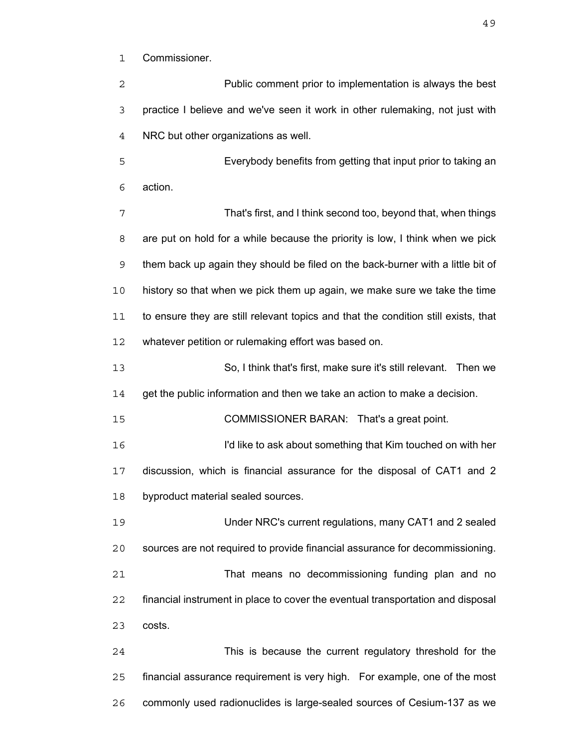Commissioner.

Public comment prior to implementation is always the best practice I believe and we've seen it work in other rulemaking, not just with NRC but other organizations as well.

Everybody benefits from getting that input prior to taking an action.

That's first, and I think second too, beyond that, when things are put on hold for a while because the priority is low, I think when we pick them back up again they should be filed on the back-burner with a little bit of history so that when we pick them up again, we make sure we take the time to ensure they are still relevant topics and that the condition still exists, that whatever petition or rulemaking effort was based on.

So, I think that's first, make sure it's still relevant. Then we get the public information and then we take an action to make a decision.

COMMISSIONER BARAN: That's a great point.

I'd like to ask about something that Kim touched on with her discussion, which is financial assurance for the disposal of CAT1 and 2 byproduct material sealed sources.

Under NRC's current regulations, many CAT1 and 2 sealed sources are not required to provide financial assurance for decommissioning.

That means no decommissioning funding plan and no financial instrument in place to cover the eventual transportation and disposal costs.

This is because the current regulatory threshold for the financial assurance requirement is very high. For example, one of the most commonly used radionuclides is large-sealed sources of Cesium-137 as we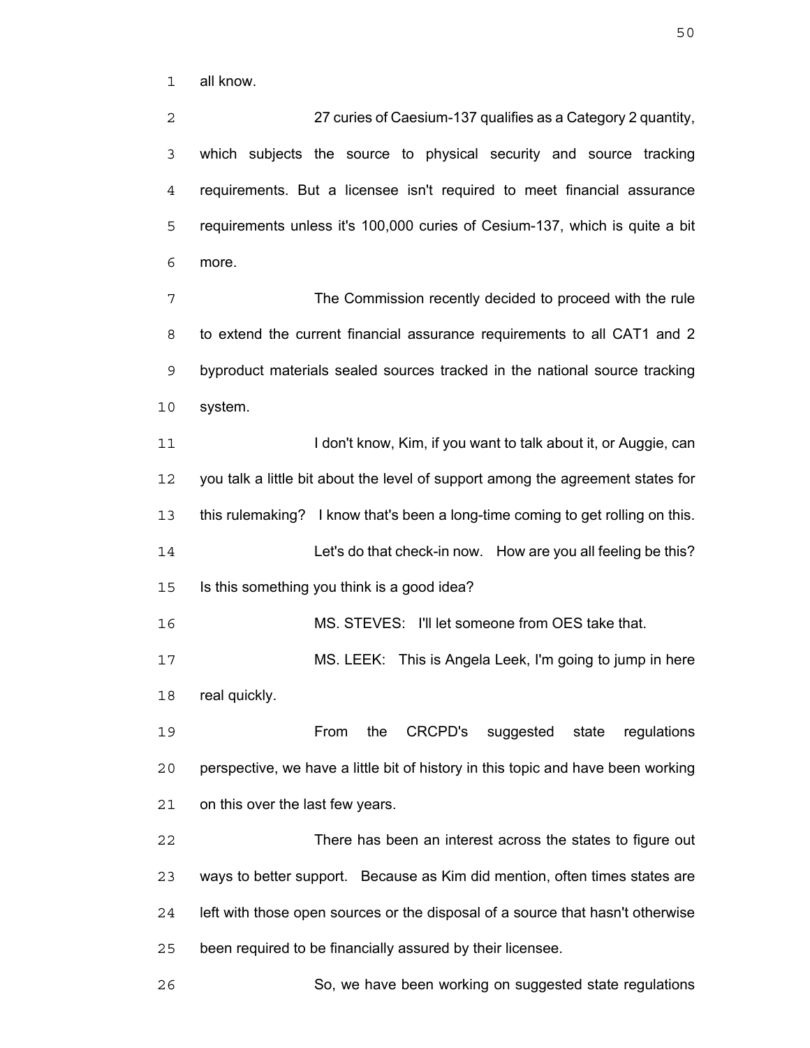all know.

27 curies of Caesium-137 qualifies as a Category 2 quantity, which subjects the source to physical security and source tracking requirements. But a licensee isn't required to meet financial assurance requirements unless it's 100,000 curies of Cesium-137, which is quite a bit more.

The Commission recently decided to proceed with the rule to extend the current financial assurance requirements to all CAT1 and 2 byproduct materials sealed sources tracked in the national source tracking system.

I don't know, Kim, if you want to talk about it, or Auggie, can you talk a little bit about the level of support among the agreement states for this rulemaking? I know that's been a long-time coming to get rolling on this.

Let's do that check-in now. How are you all feeling be this? Is this something you think is a good idea?

MS. STEVES: I'll let someone from OES take that.

MS. LEEK: This is Angela Leek, I'm going to jump in here real quickly.

From the CRCPD's suggested state regulations perspective, we have a little bit of history in this topic and have been working on this over the last few years.

There has been an interest across the states to figure out ways to better support. Because as Kim did mention, often times states are left with those open sources or the disposal of a source that hasn't otherwise been required to be financially assured by their licensee.

So, we have been working on suggested state regulations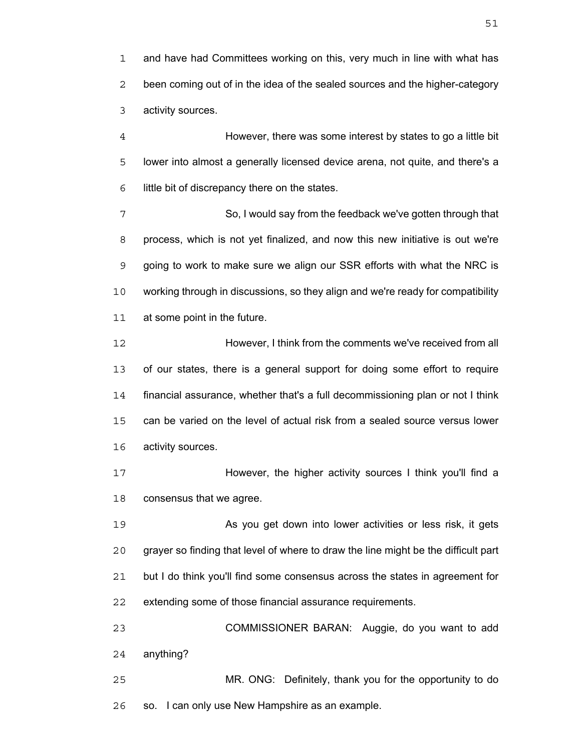and have had Committees working on this, very much in line with what has been coming out of in the idea of the sealed sources and the higher-category activity sources.

However, there was some interest by states to go a little bit lower into almost a generally licensed device arena, not quite, and there's a little bit of discrepancy there on the states.

So, I would say from the feedback we've gotten through that process, which is not yet finalized, and now this new initiative is out we're going to work to make sure we align our SSR efforts with what the NRC is working through in discussions, so they align and we're ready for compatibility at some point in the future.

However, I think from the comments we've received from all of our states, there is a general support for doing some effort to require financial assurance, whether that's a full decommissioning plan or not I think can be varied on the level of actual risk from a sealed source versus lower activity sources.

However, the higher activity sources I think you'll find a consensus that we agree.

As you get down into lower activities or less risk, it gets grayer so finding that level of where to draw the line might be the difficult part but I do think you'll find some consensus across the states in agreement for extending some of those financial assurance requirements.

COMMISSIONER BARAN: Auggie, do you want to add anything?

MR. ONG: Definitely, thank you for the opportunity to do so. I can only use New Hampshire as an example.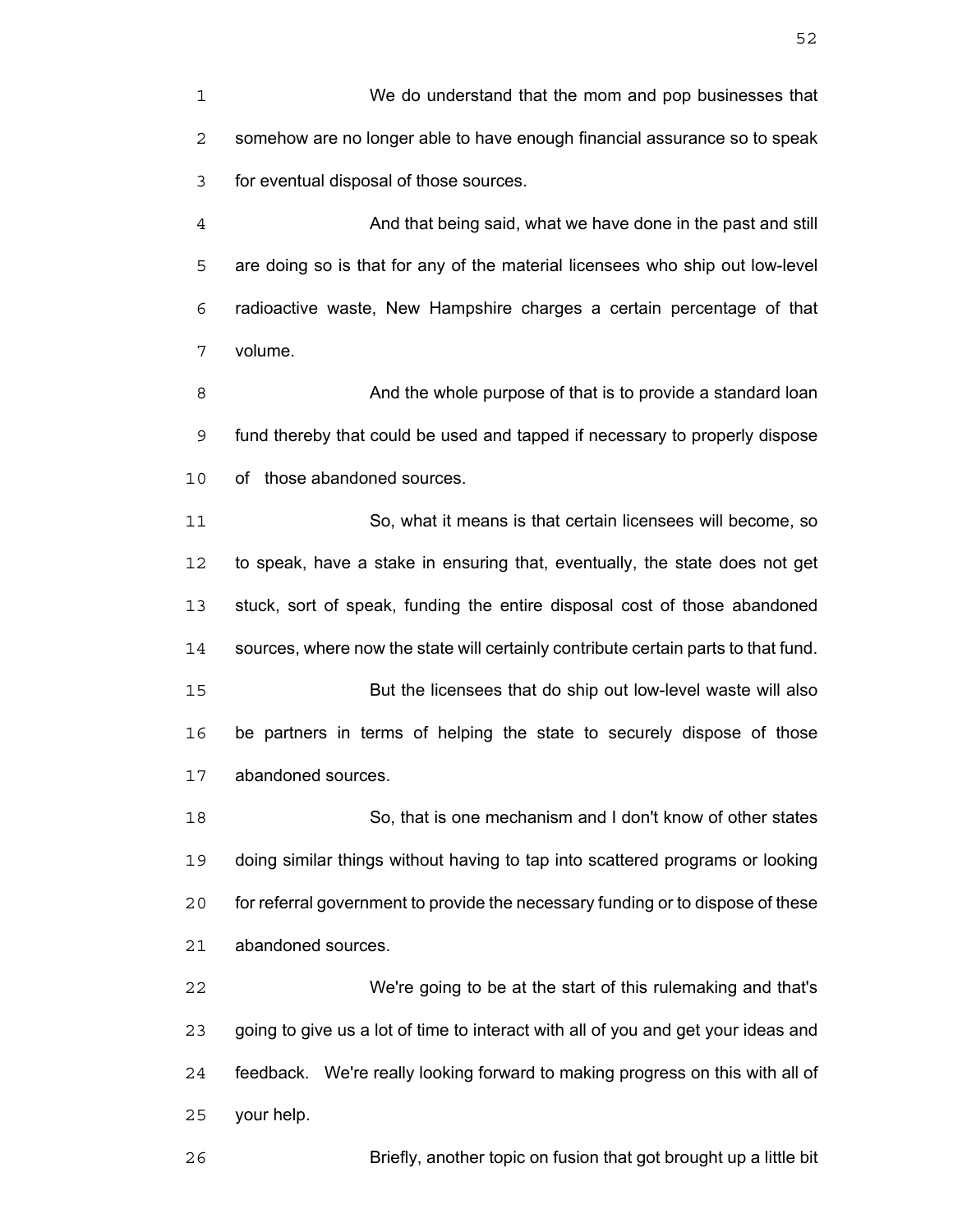We do understand that the mom and pop businesses that somehow are no longer able to have enough financial assurance so to speak for eventual disposal of those sources.

And that being said, what we have done in the past and still are doing so is that for any of the material licensees who ship out low-level radioactive waste, New Hampshire charges a certain percentage of that volume.

And the whole purpose of that is to provide a standard loan fund thereby that could be used and tapped if necessary to properly dispose of those abandoned sources.

So, what it means is that certain licensees will become, so to speak, have a stake in ensuring that, eventually, the state does not get stuck, sort of speak, funding the entire disposal cost of those abandoned sources, where now the state will certainly contribute certain parts to that fund.

But the licensees that do ship out low-level waste will also be partners in terms of helping the state to securely dispose of those abandoned sources.

So, that is one mechanism and I don't know of other states doing similar things without having to tap into scattered programs or looking for referral government to provide the necessary funding or to dispose of these abandoned sources.

We're going to be at the start of this rulemaking and that's going to give us a lot of time to interact with all of you and get your ideas and feedback. We're really looking forward to making progress on this with all of your help.

Briefly, another topic on fusion that got brought up a little bit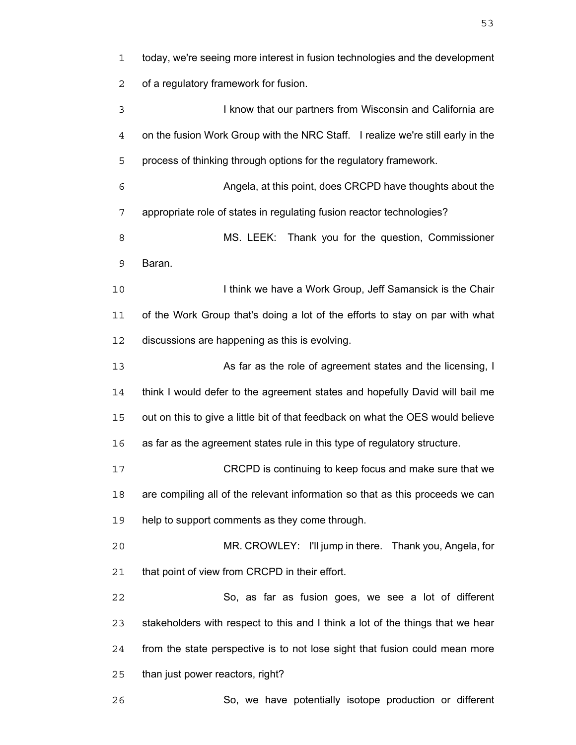today, we're seeing more interest in fusion technologies and the development of a regulatory framework for fusion.

I know that our partners from Wisconsin and California are on the fusion Work Group with the NRC Staff. I realize we're still early in the process of thinking through options for the regulatory framework.

Angela, at this point, does CRCPD have thoughts about the appropriate role of states in regulating fusion reactor technologies?

MS. LEEK: Thank you for the question, Commissioner Baran.

I think we have a Work Group, Jeff Samansick is the Chair of the Work Group that's doing a lot of the efforts to stay on par with what discussions are happening as this is evolving.

As far as the role of agreement states and the licensing, I think I would defer to the agreement states and hopefully David will bail me out on this to give a little bit of that feedback on what the OES would believe as far as the agreement states rule in this type of regulatory structure.

CRCPD is continuing to keep focus and make sure that we are compiling all of the relevant information so that as this proceeds we can help to support comments as they come through.

MR. CROWLEY: I'll jump in there. Thank you, Angela, for that point of view from CRCPD in their effort.

So, as far as fusion goes, we see a lot of different stakeholders with respect to this and I think a lot of the things that we hear from the state perspective is to not lose sight that fusion could mean more than just power reactors, right?

So, we have potentially isotope production or different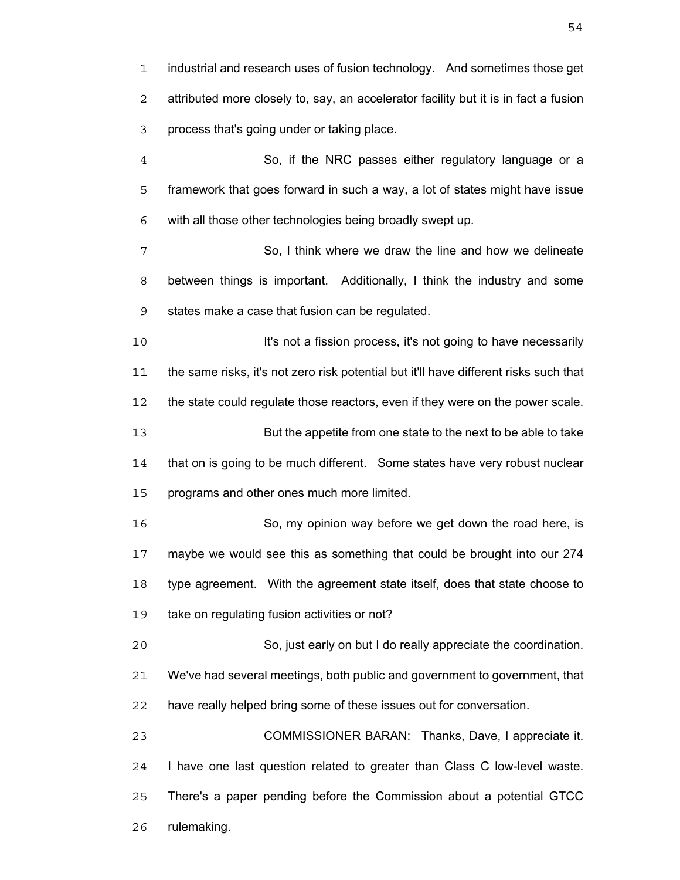industrial and research uses of fusion technology. And sometimes those get attributed more closely to, say, an accelerator facility but it is in fact a fusion process that's going under or taking place.

So, if the NRC passes either regulatory language or a framework that goes forward in such a way, a lot of states might have issue with all those other technologies being broadly swept up.

So, I think where we draw the line and how we delineate between things is important. Additionally, I think the industry and some states make a case that fusion can be regulated.

It's not a fission process, it's not going to have necessarily the same risks, it's not zero risk potential but it'll have different risks such that the state could regulate those reactors, even if they were on the power scale.

But the appetite from one state to the next to be able to take that on is going to be much different. Some states have very robust nuclear programs and other ones much more limited.

So, my opinion way before we get down the road here, is maybe we would see this as something that could be brought into our 274 type agreement. With the agreement state itself, does that state choose to take on regulating fusion activities or not?

So, just early on but I do really appreciate the coordination. We've had several meetings, both public and government to government, that have really helped bring some of these issues out for conversation.

COMMISSIONER BARAN: Thanks, Dave, I appreciate it. I have one last question related to greater than Class C low-level waste. There's a paper pending before the Commission about a potential GTCC rulemaking.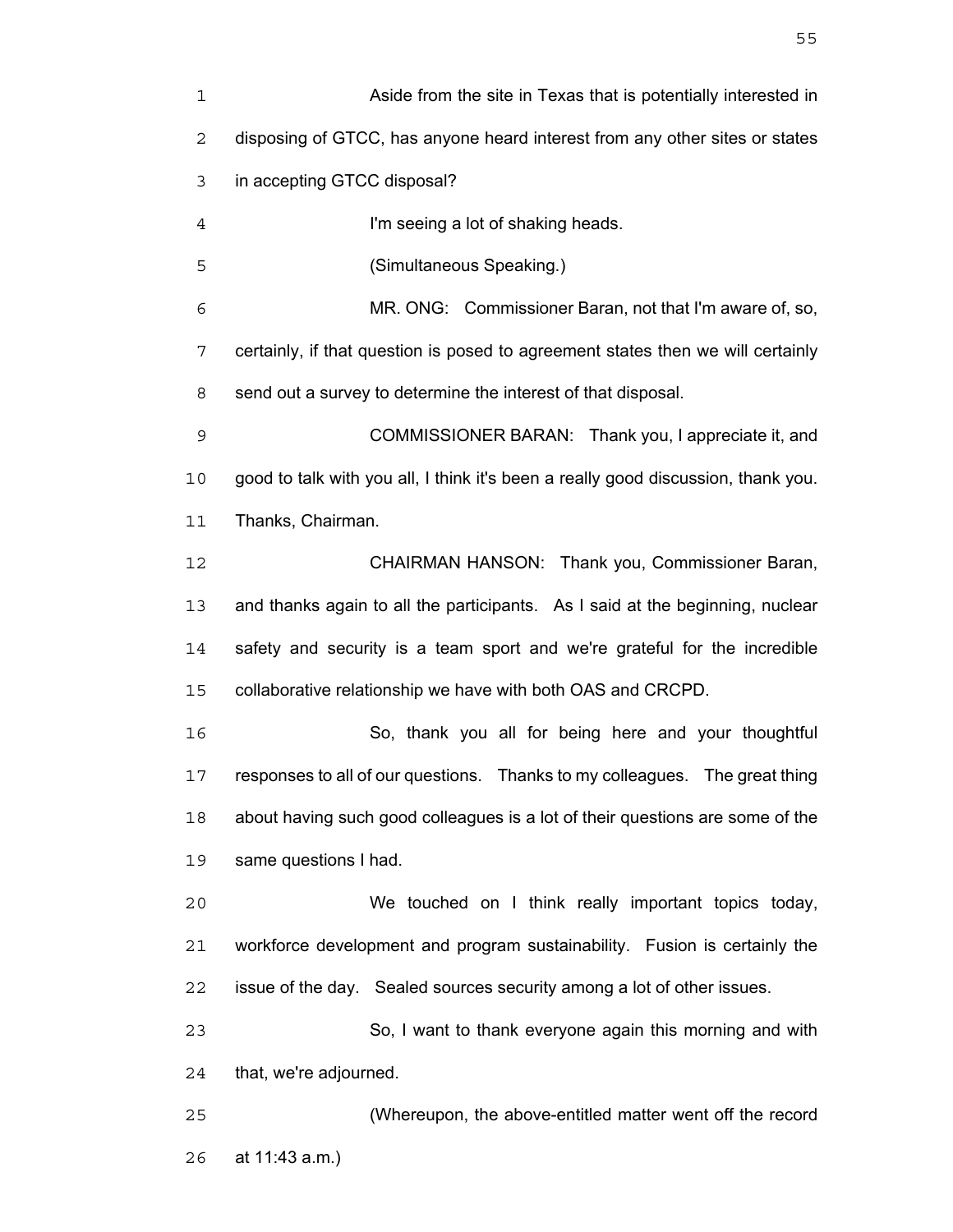Aside from the site in Texas that is potentially interested in disposing of GTCC, has anyone heard interest from any other sites or states in accepting GTCC disposal?

I'm seeing a lot of shaking heads.

(Simultaneous Speaking.)

MR. ONG: Commissioner Baran, not that I'm aware of, so, certainly, if that question is posed to agreement states then we will certainly send out a survey to determine the interest of that disposal.

COMMISSIONER BARAN: Thank you, I appreciate it, and good to talk with you all, I think it's been a really good discussion, thank you. Thanks, Chairman.

CHAIRMAN HANSON: Thank you, Commissioner Baran, and thanks again to all the participants. As I said at the beginning, nuclear safety and security is a team sport and we're grateful for the incredible collaborative relationship we have with both OAS and CRCPD.

So, thank you all for being here and your thoughtful responses to all of our questions. Thanks to my colleagues. The great thing about having such good colleagues is a lot of their questions are some of the same questions I had.

We touched on I think really important topics today, workforce development and program sustainability. Fusion is certainly the issue of the day. Sealed sources security among a lot of other issues.

So, I want to thank everyone again this morning and with that, we're adjourned.

(Whereupon, the above-entitled matter went off the record at 11:43 a.m.)